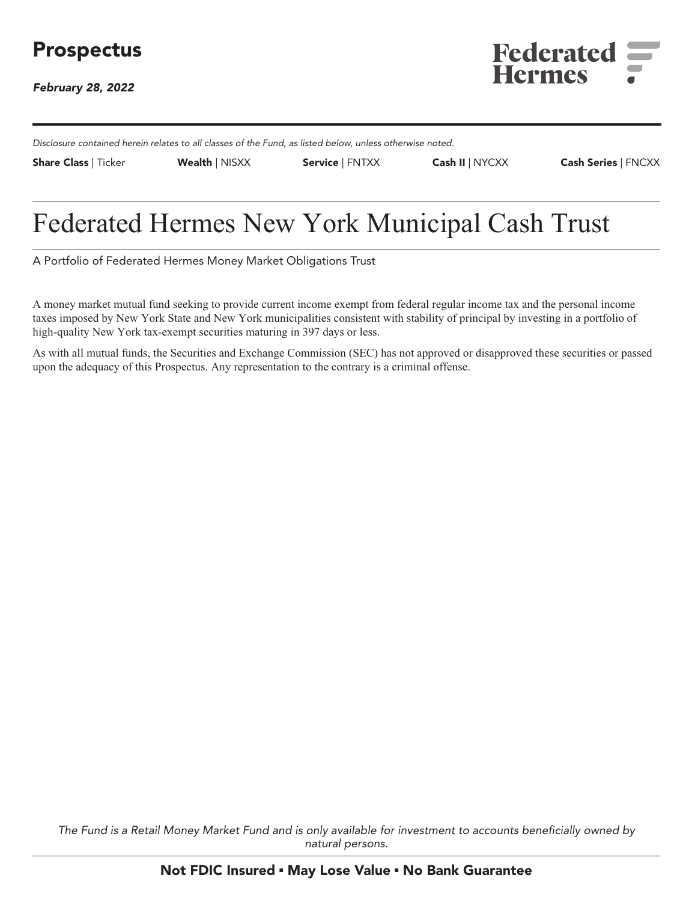# Prospectus

*February 28, 2022*

Federated Hermes

*Disclosure contained herein relates to all classes of the Fund, as listed below, unless otherwise noted.*

| **Share Class** \| Ticker | **Wealth** \| NISXX | **Service** \| FNTXX | **Cash II** \| NYCXX | **Cash Series** \| FNCXX |
|---|---|---|---|---|

# Federated Hermes New York Municipal Cash Trust

A Portfolio of Federated Hermes Money Market Obligations Trust

A money market mutual fund seeking to provide current income exempt from federal regular income tax and the personal income taxes imposed by New York State and New York municipalities consistent with stability of principal by investing in a portfolio of high-quality New York tax-exempt securities maturing in 397 days or less.

As with all mutual funds, the Securities and Exchange Commission (SEC) has not approved or disapproved these securities or passed upon the adequacy of this Prospectus. Any representation to the contrary is a criminal offense.

*The Fund is a Retail Money Market Fund and is only available for investment to accounts beneficially owned by natural persons.*

**Not FDIC Insured ▪ May Lose Value ▪ No Bank Guarantee**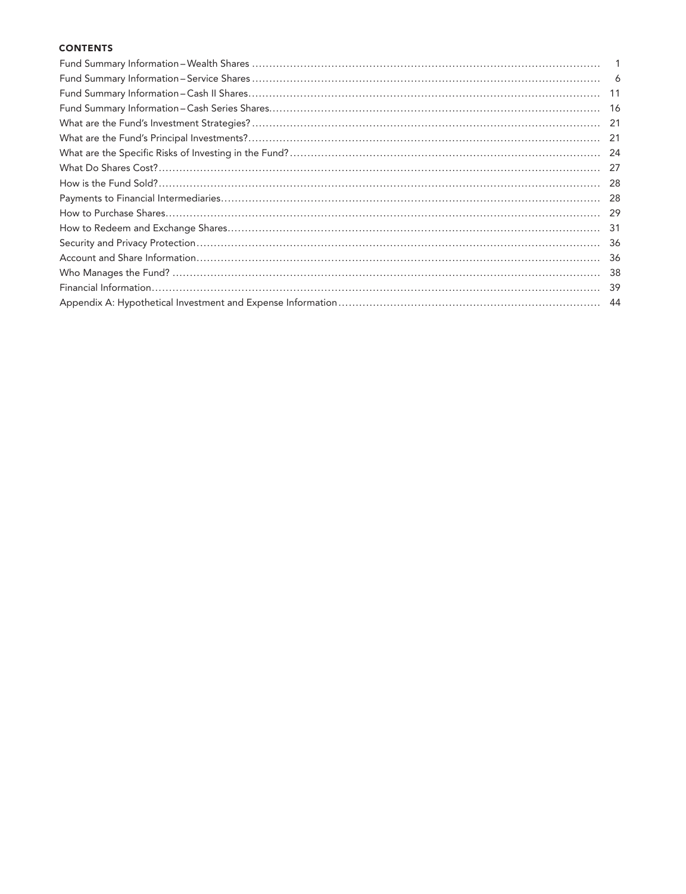## CONTENTS

| | |
|---|---|
| Fund Summary Information – Wealth Shares | 1 |
| Fund Summary Information – Service Shares | 6 |
| Fund Summary Information – Cash II Shares | 11 |
| Fund Summary Information – Cash Series Shares | 16 |
| What are the Fund's Investment Strategies? | 21 |
| What are the Fund's Principal Investments? | 21 |
| What are the Specific Risks of Investing in the Fund? | 24 |
| What Do Shares Cost? | 27 |
| How is the Fund Sold? | 28 |
| Payments to Financial Intermediaries | 28 |
| How to Purchase Shares | 29 |
| How to Redeem and Exchange Shares | 31 |
| Security and Privacy Protection | 36 |
| Account and Share Information | 36 |
| Who Manages the Fund? | 38 |
| Financial Information | 39 |
| Appendix A: Hypothetical Investment and Expense Information | 44 |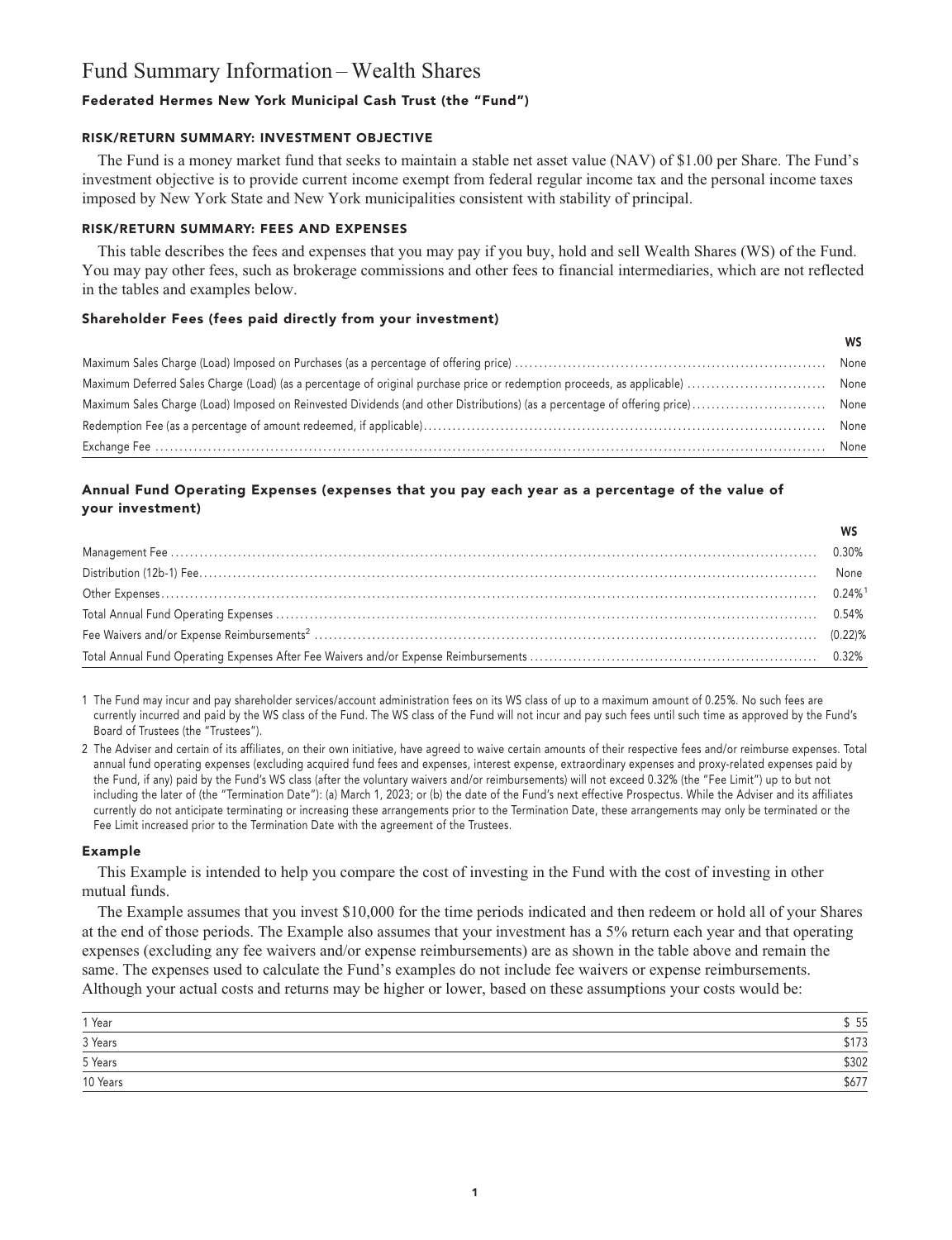# Fund Summary Information – Wealth Shares

### Federated Hermes New York Municipal Cash Trust (the "Fund")

#### RISK/RETURN SUMMARY: INVESTMENT OBJECTIVE

The Fund is a money market fund that seeks to maintain a stable net asset value (NAV) of $1.00 per Share. The Fund's investment objective is to provide current income exempt from federal regular income tax and the personal income taxes imposed by New York State and New York municipalities consistent with stability of principal.

#### RISK/RETURN SUMMARY: FEES AND EXPENSES

This table describes the fees and expenses that you may pay if you buy, hold and sell Wealth Shares (WS) of the Fund. You may pay other fees, such as brokerage commissions and other fees to financial intermediaries, which are not reflected in the tables and examples below.

#### Shareholder Fees (fees paid directly from your investment)

| | WS |
|---|---|
| Maximum Sales Charge (Load) Imposed on Purchases (as a percentage of offering price) | None |
| Maximum Deferred Sales Charge (Load) (as a percentage of original purchase price or redemption proceeds, as applicable) | None |
| Maximum Sales Charge (Load) Imposed on Reinvested Dividends (and other Distributions) (as a percentage of offering price) | None |
| Redemption Fee (as a percentage of amount redeemed, if applicable) | None |
| Exchange Fee | None |

#### Annual Fund Operating Expenses (expenses that you pay each year as a percentage of the value of your investment)

| | WS |
|---|---|
| Management Fee | 0.30% |
| Distribution (12b-1) Fee | None |
| Other Expenses | 0.24%[1] |
| Total Annual Fund Operating Expenses | 0.54% |
| Fee Waivers and/or Expense Reimbursements[2] | (0.22)% |
| Total Annual Fund Operating Expenses After Fee Waivers and/or Expense Reimbursements | 0.32% |

1 The Fund may incur and pay shareholder services/account administration fees on its WS class of up to a maximum amount of 0.25%. No such fees are currently incurred and paid by the WS class of the Fund. The WS class of the Fund will not incur and pay such fees until such time as approved by the Fund's Board of Trustees (the "Trustees").

2 The Adviser and certain of its affiliates, on their own initiative, have agreed to waive certain amounts of their respective fees and/or reimburse expenses. Total annual fund operating expenses (excluding acquired fund fees and expenses, interest expense, extraordinary expenses and proxy-related expenses paid by the Fund, if any) paid by the Fund's WS class (after the voluntary waivers and/or reimbursements) will not exceed 0.32% (the "Fee Limit") up to but not including the later of (the "Termination Date"): (a) March 1, 2023; or (b) the date of the Fund's next effective Prospectus. While the Adviser and its affiliates currently do not anticipate terminating or increasing these arrangements prior to the Termination Date, these arrangements may only be terminated or the Fee Limit increased prior to the Termination Date with the agreement of the Trustees.

#### Example

This Example is intended to help you compare the cost of investing in the Fund with the cost of investing in other mutual funds.

The Example assumes that you invest $10,000 for the time periods indicated and then redeem or hold all of your Shares at the end of those periods. The Example also assumes that your investment has a 5% return each year and that operating expenses (excluding any fee waivers and/or expense reimbursements) are as shown in the table above and remain the same. The expenses used to calculate the Fund's examples do not include fee waivers or expense reimbursements. Although your actual costs and returns may be higher or lower, based on these assumptions your costs would be:

| | |
|---|---|
| 1 Year | $ 55 |
| 3 Years | $173 |
| 5 Years | $302 |
| 10 Years | $677 |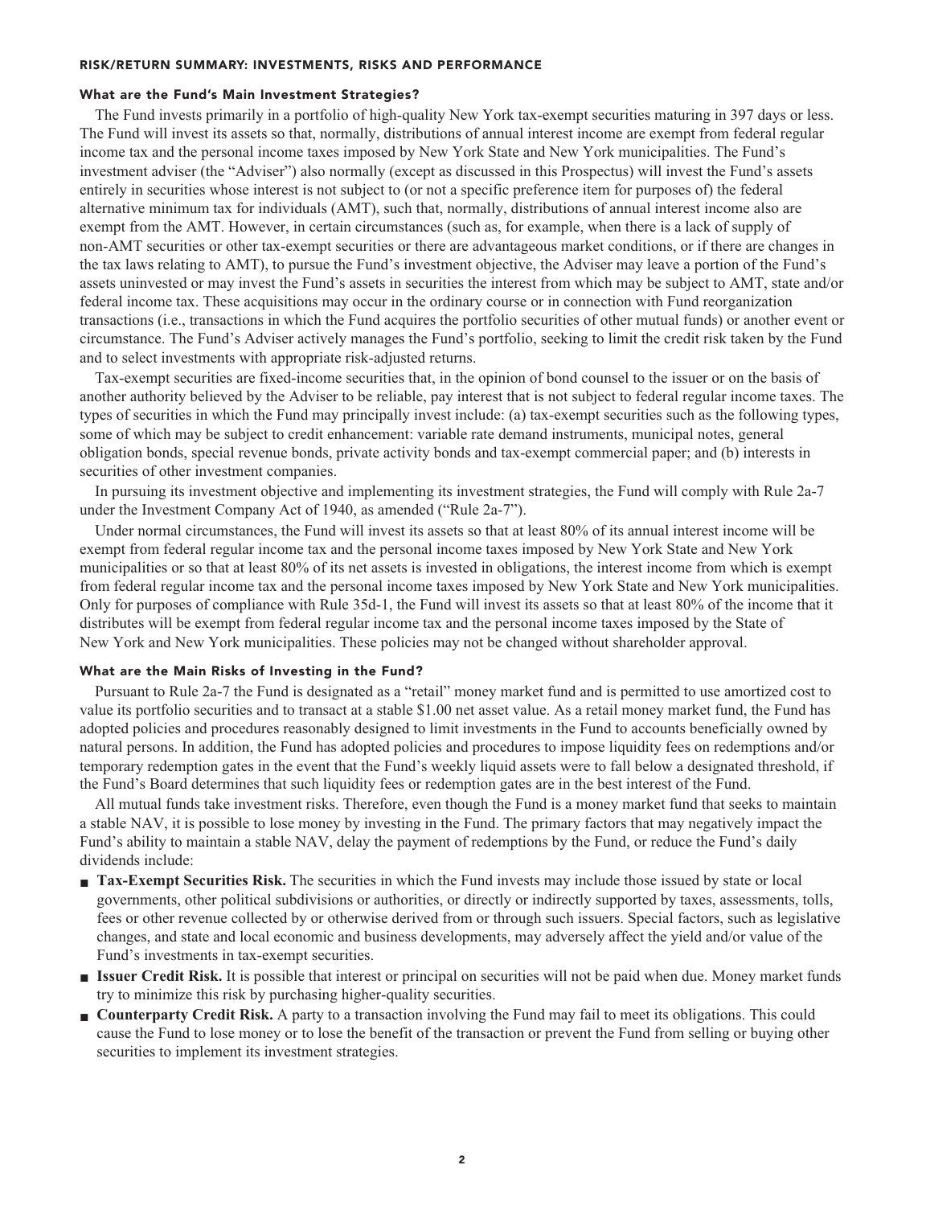## RISK/RETURN SUMMARY: INVESTMENTS, RISKS AND PERFORMANCE

### What are the Fund's Main Investment Strategies?

The Fund invests primarily in a portfolio of high-quality New York tax-exempt securities maturing in 397 days or less. The Fund will invest its assets so that, normally, distributions of annual interest income are exempt from federal regular income tax and the personal income taxes imposed by New York State and New York municipalities. The Fund's investment adviser (the "Adviser") also normally (except as discussed in this Prospectus) will invest the Fund's assets entirely in securities whose interest is not subject to (or not a specific preference item for purposes of) the federal alternative minimum tax for individuals (AMT), such that, normally, distributions of annual interest income also are exempt from the AMT. However, in certain circumstances (such as, for example, when there is a lack of supply of non-AMT securities or other tax-exempt securities or there are advantageous market conditions, or if there are changes in the tax laws relating to AMT), to pursue the Fund's investment objective, the Adviser may leave a portion of the Fund's assets uninvested or may invest the Fund's assets in securities the interest from which may be subject to AMT, state and/or federal income tax. These acquisitions may occur in the ordinary course or in connection with Fund reorganization transactions (i.e., transactions in which the Fund acquires the portfolio securities of other mutual funds) or another event or circumstance. The Fund's Adviser actively manages the Fund's portfolio, seeking to limit the credit risk taken by the Fund and to select investments with appropriate risk-adjusted returns.

Tax-exempt securities are fixed-income securities that, in the opinion of bond counsel to the issuer or on the basis of another authority believed by the Adviser to be reliable, pay interest that is not subject to federal regular income taxes. The types of securities in which the Fund may principally invest include: (a) tax-exempt securities such as the following types, some of which may be subject to credit enhancement: variable rate demand instruments, municipal notes, general obligation bonds, special revenue bonds, private activity bonds and tax-exempt commercial paper; and (b) interests in securities of other investment companies.

In pursuing its investment objective and implementing its investment strategies, the Fund will comply with Rule 2a-7 under the Investment Company Act of 1940, as amended ("Rule 2a-7").

Under normal circumstances, the Fund will invest its assets so that at least 80% of its annual interest income will be exempt from federal regular income tax and the personal income taxes imposed by New York State and New York municipalities or so that at least 80% of its net assets is invested in obligations, the interest income from which is exempt from federal regular income tax and the personal income taxes imposed by New York State and New York municipalities. Only for purposes of compliance with Rule 35d-1, the Fund will invest its assets so that at least 80% of the income that it distributes will be exempt from federal regular income tax and the personal income taxes imposed by the State of New York and New York municipalities. These policies may not be changed without shareholder approval.

### What are the Main Risks of Investing in the Fund?

Pursuant to Rule 2a-7 the Fund is designated as a "retail" money market fund and is permitted to use amortized cost to value its portfolio securities and to transact at a stable $1.00 net asset value. As a retail money market fund, the Fund has adopted policies and procedures reasonably designed to limit investments in the Fund to accounts beneficially owned by natural persons. In addition, the Fund has adopted policies and procedures to impose liquidity fees on redemptions and/or temporary redemption gates in the event that the Fund's weekly liquid assets were to fall below a designated threshold, if the Fund's Board determines that such liquidity fees or redemption gates are in the best interest of the Fund.

All mutual funds take investment risks. Therefore, even though the Fund is a money market fund that seeks to maintain a stable NAV, it is possible to lose money by investing in the Fund. The primary factors that may negatively impact the Fund's ability to maintain a stable NAV, delay the payment of redemptions by the Fund, or reduce the Fund's daily dividends include:

- **Tax-Exempt Securities Risk.** The securities in which the Fund invests may include those issued by state or local governments, other political subdivisions or authorities, or directly or indirectly supported by taxes, assessments, tolls, fees or other revenue collected by or otherwise derived from or through such issuers. Special factors, such as legislative changes, and state and local economic and business developments, may adversely affect the yield and/or value of the Fund's investments in tax-exempt securities.
- **Issuer Credit Risk.** It is possible that interest or principal on securities will not be paid when due. Money market funds try to minimize this risk by purchasing higher-quality securities.
- **Counterparty Credit Risk.** A party to a transaction involving the Fund may fail to meet its obligations. This could cause the Fund to lose money or to lose the benefit of the transaction or prevent the Fund from selling or buying other securities to implement its investment strategies.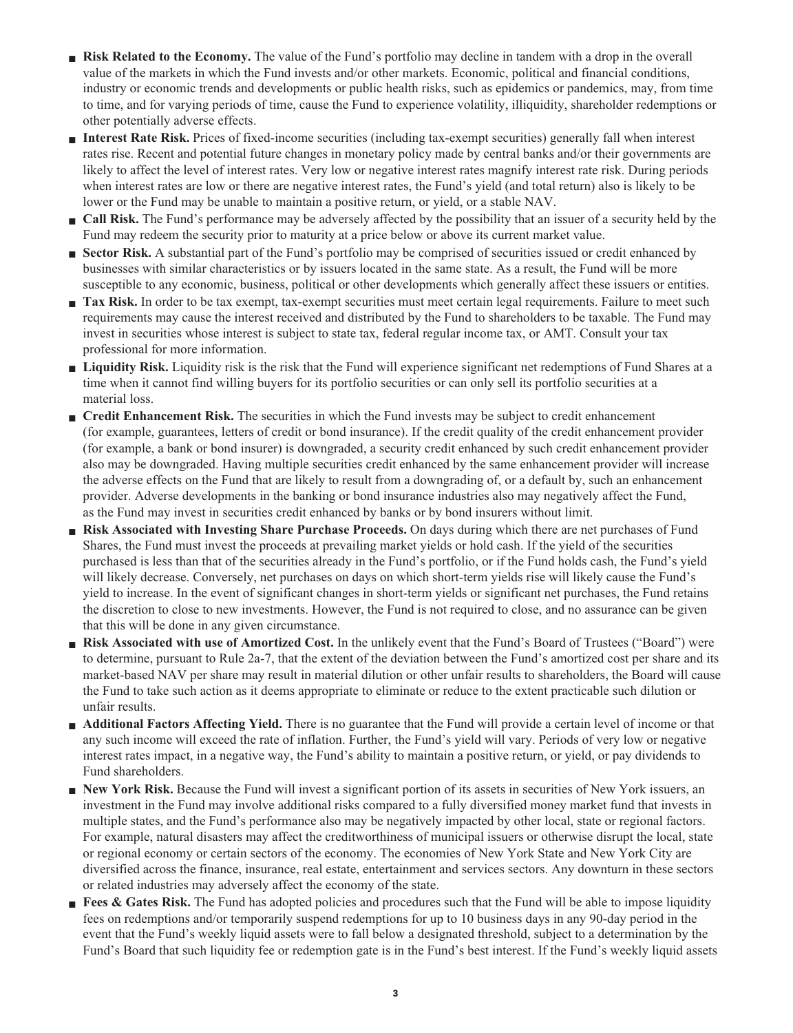- **Risk Related to the Economy.** The value of the Fund's portfolio may decline in tandem with a drop in the overall value of the markets in which the Fund invests and/or other markets. Economic, political and financial conditions, industry or economic trends and developments or public health risks, such as epidemics or pandemics, may, from time to time, and for varying periods of time, cause the Fund to experience volatility, illiquidity, shareholder redemptions or other potentially adverse effects.
- **Interest Rate Risk.** Prices of fixed-income securities (including tax-exempt securities) generally fall when interest rates rise. Recent and potential future changes in monetary policy made by central banks and/or their governments are likely to affect the level of interest rates. Very low or negative interest rates magnify interest rate risk. During periods when interest rates are low or there are negative interest rates, the Fund's yield (and total return) also is likely to be lower or the Fund may be unable to maintain a positive return, or yield, or a stable NAV.
- **Call Risk.** The Fund's performance may be adversely affected by the possibility that an issuer of a security held by the Fund may redeem the security prior to maturity at a price below or above its current market value.
- **Sector Risk.** A substantial part of the Fund's portfolio may be comprised of securities issued or credit enhanced by businesses with similar characteristics or by issuers located in the same state. As a result, the Fund will be more susceptible to any economic, business, political or other developments which generally affect these issuers or entities.
- **Tax Risk.** In order to be tax exempt, tax-exempt securities must meet certain legal requirements. Failure to meet such requirements may cause the interest received and distributed by the Fund to shareholders to be taxable. The Fund may invest in securities whose interest is subject to state tax, federal regular income tax, or AMT. Consult your tax professional for more information.
- **Liquidity Risk.** Liquidity risk is the risk that the Fund will experience significant net redemptions of Fund Shares at a time when it cannot find willing buyers for its portfolio securities or can only sell its portfolio securities at a material loss.
- **Credit Enhancement Risk.** The securities in which the Fund invests may be subject to credit enhancement (for example, guarantees, letters of credit or bond insurance). If the credit quality of the credit enhancement provider (for example, a bank or bond insurer) is downgraded, a security credit enhanced by such credit enhancement provider also may be downgraded. Having multiple securities credit enhanced by the same enhancement provider will increase the adverse effects on the Fund that are likely to result from a downgrading of, or a default by, such an enhancement provider. Adverse developments in the banking or bond insurance industries also may negatively affect the Fund, as the Fund may invest in securities credit enhanced by banks or by bond insurers without limit.
- **Risk Associated with Investing Share Purchase Proceeds.** On days during which there are net purchases of Fund Shares, the Fund must invest the proceeds at prevailing market yields or hold cash. If the yield of the securities purchased is less than that of the securities already in the Fund's portfolio, or if the Fund holds cash, the Fund's yield will likely decrease. Conversely, net purchases on days on which short-term yields rise will likely cause the Fund's yield to increase. In the event of significant changes in short-term yields or significant net purchases, the Fund retains the discretion to close to new investments. However, the Fund is not required to close, and no assurance can be given that this will be done in any given circumstance.
- **Risk Associated with use of Amortized Cost.** In the unlikely event that the Fund's Board of Trustees ("Board") were to determine, pursuant to Rule 2a-7, that the extent of the deviation between the Fund's amortized cost per share and its market-based NAV per share may result in material dilution or other unfair results to shareholders, the Board will cause the Fund to take such action as it deems appropriate to eliminate or reduce to the extent practicable such dilution or unfair results.
- **Additional Factors Affecting Yield.** There is no guarantee that the Fund will provide a certain level of income or that any such income will exceed the rate of inflation. Further, the Fund's yield will vary. Periods of very low or negative interest rates impact, in a negative way, the Fund's ability to maintain a positive return, or yield, or pay dividends to Fund shareholders.
- **New York Risk.** Because the Fund will invest a significant portion of its assets in securities of New York issuers, an investment in the Fund may involve additional risks compared to a fully diversified money market fund that invests in multiple states, and the Fund's performance also may be negatively impacted by other local, state or regional factors. For example, natural disasters may affect the creditworthiness of municipal issuers or otherwise disrupt the local, state or regional economy or certain sectors of the economy. The economies of New York State and New York City are diversified across the finance, insurance, real estate, entertainment and services sectors. Any downturn in these sectors or related industries may adversely affect the economy of the state.
- **Fees & Gates Risk.** The Fund has adopted policies and procedures such that the Fund will be able to impose liquidity fees on redemptions and/or temporarily suspend redemptions for up to 10 business days in any 90-day period in the event that the Fund's weekly liquid assets were to fall below a designated threshold, subject to a determination by the Fund's Board that such liquidity fee or redemption gate is in the Fund's best interest. If the Fund's weekly liquid assets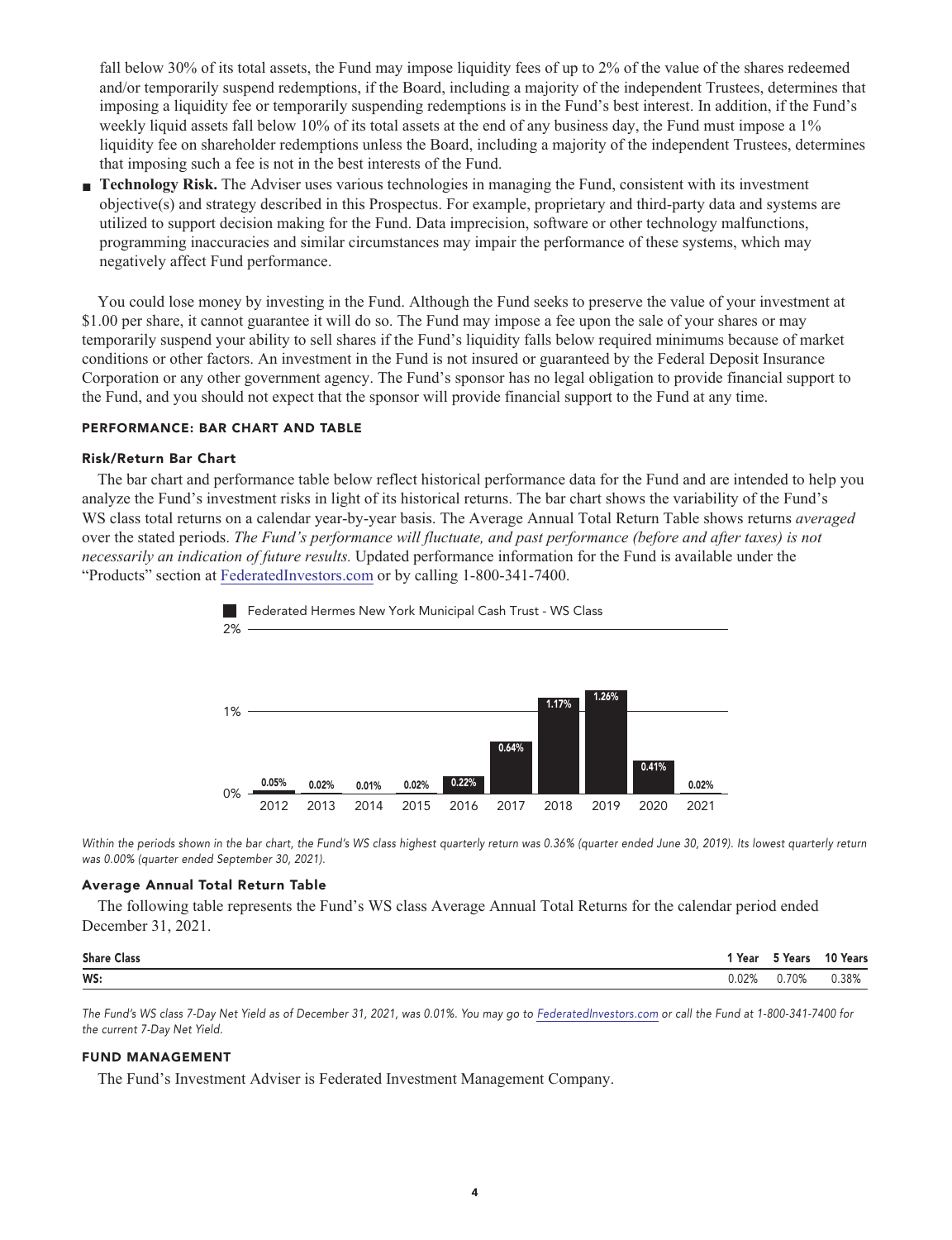fall below 30% of its total assets, the Fund may impose liquidity fees of up to 2% of the value of the shares redeemed and/or temporarily suspend redemptions, if the Board, including a majority of the independent Trustees, determines that imposing a liquidity fee or temporarily suspending redemptions is in the Fund's best interest. In addition, if the Fund's weekly liquid assets fall below 10% of its total assets at the end of any business day, the Fund must impose a 1% liquidity fee on shareholder redemptions unless the Board, including a majority of the independent Trustees, determines that imposing such a fee is not in the best interests of the Fund.

- **Technology Risk.** The Adviser uses various technologies in managing the Fund, consistent with its investment objective(s) and strategy described in this Prospectus. For example, proprietary and third-party data and systems are utilized to support decision making for the Fund. Data imprecision, software or other technology malfunctions, programming inaccuracies and similar circumstances may impair the performance of these systems, which may negatively affect Fund performance.

You could lose money by investing in the Fund. Although the Fund seeks to preserve the value of your investment at $1.00 per share, it cannot guarantee it will do so. The Fund may impose a fee upon the sale of your shares or may temporarily suspend your ability to sell shares if the Fund's liquidity falls below required minimums because of market conditions or other factors. An investment in the Fund is not insured or guaranteed by the Federal Deposit Insurance Corporation or any other government agency. The Fund's sponsor has no legal obligation to provide financial support to the Fund, and you should not expect that the sponsor will provide financial support to the Fund at any time.

## PERFORMANCE: BAR CHART AND TABLE

### Risk/Return Bar Chart

The bar chart and performance table below reflect historical performance data for the Fund and are intended to help you analyze the Fund's investment risks in light of its historical returns. The bar chart shows the variability of the Fund's WS class total returns on a calendar year-by-year basis. The Average Annual Total Return Table shows returns *averaged* over the stated periods. *The Fund's performance will fluctuate, and past performance (before and after taxes) is not necessarily an indication of future results.* Updated performance information for the Fund is available under the "Products" section at FederatedInvestors.com or by calling 1-800-341-7400.

Federated Hermes New York Municipal Cash Trust - WS Class

| Year | 2012 | 2013 | 2014 | 2015 | 2016 | 2017 | 2018 | 2019 | 2020 | 2021 |
|---|---|---|---|---|---|---|---|---|---|---|
| Return | 0.05% | 0.02% | 0.01% | 0.02% | 0.22% | 0.64% | 1.17% | 1.26% | 0.41% | 0.02% |

*Within the periods shown in the bar chart, the Fund's WS class highest quarterly return was 0.36% (quarter ended June 30, 2019). Its lowest quarterly return was 0.00% (quarter ended September 30, 2021).*

### Average Annual Total Return Table

The following table represents the Fund's WS class Average Annual Total Returns for the calendar period ended December 31, 2021.

| Share Class | 1 Year | 5 Years | 10 Years |
|---|---|---|---|
| WS: | 0.02% | 0.70% | 0.38% |

*The Fund's WS class 7-Day Net Yield as of December 31, 2021, was 0.01%. You may go to FederatedInvestors.com or call the Fund at 1-800-341-7400 for the current 7-Day Net Yield.*

## FUND MANAGEMENT

The Fund's Investment Adviser is Federated Investment Management Company.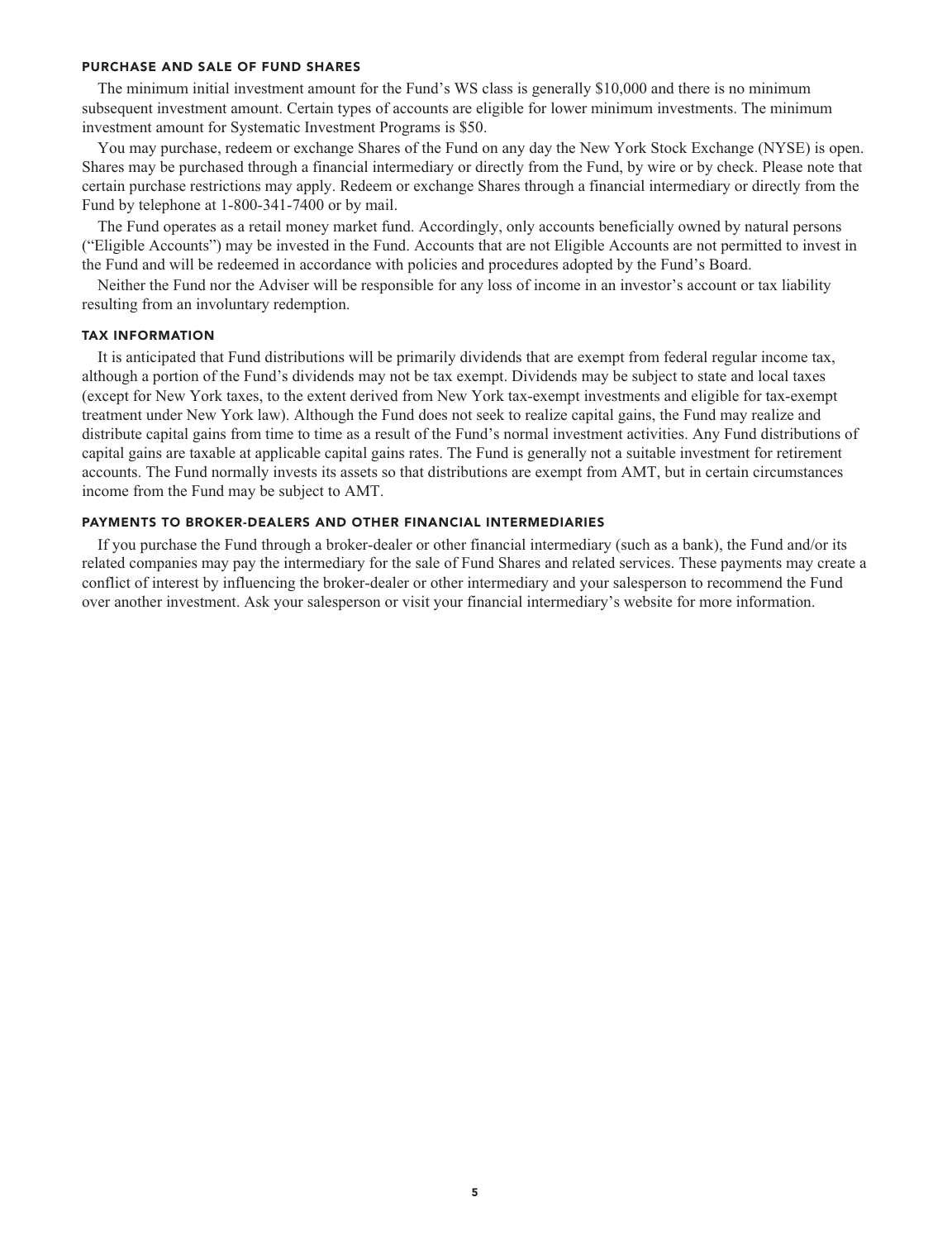### PURCHASE AND SALE OF FUND SHARES

The minimum initial investment amount for the Fund's WS class is generally $10,000 and there is no minimum subsequent investment amount. Certain types of accounts are eligible for lower minimum investments. The minimum investment amount for Systematic Investment Programs is $50.

You may purchase, redeem or exchange Shares of the Fund on any day the New York Stock Exchange (NYSE) is open. Shares may be purchased through a financial intermediary or directly from the Fund, by wire or by check. Please note that certain purchase restrictions may apply. Redeem or exchange Shares through a financial intermediary or directly from the Fund by telephone at 1-800-341-7400 or by mail.

The Fund operates as a retail money market fund. Accordingly, only accounts beneficially owned by natural persons ("Eligible Accounts") may be invested in the Fund. Accounts that are not Eligible Accounts are not permitted to invest in the Fund and will be redeemed in accordance with policies and procedures adopted by the Fund's Board.

Neither the Fund nor the Adviser will be responsible for any loss of income in an investor's account or tax liability resulting from an involuntary redemption.

### TAX INFORMATION

It is anticipated that Fund distributions will be primarily dividends that are exempt from federal regular income tax, although a portion of the Fund's dividends may not be tax exempt. Dividends may be subject to state and local taxes (except for New York taxes, to the extent derived from New York tax-exempt investments and eligible for tax-exempt treatment under New York law). Although the Fund does not seek to realize capital gains, the Fund may realize and distribute capital gains from time to time as a result of the Fund's normal investment activities. Any Fund distributions of capital gains are taxable at applicable capital gains rates. The Fund is generally not a suitable investment for retirement accounts. The Fund normally invests its assets so that distributions are exempt from AMT, but in certain circumstances income from the Fund may be subject to AMT.

### PAYMENTS TO BROKER-DEALERS AND OTHER FINANCIAL INTERMEDIARIES

If you purchase the Fund through a broker-dealer or other financial intermediary (such as a bank), the Fund and/or its related companies may pay the intermediary for the sale of Fund Shares and related services. These payments may create a conflict of interest by influencing the broker-dealer or other intermediary and your salesperson to recommend the Fund over another investment. Ask your salesperson or visit your financial intermediary's website for more information.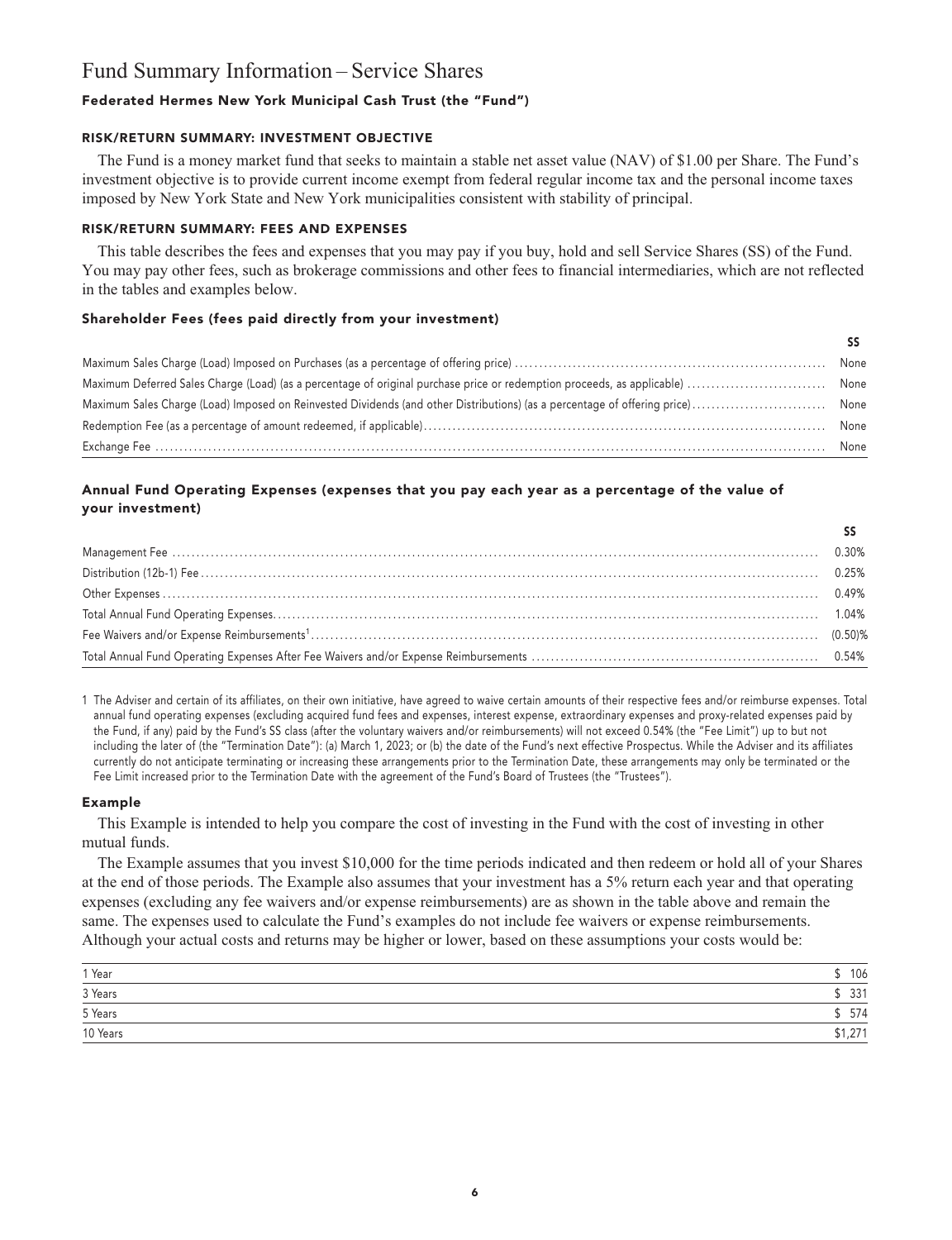# Fund Summary Information – Service Shares

## Federated Hermes New York Municipal Cash Trust (the "Fund")

### RISK/RETURN SUMMARY: INVESTMENT OBJECTIVE

The Fund is a money market fund that seeks to maintain a stable net asset value (NAV) of $1.00 per Share. The Fund's investment objective is to provide current income exempt from federal regular income tax and the personal income taxes imposed by New York State and New York municipalities consistent with stability of principal.

### RISK/RETURN SUMMARY: FEES AND EXPENSES

This table describes the fees and expenses that you may pay if you buy, hold and sell Service Shares (SS) of the Fund. You may pay other fees, such as brokerage commissions and other fees to financial intermediaries, which are not reflected in the tables and examples below.

#### Shareholder Fees (fees paid directly from your investment)

| | SS |
|---|---|
| Maximum Sales Charge (Load) Imposed on Purchases (as a percentage of offering price) | None |
| Maximum Deferred Sales Charge (Load) (as a percentage of original purchase price or redemption proceeds, as applicable) | None |
| Maximum Sales Charge (Load) Imposed on Reinvested Dividends (and other Distributions) (as a percentage of offering price) | None |
| Redemption Fee (as a percentage of amount redeemed, if applicable) | None |
| Exchange Fee | None |

#### Annual Fund Operating Expenses (expenses that you pay each year as a percentage of the value of your investment)

| | SS |
|---|---|
| Management Fee | 0.30% |
| Distribution (12b-1) Fee | 0.25% |
| Other Expenses | 0.49% |
| Total Annual Fund Operating Expenses | 1.04% |
| Fee Waivers and/or Expense Reimbursements[1] | (0.50)% |
| Total Annual Fund Operating Expenses After Fee Waivers and/or Expense Reimbursements | 0.54% |

1 The Adviser and certain of its affiliates, on their own initiative, have agreed to waive certain amounts of their respective fees and/or reimburse expenses. Total annual fund operating expenses (excluding acquired fund fees and expenses, interest expense, extraordinary expenses and proxy-related expenses paid by the Fund, if any) paid by the Fund's SS class (after the voluntary waivers and/or reimbursements) will not exceed 0.54% (the "Fee Limit") up to but not including the later of (the "Termination Date"): (a) March 1, 2023; or (b) the date of the Fund's next effective Prospectus. While the Adviser and its affiliates currently do not anticipate terminating or increasing these arrangements prior to the Termination Date, these arrangements may only be terminated or the Fee Limit increased prior to the Termination Date with the agreement of the Fund's Board of Trustees (the "Trustees").

#### Example

This Example is intended to help you compare the cost of investing in the Fund with the cost of investing in other mutual funds.

The Example assumes that you invest $10,000 for the time periods indicated and then redeem or hold all of your Shares at the end of those periods. The Example also assumes that your investment has a 5% return each year and that operating expenses (excluding any fee waivers and/or expense reimbursements) are as shown in the table above and remain the same. The expenses used to calculate the Fund's examples do not include fee waivers or expense reimbursements. Although your actual costs and returns may be higher or lower, based on these assumptions your costs would be:

| | |
|---|---|
| 1 Year | $ 106 |
| 3 Years | $ 331 |
| 5 Years | $ 574 |
| 10 Years | $1,271 |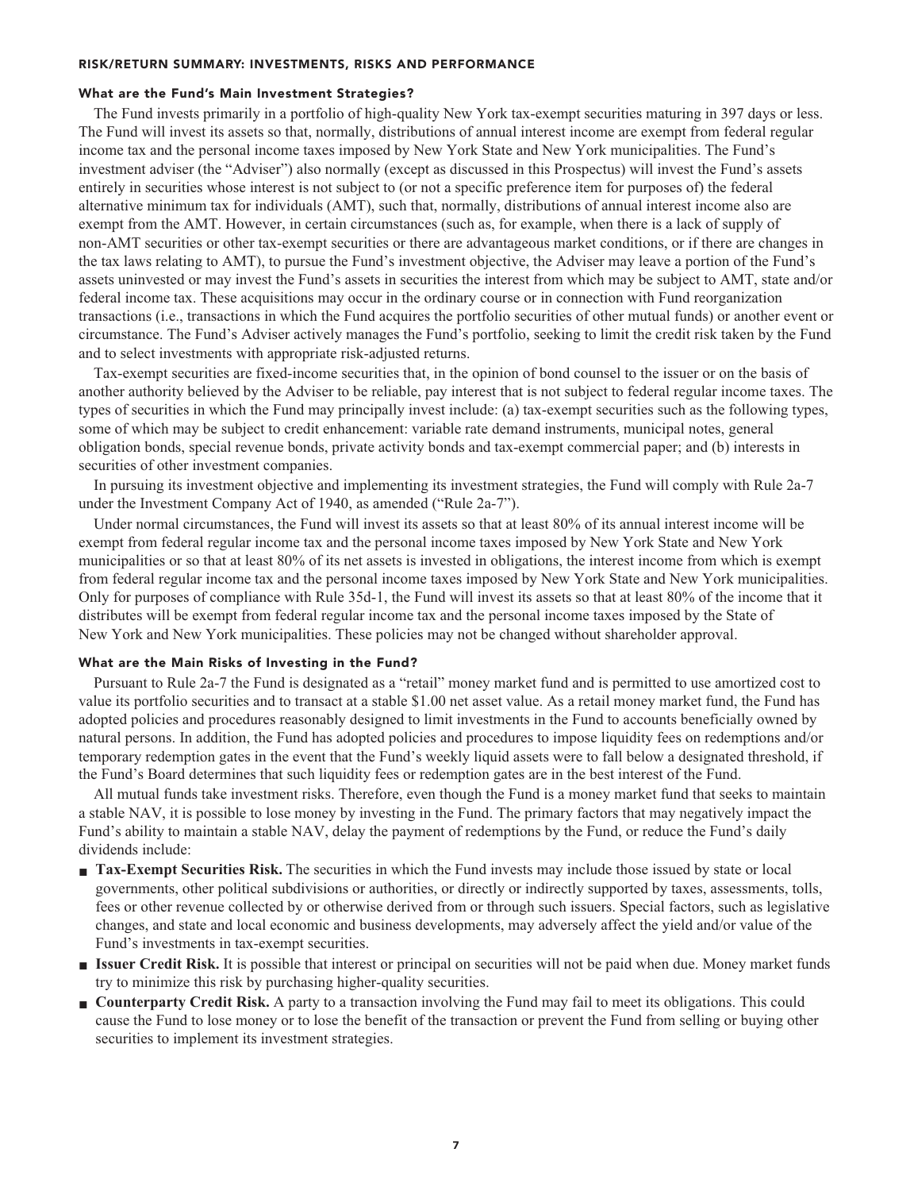## RISK/RETURN SUMMARY: INVESTMENTS, RISKS AND PERFORMANCE

### What are the Fund's Main Investment Strategies?

The Fund invests primarily in a portfolio of high-quality New York tax-exempt securities maturing in 397 days or less. The Fund will invest its assets so that, normally, distributions of annual interest income are exempt from federal regular income tax and the personal income taxes imposed by New York State and New York municipalities. The Fund's investment adviser (the "Adviser") also normally (except as discussed in this Prospectus) will invest the Fund's assets entirely in securities whose interest is not subject to (or not a specific preference item for purposes of) the federal alternative minimum tax for individuals (AMT), such that, normally, distributions of annual interest income also are exempt from the AMT. However, in certain circumstances (such as, for example, when there is a lack of supply of non-AMT securities or other tax-exempt securities or there are advantageous market conditions, or if there are changes in the tax laws relating to AMT), to pursue the Fund's investment objective, the Adviser may leave a portion of the Fund's assets uninvested or may invest the Fund's assets in securities the interest from which may be subject to AMT, state and/or federal income tax. These acquisitions may occur in the ordinary course or in connection with Fund reorganization transactions (i.e., transactions in which the Fund acquires the portfolio securities of other mutual funds) or another event or circumstance. The Fund's Adviser actively manages the Fund's portfolio, seeking to limit the credit risk taken by the Fund and to select investments with appropriate risk-adjusted returns.

Tax-exempt securities are fixed-income securities that, in the opinion of bond counsel to the issuer or on the basis of another authority believed by the Adviser to be reliable, pay interest that is not subject to federal regular income taxes. The types of securities in which the Fund may principally invest include: (a) tax-exempt securities such as the following types, some of which may be subject to credit enhancement: variable rate demand instruments, municipal notes, general obligation bonds, special revenue bonds, private activity bonds and tax-exempt commercial paper; and (b) interests in securities of other investment companies.

In pursuing its investment objective and implementing its investment strategies, the Fund will comply with Rule 2a-7 under the Investment Company Act of 1940, as amended ("Rule 2a-7").

Under normal circumstances, the Fund will invest its assets so that at least 80% of its annual interest income will be exempt from federal regular income tax and the personal income taxes imposed by New York State and New York municipalities or so that at least 80% of its net assets is invested in obligations, the interest income from which is exempt from federal regular income tax and the personal income taxes imposed by New York State and New York municipalities. Only for purposes of compliance with Rule 35d-1, the Fund will invest its assets so that at least 80% of the income that it distributes will be exempt from federal regular income tax and the personal income taxes imposed by the State of New York and New York municipalities. These policies may not be changed without shareholder approval.

### What are the Main Risks of Investing in the Fund?

Pursuant to Rule 2a-7 the Fund is designated as a "retail" money market fund and is permitted to use amortized cost to value its portfolio securities and to transact at a stable $1.00 net asset value. As a retail money market fund, the Fund has adopted policies and procedures reasonably designed to limit investments in the Fund to accounts beneficially owned by natural persons. In addition, the Fund has adopted policies and procedures to impose liquidity fees on redemptions and/or temporary redemption gates in the event that the Fund's weekly liquid assets were to fall below a designated threshold, if the Fund's Board determines that such liquidity fees or redemption gates are in the best interest of the Fund.

All mutual funds take investment risks. Therefore, even though the Fund is a money market fund that seeks to maintain a stable NAV, it is possible to lose money by investing in the Fund. The primary factors that may negatively impact the Fund's ability to maintain a stable NAV, delay the payment of redemptions by the Fund, or reduce the Fund's daily dividends include:

- **Tax-Exempt Securities Risk.** The securities in which the Fund invests may include those issued by state or local governments, other political subdivisions or authorities, or directly or indirectly supported by taxes, assessments, tolls, fees or other revenue collected by or otherwise derived from or through such issuers. Special factors, such as legislative changes, and state and local economic and business developments, may adversely affect the yield and/or value of the Fund's investments in tax-exempt securities.
- **Issuer Credit Risk.** It is possible that interest or principal on securities will not be paid when due. Money market funds try to minimize this risk by purchasing higher-quality securities.
- **Counterparty Credit Risk.** A party to a transaction involving the Fund may fail to meet its obligations. This could cause the Fund to lose money or to lose the benefit of the transaction or prevent the Fund from selling or buying other securities to implement its investment strategies.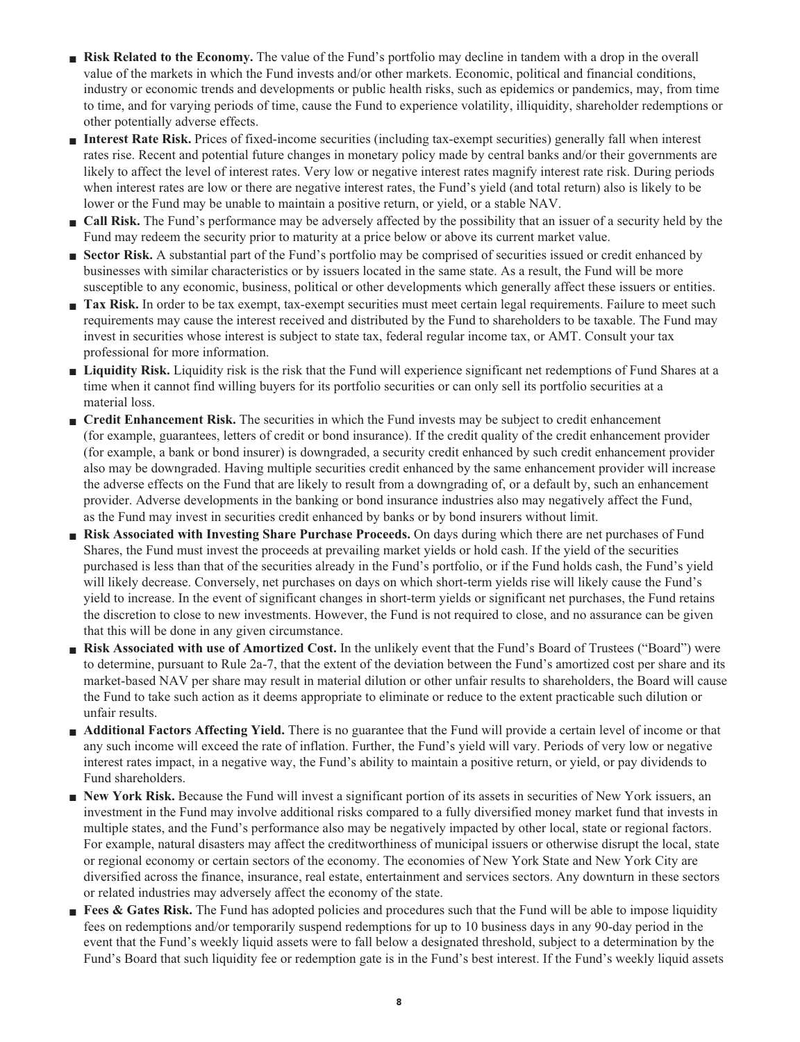- **Risk Related to the Economy.** The value of the Fund's portfolio may decline in tandem with a drop in the overall value of the markets in which the Fund invests and/or other markets. Economic, political and financial conditions, industry or economic trends and developments or public health risks, such as epidemics or pandemics, may, from time to time, and for varying periods of time, cause the Fund to experience volatility, illiquidity, shareholder redemptions or other potentially adverse effects.
- **Interest Rate Risk.** Prices of fixed-income securities (including tax-exempt securities) generally fall when interest rates rise. Recent and potential future changes in monetary policy made by central banks and/or their governments are likely to affect the level of interest rates. Very low or negative interest rates magnify interest rate risk. During periods when interest rates are low or there are negative interest rates, the Fund's yield (and total return) also is likely to be lower or the Fund may be unable to maintain a positive return, or yield, or a stable NAV.
- **Call Risk.** The Fund's performance may be adversely affected by the possibility that an issuer of a security held by the Fund may redeem the security prior to maturity at a price below or above its current market value.
- **Sector Risk.** A substantial part of the Fund's portfolio may be comprised of securities issued or credit enhanced by businesses with similar characteristics or by issuers located in the same state. As a result, the Fund will be more susceptible to any economic, business, political or other developments which generally affect these issuers or entities.
- **Tax Risk.** In order to be tax exempt, tax-exempt securities must meet certain legal requirements. Failure to meet such requirements may cause the interest received and distributed by the Fund to shareholders to be taxable. The Fund may invest in securities whose interest is subject to state tax, federal regular income tax, or AMT. Consult your tax professional for more information.
- **Liquidity Risk.** Liquidity risk is the risk that the Fund will experience significant net redemptions of Fund Shares at a time when it cannot find willing buyers for its portfolio securities or can only sell its portfolio securities at a material loss.
- **Credit Enhancement Risk.** The securities in which the Fund invests may be subject to credit enhancement (for example, guarantees, letters of credit or bond insurance). If the credit quality of the credit enhancement provider (for example, a bank or bond insurer) is downgraded, a security credit enhanced by such credit enhancement provider also may be downgraded. Having multiple securities credit enhanced by the same enhancement provider will increase the adverse effects on the Fund that are likely to result from a downgrading of, or a default by, such an enhancement provider. Adverse developments in the banking or bond insurance industries also may negatively affect the Fund, as the Fund may invest in securities credit enhanced by banks or by bond insurers without limit.
- **Risk Associated with Investing Share Purchase Proceeds.** On days during which there are net purchases of Fund Shares, the Fund must invest the proceeds at prevailing market yields or hold cash. If the yield of the securities purchased is less than that of the securities already in the Fund's portfolio, or if the Fund holds cash, the Fund's yield will likely decrease. Conversely, net purchases on days on which short-term yields rise will likely cause the Fund's yield to increase. In the event of significant changes in short-term yields or significant net purchases, the Fund retains the discretion to close to new investments. However, the Fund is not required to close, and no assurance can be given that this will be done in any given circumstance.
- **Risk Associated with use of Amortized Cost.** In the unlikely event that the Fund's Board of Trustees ("Board") were to determine, pursuant to Rule 2a-7, that the extent of the deviation between the Fund's amortized cost per share and its market-based NAV per share may result in material dilution or other unfair results to shareholders, the Board will cause the Fund to take such action as it deems appropriate to eliminate or reduce to the extent practicable such dilution or unfair results.
- **Additional Factors Affecting Yield.** There is no guarantee that the Fund will provide a certain level of income or that any such income will exceed the rate of inflation. Further, the Fund's yield will vary. Periods of very low or negative interest rates impact, in a negative way, the Fund's ability to maintain a positive return, or yield, or pay dividends to Fund shareholders.
- **New York Risk.** Because the Fund will invest a significant portion of its assets in securities of New York issuers, an investment in the Fund may involve additional risks compared to a fully diversified money market fund that invests in multiple states, and the Fund's performance also may be negatively impacted by other local, state or regional factors. For example, natural disasters may affect the creditworthiness of municipal issuers or otherwise disrupt the local, state or regional economy or certain sectors of the economy. The economies of New York State and New York City are diversified across the finance, insurance, real estate, entertainment and services sectors. Any downturn in these sectors or related industries may adversely affect the economy of the state.
- **Fees & Gates Risk.** The Fund has adopted policies and procedures such that the Fund will be able to impose liquidity fees on redemptions and/or temporarily suspend redemptions for up to 10 business days in any 90-day period in the event that the Fund's weekly liquid assets were to fall below a designated threshold, subject to a determination by the Fund's Board that such liquidity fee or redemption gate is in the Fund's best interest. If the Fund's weekly liquid assets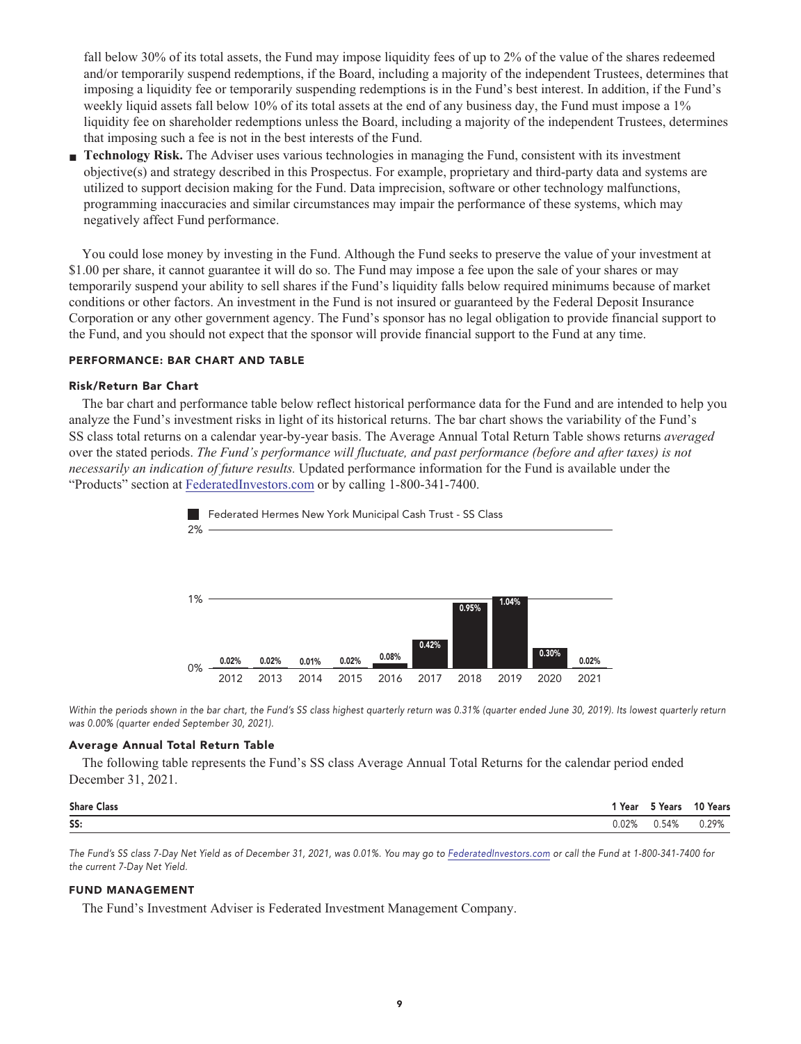fall below 30% of its total assets, the Fund may impose liquidity fees of up to 2% of the value of the shares redeemed and/or temporarily suspend redemptions, if the Board, including a majority of the independent Trustees, determines that imposing a liquidity fee or temporarily suspending redemptions is in the Fund's best interest. In addition, if the Fund's weekly liquid assets fall below 10% of its total assets at the end of any business day, the Fund must impose a 1% liquidity fee on shareholder redemptions unless the Board, including a majority of the independent Trustees, determines that imposing such a fee is not in the best interests of the Fund.

- **Technology Risk.** The Adviser uses various technologies in managing the Fund, consistent with its investment objective(s) and strategy described in this Prospectus. For example, proprietary and third-party data and systems are utilized to support decision making for the Fund. Data imprecision, software or other technology malfunctions, programming inaccuracies and similar circumstances may impair the performance of these systems, which may negatively affect Fund performance.

You could lose money by investing in the Fund. Although the Fund seeks to preserve the value of your investment at $1.00 per share, it cannot guarantee it will do so. The Fund may impose a fee upon the sale of your shares or may temporarily suspend your ability to sell shares if the Fund's liquidity falls below required minimums because of market conditions or other factors. An investment in the Fund is not insured or guaranteed by the Federal Deposit Insurance Corporation or any other government agency. The Fund's sponsor has no legal obligation to provide financial support to the Fund, and you should not expect that the sponsor will provide financial support to the Fund at any time.

## PERFORMANCE: BAR CHART AND TABLE

### Risk/Return Bar Chart

The bar chart and performance table below reflect historical performance data for the Fund and are intended to help you analyze the Fund's investment risks in light of its historical returns. The bar chart shows the variability of the Fund's SS class total returns on a calendar year-by-year basis. The Average Annual Total Return Table shows returns *averaged* over the stated periods. *The Fund's performance will fluctuate, and past performance (before and after taxes) is not necessarily an indication of future results.* Updated performance information for the Fund is available under the "Products" section at FederatedInvestors.com or by calling 1-800-341-7400.

Federated Hermes New York Municipal Cash Trust - SS Class

| Year | 2012 | 2013 | 2014 | 2015 | 2016 | 2017 | 2018 | 2019 | 2020 | 2021 |
|---|---|---|---|---|---|---|---|---|---|---|
| Return | 0.02% | 0.02% | 0.01% | 0.02% | 0.08% | 0.42% | 0.95% | 1.04% | 0.30% | 0.02% |

*Within the periods shown in the bar chart, the Fund's SS class highest quarterly return was 0.31% (quarter ended June 30, 2019). Its lowest quarterly return was 0.00% (quarter ended September 30, 2021).*

### Average Annual Total Return Table

The following table represents the Fund's SS class Average Annual Total Returns for the calendar period ended December 31, 2021.

| Share Class | 1 Year | 5 Years | 10 Years |
|---|---|---|---|
| SS: | 0.02% | 0.54% | 0.29% |

*The Fund's SS class 7-Day Net Yield as of December 31, 2021, was 0.01%. You may go to FederatedInvestors.com or call the Fund at 1-800-341-7400 for the current 7-Day Net Yield.*

## FUND MANAGEMENT

The Fund's Investment Adviser is Federated Investment Management Company.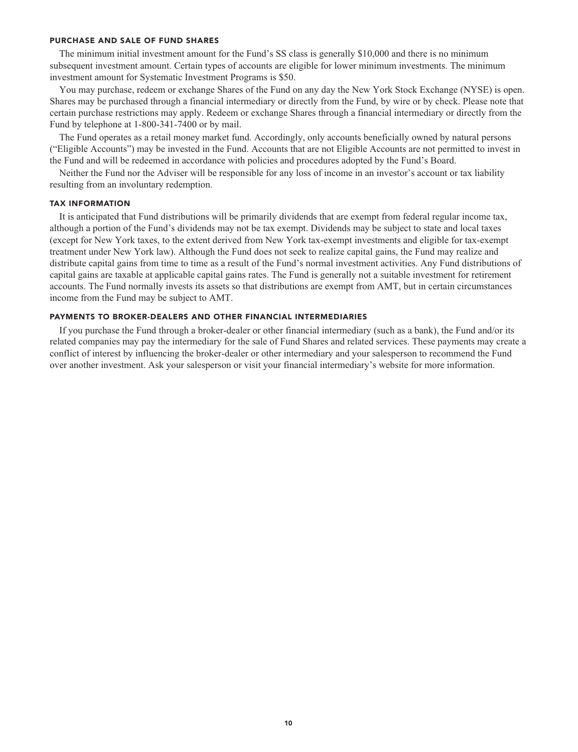## PURCHASE AND SALE OF FUND SHARES

The minimum initial investment amount for the Fund's SS class is generally $10,000 and there is no minimum subsequent investment amount. Certain types of accounts are eligible for lower minimum investments. The minimum investment amount for Systematic Investment Programs is $50.

You may purchase, redeem or exchange Shares of the Fund on any day the New York Stock Exchange (NYSE) is open. Shares may be purchased through a financial intermediary or directly from the Fund, by wire or by check. Please note that certain purchase restrictions may apply. Redeem or exchange Shares through a financial intermediary or directly from the Fund by telephone at 1-800-341-7400 or by mail.

The Fund operates as a retail money market fund. Accordingly, only accounts beneficially owned by natural persons ("Eligible Accounts") may be invested in the Fund. Accounts that are not Eligible Accounts are not permitted to invest in the Fund and will be redeemed in accordance with policies and procedures adopted by the Fund's Board.

Neither the Fund nor the Adviser will be responsible for any loss of income in an investor's account or tax liability resulting from an involuntary redemption.

## TAX INFORMATION

It is anticipated that Fund distributions will be primarily dividends that are exempt from federal regular income tax, although a portion of the Fund's dividends may not be tax exempt. Dividends may be subject to state and local taxes (except for New York taxes, to the extent derived from New York tax-exempt investments and eligible for tax-exempt treatment under New York law). Although the Fund does not seek to realize capital gains, the Fund may realize and distribute capital gains from time to time as a result of the Fund's normal investment activities. Any Fund distributions of capital gains are taxable at applicable capital gains rates. The Fund is generally not a suitable investment for retirement accounts. The Fund normally invests its assets so that distributions are exempt from AMT, but in certain circumstances income from the Fund may be subject to AMT.

## PAYMENTS TO BROKER-DEALERS AND OTHER FINANCIAL INTERMEDIARIES

If you purchase the Fund through a broker-dealer or other financial intermediary (such as a bank), the Fund and/or its related companies may pay the intermediary for the sale of Fund Shares and related services. These payments may create a conflict of interest by influencing the broker-dealer or other intermediary and your salesperson to recommend the Fund over another investment. Ask your salesperson or visit your financial intermediary's website for more information.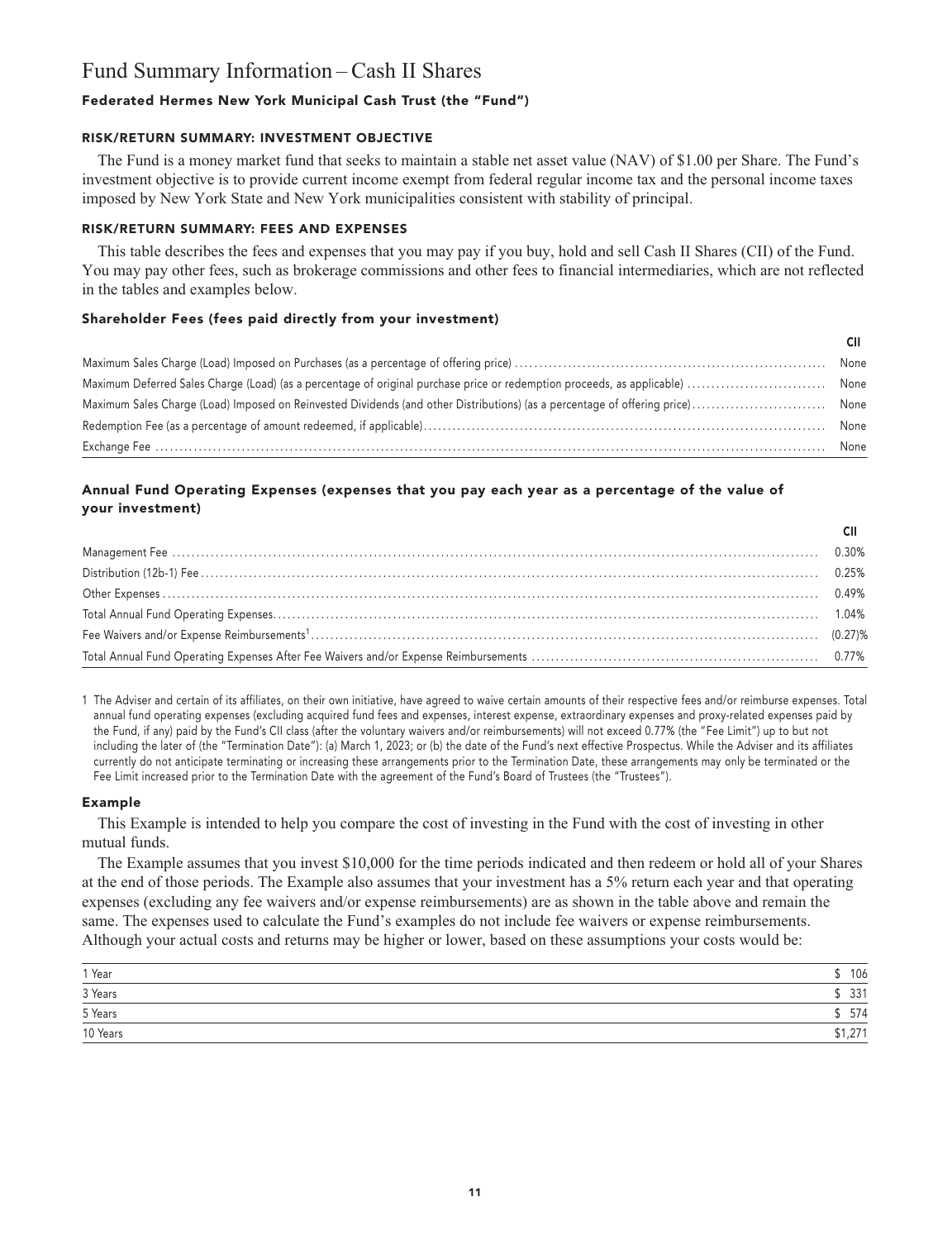# Fund Summary Information – Cash II Shares

## Federated Hermes New York Municipal Cash Trust (the "Fund")

### RISK/RETURN SUMMARY: INVESTMENT OBJECTIVE

The Fund is a money market fund that seeks to maintain a stable net asset value (NAV) of $1.00 per Share. The Fund's investment objective is to provide current income exempt from federal regular income tax and the personal income taxes imposed by New York State and New York municipalities consistent with stability of principal.

### RISK/RETURN SUMMARY: FEES AND EXPENSES

This table describes the fees and expenses that you may pay if you buy, hold and sell Cash II Shares (CII) of the Fund. You may pay other fees, such as brokerage commissions and other fees to financial intermediaries, which are not reflected in the tables and examples below.

#### Shareholder Fees (fees paid directly from your investment)

| | CII |
|---|---|
| Maximum Sales Charge (Load) Imposed on Purchases (as a percentage of offering price) | None |
| Maximum Deferred Sales Charge (Load) (as a percentage of original purchase price or redemption proceeds, as applicable) | None |
| Maximum Sales Charge (Load) Imposed on Reinvested Dividends (and other Distributions) (as a percentage of offering price) | None |
| Redemption Fee (as a percentage of amount redeemed, if applicable) | None |
| Exchange Fee | None |

#### Annual Fund Operating Expenses (expenses that you pay each year as a percentage of the value of your investment)

| | CII |
|---|---|
| Management Fee | 0.30% |
| Distribution (12b-1) Fee | 0.25% |
| Other Expenses | 0.49% |
| Total Annual Fund Operating Expenses | 1.04% |
| Fee Waivers and/or Expense Reimbursements[1] | (0.27)% |
| Total Annual Fund Operating Expenses After Fee Waivers and/or Expense Reimbursements | 0.77% |

1 The Adviser and certain of its affiliates, on their own initiative, have agreed to waive certain amounts of their respective fees and/or reimburse expenses. Total annual fund operating expenses (excluding acquired fund fees and expenses, interest expense, extraordinary expenses and proxy-related expenses paid by the Fund, if any) paid by the Fund's CII class (after the voluntary waivers and/or reimbursements) will not exceed 0.77% (the "Fee Limit") up to but not including the later of (the "Termination Date"): (a) March 1, 2023; or (b) the date of the Fund's next effective Prospectus. While the Adviser and its affiliates currently do not anticipate terminating or increasing these arrangements prior to the Termination Date, these arrangements may only be terminated or the Fee Limit increased prior to the Termination Date with the agreement of the Fund's Board of Trustees (the "Trustees").

#### Example

This Example is intended to help you compare the cost of investing in the Fund with the cost of investing in other mutual funds.

The Example assumes that you invest $10,000 for the time periods indicated and then redeem or hold all of your Shares at the end of those periods. The Example also assumes that your investment has a 5% return each year and that operating expenses (excluding any fee waivers and/or expense reimbursements) are as shown in the table above and remain the same. The expenses used to calculate the Fund's examples do not include fee waivers or expense reimbursements. Although your actual costs and returns may be higher or lower, based on these assumptions your costs would be:

| | |
|---|---|
| 1 Year | $ 106 |
| 3 Years | $ 331 |
| 5 Years | $ 574 |
| 10 Years | $1,271 |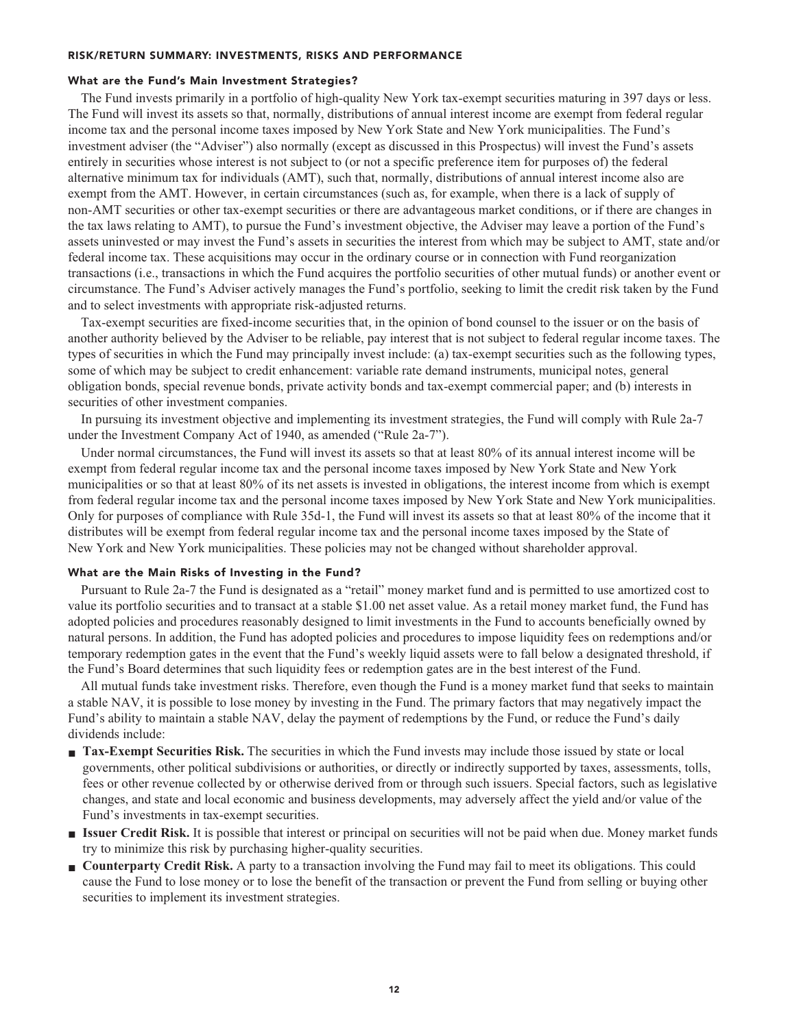## RISK/RETURN SUMMARY: INVESTMENTS, RISKS AND PERFORMANCE

### What are the Fund's Main Investment Strategies?

The Fund invests primarily in a portfolio of high-quality New York tax-exempt securities maturing in 397 days or less. The Fund will invest its assets so that, normally, distributions of annual interest income are exempt from federal regular income tax and the personal income taxes imposed by New York State and New York municipalities. The Fund's investment adviser (the "Adviser") also normally (except as discussed in this Prospectus) will invest the Fund's assets entirely in securities whose interest is not subject to (or not a specific preference item for purposes of) the federal alternative minimum tax for individuals (AMT), such that, normally, distributions of annual interest income also are exempt from the AMT. However, in certain circumstances (such as, for example, when there is a lack of supply of non-AMT securities or other tax-exempt securities or there are advantageous market conditions, or if there are changes in the tax laws relating to AMT), to pursue the Fund's investment objective, the Adviser may leave a portion of the Fund's assets uninvested or may invest the Fund's assets in securities the interest from which may be subject to AMT, state and/or federal income tax. These acquisitions may occur in the ordinary course or in connection with Fund reorganization transactions (i.e., transactions in which the Fund acquires the portfolio securities of other mutual funds) or another event or circumstance. The Fund's Adviser actively manages the Fund's portfolio, seeking to limit the credit risk taken by the Fund and to select investments with appropriate risk-adjusted returns.

Tax-exempt securities are fixed-income securities that, in the opinion of bond counsel to the issuer or on the basis of another authority believed by the Adviser to be reliable, pay interest that is not subject to federal regular income taxes. The types of securities in which the Fund may principally invest include: (a) tax-exempt securities such as the following types, some of which may be subject to credit enhancement: variable rate demand instruments, municipal notes, general obligation bonds, special revenue bonds, private activity bonds and tax-exempt commercial paper; and (b) interests in securities of other investment companies.

In pursuing its investment objective and implementing its investment strategies, the Fund will comply with Rule 2a-7 under the Investment Company Act of 1940, as amended ("Rule 2a-7").

Under normal circumstances, the Fund will invest its assets so that at least 80% of its annual interest income will be exempt from federal regular income tax and the personal income taxes imposed by New York State and New York municipalities or so that at least 80% of its net assets is invested in obligations, the interest income from which is exempt from federal regular income tax and the personal income taxes imposed by New York State and New York municipalities. Only for purposes of compliance with Rule 35d-1, the Fund will invest its assets so that at least 80% of the income that it distributes will be exempt from federal regular income tax and the personal income taxes imposed by the State of New York and New York municipalities. These policies may not be changed without shareholder approval.

### What are the Main Risks of Investing in the Fund?

Pursuant to Rule 2a-7 the Fund is designated as a "retail" money market fund and is permitted to use amortized cost to value its portfolio securities and to transact at a stable $1.00 net asset value. As a retail money market fund, the Fund has adopted policies and procedures reasonably designed to limit investments in the Fund to accounts beneficially owned by natural persons. In addition, the Fund has adopted policies and procedures to impose liquidity fees on redemptions and/or temporary redemption gates in the event that the Fund's weekly liquid assets were to fall below a designated threshold, if the Fund's Board determines that such liquidity fees or redemption gates are in the best interest of the Fund.

All mutual funds take investment risks. Therefore, even though the Fund is a money market fund that seeks to maintain a stable NAV, it is possible to lose money by investing in the Fund. The primary factors that may negatively impact the Fund's ability to maintain a stable NAV, delay the payment of redemptions by the Fund, or reduce the Fund's daily dividends include:

- **Tax-Exempt Securities Risk.** The securities in which the Fund invests may include those issued by state or local governments, other political subdivisions or authorities, or directly or indirectly supported by taxes, assessments, tolls, fees or other revenue collected by or otherwise derived from or through such issuers. Special factors, such as legislative changes, and state and local economic and business developments, may adversely affect the yield and/or value of the Fund's investments in tax-exempt securities.
- **Issuer Credit Risk.** It is possible that interest or principal on securities will not be paid when due. Money market funds try to minimize this risk by purchasing higher-quality securities.
- **Counterparty Credit Risk.** A party to a transaction involving the Fund may fail to meet its obligations. This could cause the Fund to lose money or to lose the benefit of the transaction or prevent the Fund from selling or buying other securities to implement its investment strategies.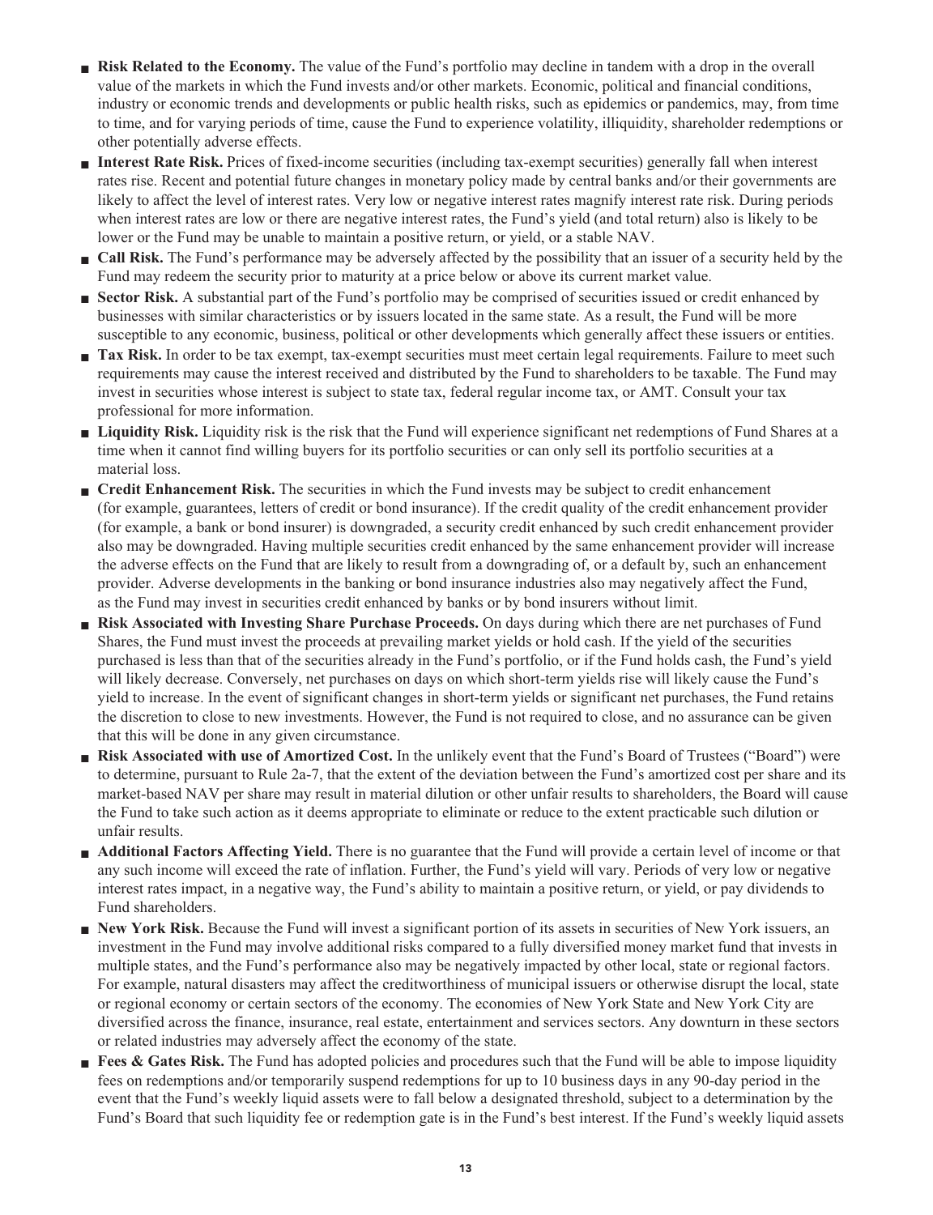- **Risk Related to the Economy.** The value of the Fund's portfolio may decline in tandem with a drop in the overall value of the markets in which the Fund invests and/or other markets. Economic, political and financial conditions, industry or economic trends and developments or public health risks, such as epidemics or pandemics, may, from time to time, and for varying periods of time, cause the Fund to experience volatility, illiquidity, shareholder redemptions or other potentially adverse effects.
- **Interest Rate Risk.** Prices of fixed-income securities (including tax-exempt securities) generally fall when interest rates rise. Recent and potential future changes in monetary policy made by central banks and/or their governments are likely to affect the level of interest rates. Very low or negative interest rates magnify interest rate risk. During periods when interest rates are low or there are negative interest rates, the Fund's yield (and total return) also is likely to be lower or the Fund may be unable to maintain a positive return, or yield, or a stable NAV.
- **Call Risk.** The Fund's performance may be adversely affected by the possibility that an issuer of a security held by the Fund may redeem the security prior to maturity at a price below or above its current market value.
- **Sector Risk.** A substantial part of the Fund's portfolio may be comprised of securities issued or credit enhanced by businesses with similar characteristics or by issuers located in the same state. As a result, the Fund will be more susceptible to any economic, business, political or other developments which generally affect these issuers or entities.
- **Tax Risk.** In order to be tax exempt, tax-exempt securities must meet certain legal requirements. Failure to meet such requirements may cause the interest received and distributed by the Fund to shareholders to be taxable. The Fund may invest in securities whose interest is subject to state tax, federal regular income tax, or AMT. Consult your tax professional for more information.
- **Liquidity Risk.** Liquidity risk is the risk that the Fund will experience significant net redemptions of Fund Shares at a time when it cannot find willing buyers for its portfolio securities or can only sell its portfolio securities at a material loss.
- **Credit Enhancement Risk.** The securities in which the Fund invests may be subject to credit enhancement (for example, guarantees, letters of credit or bond insurance). If the credit quality of the credit enhancement provider (for example, a bank or bond insurer) is downgraded, a security credit enhanced by such credit enhancement provider also may be downgraded. Having multiple securities credit enhanced by the same enhancement provider will increase the adverse effects on the Fund that are likely to result from a downgrading of, or a default by, such an enhancement provider. Adverse developments in the banking or bond insurance industries also may negatively affect the Fund, as the Fund may invest in securities credit enhanced by banks or by bond insurers without limit.
- **Risk Associated with Investing Share Purchase Proceeds.** On days during which there are net purchases of Fund Shares, the Fund must invest the proceeds at prevailing market yields or hold cash. If the yield of the securities purchased is less than that of the securities already in the Fund's portfolio, or if the Fund holds cash, the Fund's yield will likely decrease. Conversely, net purchases on days on which short-term yields rise will likely cause the Fund's yield to increase. In the event of significant changes in short-term yields or significant net purchases, the Fund retains the discretion to close to new investments. However, the Fund is not required to close, and no assurance can be given that this will be done in any given circumstance.
- **Risk Associated with use of Amortized Cost.** In the unlikely event that the Fund's Board of Trustees ("Board") were to determine, pursuant to Rule 2a-7, that the extent of the deviation between the Fund's amortized cost per share and its market-based NAV per share may result in material dilution or other unfair results to shareholders, the Board will cause the Fund to take such action as it deems appropriate to eliminate or reduce to the extent practicable such dilution or unfair results.
- **Additional Factors Affecting Yield.** There is no guarantee that the Fund will provide a certain level of income or that any such income will exceed the rate of inflation. Further, the Fund's yield will vary. Periods of very low or negative interest rates impact, in a negative way, the Fund's ability to maintain a positive return, or yield, or pay dividends to Fund shareholders.
- **New York Risk.** Because the Fund will invest a significant portion of its assets in securities of New York issuers, an investment in the Fund may involve additional risks compared to a fully diversified money market fund that invests in multiple states, and the Fund's performance also may be negatively impacted by other local, state or regional factors. For example, natural disasters may affect the creditworthiness of municipal issuers or otherwise disrupt the local, state or regional economy or certain sectors of the economy. The economies of New York State and New York City are diversified across the finance, insurance, real estate, entertainment and services sectors. Any downturn in these sectors or related industries may adversely affect the economy of the state.
- **Fees & Gates Risk.** The Fund has adopted policies and procedures such that the Fund will be able to impose liquidity fees on redemptions and/or temporarily suspend redemptions for up to 10 business days in any 90-day period in the event that the Fund's weekly liquid assets were to fall below a designated threshold, subject to a determination by the Fund's Board that such liquidity fee or redemption gate is in the Fund's best interest. If the Fund's weekly liquid assets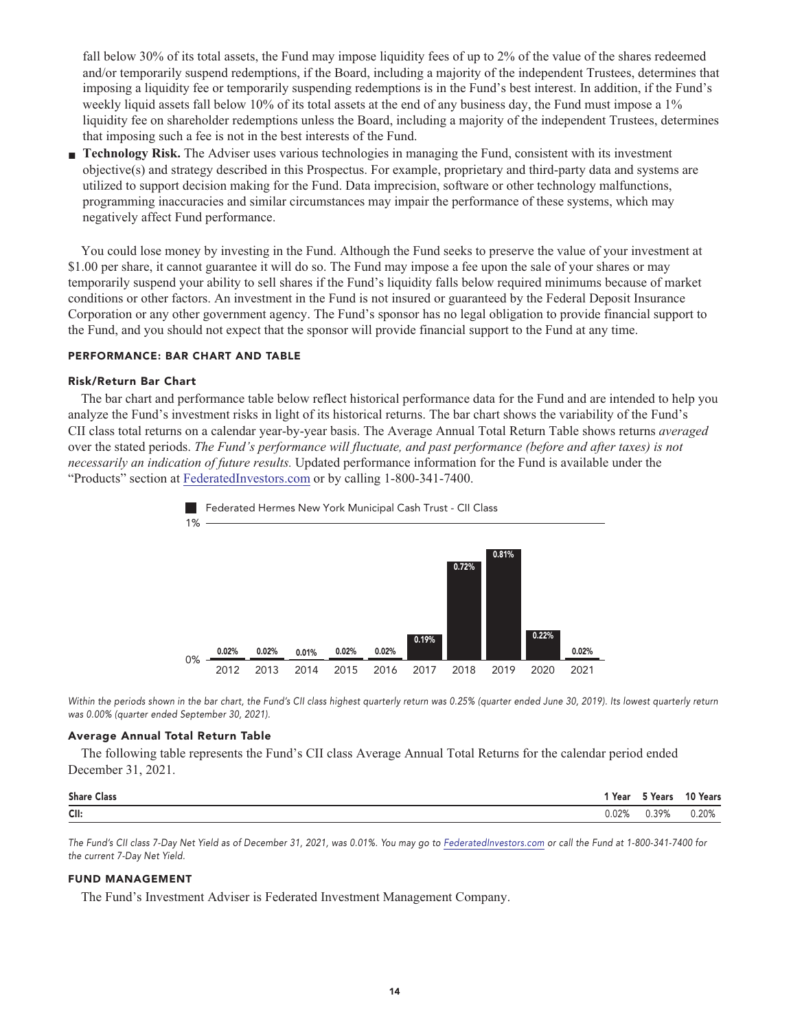fall below 30% of its total assets, the Fund may impose liquidity fees of up to 2% of the value of the shares redeemed and/or temporarily suspend redemptions, if the Board, including a majority of the independent Trustees, determines that imposing a liquidity fee or temporarily suspending redemptions is in the Fund's best interest. In addition, if the Fund's weekly liquid assets fall below 10% of its total assets at the end of any business day, the Fund must impose a 1% liquidity fee on shareholder redemptions unless the Board, including a majority of the independent Trustees, determines that imposing such a fee is not in the best interests of the Fund.

- **Technology Risk.** The Adviser uses various technologies in managing the Fund, consistent with its investment objective(s) and strategy described in this Prospectus. For example, proprietary and third-party data and systems are utilized to support decision making for the Fund. Data imprecision, software or other technology malfunctions, programming inaccuracies and similar circumstances may impair the performance of these systems, which may negatively affect Fund performance.

You could lose money by investing in the Fund. Although the Fund seeks to preserve the value of your investment at $1.00 per share, it cannot guarantee it will do so. The Fund may impose a fee upon the sale of your shares or may temporarily suspend your ability to sell shares if the Fund's liquidity falls below required minimums because of market conditions or other factors. An investment in the Fund is not insured or guaranteed by the Federal Deposit Insurance Corporation or any other government agency. The Fund's sponsor has no legal obligation to provide financial support to the Fund, and you should not expect that the sponsor will provide financial support to the Fund at any time.

## PERFORMANCE: BAR CHART AND TABLE

### Risk/Return Bar Chart

The bar chart and performance table below reflect historical performance data for the Fund and are intended to help you analyze the Fund's investment risks in light of its historical returns. The bar chart shows the variability of the Fund's CII class total returns on a calendar year-by-year basis. The Average Annual Total Return Table shows returns *averaged* over the stated periods. *The Fund's performance will fluctuate, and past performance (before and after taxes) is not necessarily an indication of future results.* Updated performance information for the Fund is available under the "Products" section at FederatedInvestors.com or by calling 1-800-341-7400.

Federated Hermes New York Municipal Cash Trust - CII Class

| 2012 | 2013 | 2014 | 2015 | 2016 | 2017 | 2018 | 2019 | 2020 | 2021 |
|---|---|---|---|---|---|---|---|---|---|
| 0.02% | 0.02% | 0.01% | 0.02% | 0.02% | 0.19% | 0.72% | 0.81% | 0.22% | 0.02% |

*Within the periods shown in the bar chart, the Fund's CII class highest quarterly return was 0.25% (quarter ended June 30, 2019). Its lowest quarterly return was 0.00% (quarter ended September 30, 2021).*

### Average Annual Total Return Table

The following table represents the Fund's CII class Average Annual Total Returns for the calendar period ended December 31, 2021.

| Share Class | 1 Year | 5 Years | 10 Years |
|---|---|---|---|
| CII: | 0.02% | 0.39% | 0.20% |

*The Fund's CII class 7-Day Net Yield as of December 31, 2021, was 0.01%. You may go to FederatedInvestors.com or call the Fund at 1-800-341-7400 for the current 7-Day Net Yield.*

## FUND MANAGEMENT

The Fund's Investment Adviser is Federated Investment Management Company.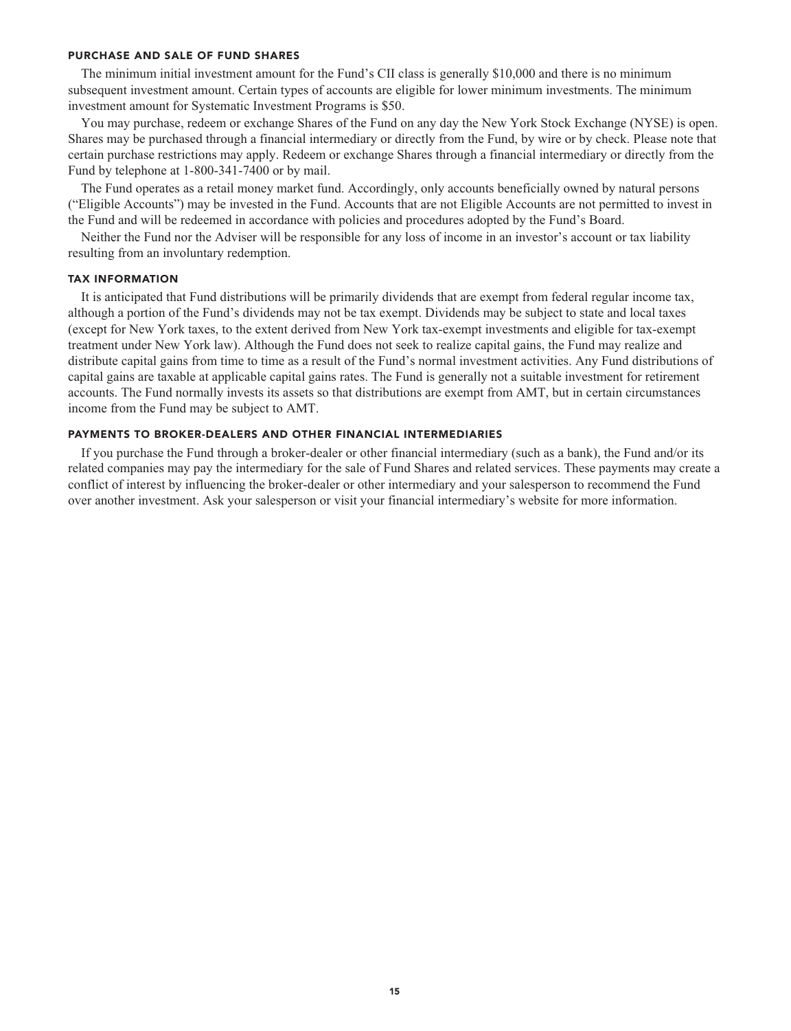## PURCHASE AND SALE OF FUND SHARES

The minimum initial investment amount for the Fund's CII class is generally $10,000 and there is no minimum subsequent investment amount. Certain types of accounts are eligible for lower minimum investments. The minimum investment amount for Systematic Investment Programs is $50.

You may purchase, redeem or exchange Shares of the Fund on any day the New York Stock Exchange (NYSE) is open. Shares may be purchased through a financial intermediary or directly from the Fund, by wire or by check. Please note that certain purchase restrictions may apply. Redeem or exchange Shares through a financial intermediary or directly from the Fund by telephone at 1-800-341-7400 or by mail.

The Fund operates as a retail money market fund. Accordingly, only accounts beneficially owned by natural persons ("Eligible Accounts") may be invested in the Fund. Accounts that are not Eligible Accounts are not permitted to invest in the Fund and will be redeemed in accordance with policies and procedures adopted by the Fund's Board.

Neither the Fund nor the Adviser will be responsible for any loss of income in an investor's account or tax liability resulting from an involuntary redemption.

## TAX INFORMATION

It is anticipated that Fund distributions will be primarily dividends that are exempt from federal regular income tax, although a portion of the Fund's dividends may not be tax exempt. Dividends may be subject to state and local taxes (except for New York taxes, to the extent derived from New York tax-exempt investments and eligible for tax-exempt treatment under New York law). Although the Fund does not seek to realize capital gains, the Fund may realize and distribute capital gains from time to time as a result of the Fund's normal investment activities. Any Fund distributions of capital gains are taxable at applicable capital gains rates. The Fund is generally not a suitable investment for retirement accounts. The Fund normally invests its assets so that distributions are exempt from AMT, but in certain circumstances income from the Fund may be subject to AMT.

## PAYMENTS TO BROKER-DEALERS AND OTHER FINANCIAL INTERMEDIARIES

If you purchase the Fund through a broker-dealer or other financial intermediary (such as a bank), the Fund and/or its related companies may pay the intermediary for the sale of Fund Shares and related services. These payments may create a conflict of interest by influencing the broker-dealer or other intermediary and your salesperson to recommend the Fund over another investment. Ask your salesperson or visit your financial intermediary's website for more information.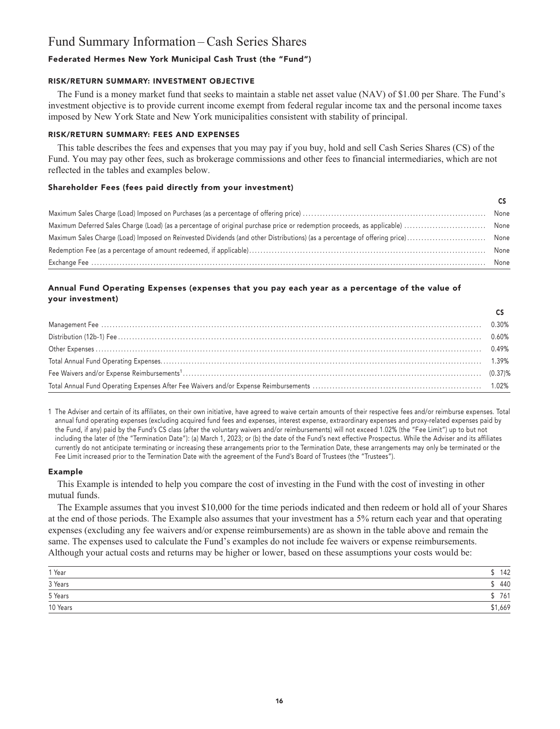# Fund Summary Information – Cash Series Shares

### Federated Hermes New York Municipal Cash Trust (the "Fund")

#### RISK/RETURN SUMMARY: INVESTMENT OBJECTIVE

The Fund is a money market fund that seeks to maintain a stable net asset value (NAV) of $1.00 per Share. The Fund's investment objective is to provide current income exempt from federal regular income tax and the personal income taxes imposed by New York State and New York municipalities consistent with stability of principal.

#### RISK/RETURN SUMMARY: FEES AND EXPENSES

This table describes the fees and expenses that you may pay if you buy, hold and sell Cash Series Shares (CS) of the Fund. You may pay other fees, such as brokerage commissions and other fees to financial intermediaries, which are not reflected in the tables and examples below.

#### Shareholder Fees (fees paid directly from your investment)

| | CS |
|---|---|
| Maximum Sales Charge (Load) Imposed on Purchases (as a percentage of offering price) | None |
| Maximum Deferred Sales Charge (Load) (as a percentage of original purchase price or redemption proceeds, as applicable) | None |
| Maximum Sales Charge (Load) Imposed on Reinvested Dividends (and other Distributions) (as a percentage of offering price) | None |
| Redemption Fee (as a percentage of amount redeemed, if applicable) | None |
| Exchange Fee | None |

#### Annual Fund Operating Expenses (expenses that you pay each year as a percentage of the value of your investment)

| | CS |
|---|---|
| Management Fee | 0.30% |
| Distribution (12b-1) Fee | 0.60% |
| Other Expenses | 0.49% |
| Total Annual Fund Operating Expenses | 1.39% |
| Fee Waivers and/or Expense Reimbursements[1] | (0.37)% |
| Total Annual Fund Operating Expenses After Fee Waivers and/or Expense Reimbursements | 1.02% |

1 The Adviser and certain of its affiliates, on their own initiative, have agreed to waive certain amounts of their respective fees and/or reimburse expenses. Total annual fund operating expenses (excluding acquired fund fees and expenses, interest expense, extraordinary expenses and proxy-related expenses paid by the Fund, if any) paid by the Fund's CS class (after the voluntary waivers and/or reimbursements) will not exceed 1.02% (the "Fee Limit") up to but not including the later of (the "Termination Date"): (a) March 1, 2023; or (b) the date of the Fund's next effective Prospectus. While the Adviser and its affiliates currently do not anticipate terminating or increasing these arrangements prior to the Termination Date, these arrangements may only be terminated or the Fee Limit increased prior to the Termination Date with the agreement of the Fund's Board of Trustees (the "Trustees").

#### Example

This Example is intended to help you compare the cost of investing in the Fund with the cost of investing in other mutual funds.

The Example assumes that you invest $10,000 for the time periods indicated and then redeem or hold all of your Shares at the end of those periods. The Example also assumes that your investment has a 5% return each year and that operating expenses (excluding any fee waivers and/or expense reimbursements) are as shown in the table above and remain the same. The expenses used to calculate the Fund's examples do not include fee waivers or expense reimbursements. Although your actual costs and returns may be higher or lower, based on these assumptions your costs would be:

| | |
|---|---|
| 1 Year | $ 142 |
| 3 Years | $ 440 |
| 5 Years | $ 761 |
| 10 Years | $1,669 |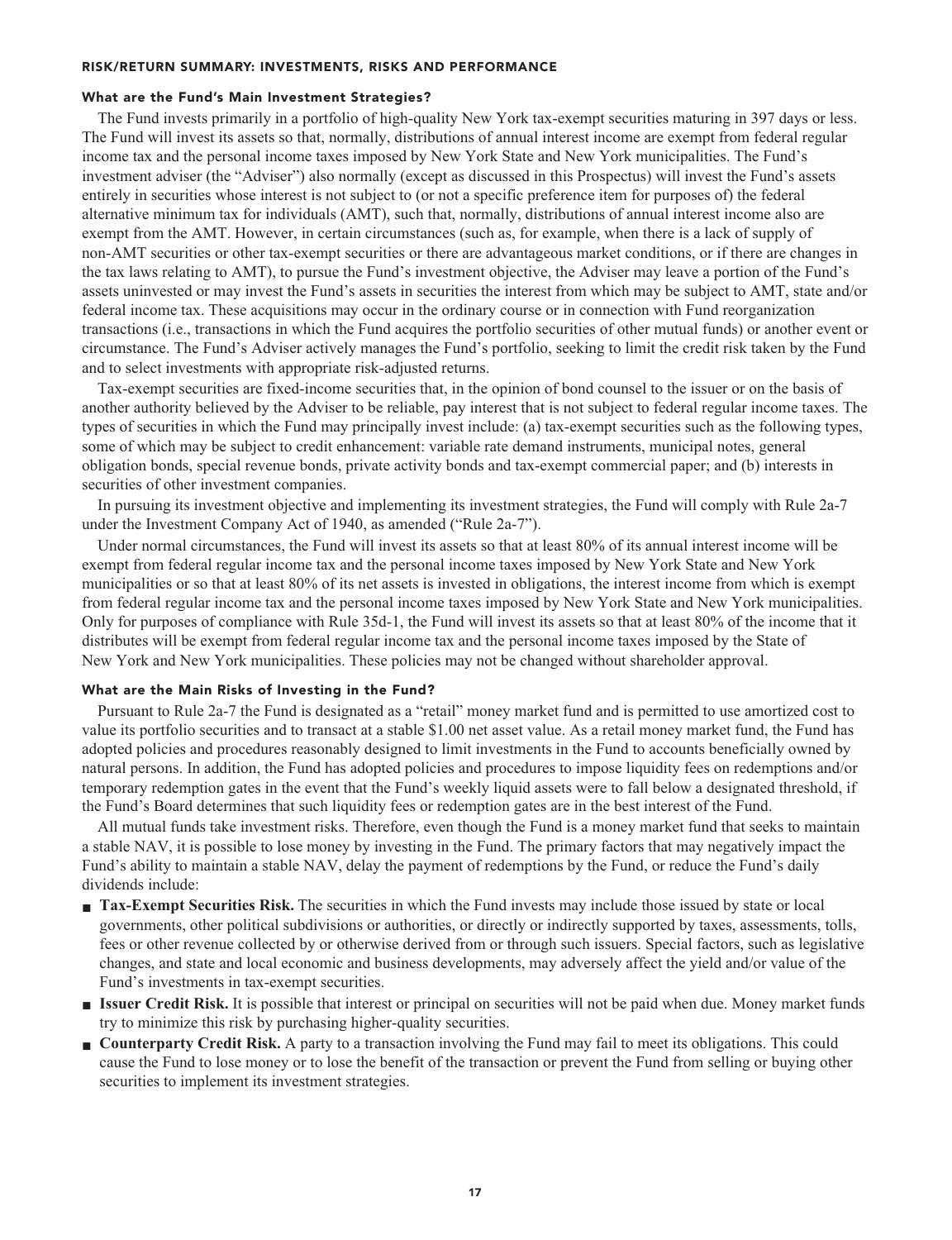## RISK/RETURN SUMMARY: INVESTMENTS, RISKS AND PERFORMANCE

### What are the Fund's Main Investment Strategies?

The Fund invests primarily in a portfolio of high-quality New York tax-exempt securities maturing in 397 days or less. The Fund will invest its assets so that, normally, distributions of annual interest income are exempt from federal regular income tax and the personal income taxes imposed by New York State and New York municipalities. The Fund's investment adviser (the "Adviser") also normally (except as discussed in this Prospectus) will invest the Fund's assets entirely in securities whose interest is not subject to (or not a specific preference item for purposes of) the federal alternative minimum tax for individuals (AMT), such that, normally, distributions of annual interest income also are exempt from the AMT. However, in certain circumstances (such as, for example, when there is a lack of supply of non-AMT securities or other tax-exempt securities or there are advantageous market conditions, or if there are changes in the tax laws relating to AMT), to pursue the Fund's investment objective, the Adviser may leave a portion of the Fund's assets uninvested or may invest the Fund's assets in securities the interest from which may be subject to AMT, state and/or federal income tax. These acquisitions may occur in the ordinary course or in connection with Fund reorganization transactions (i.e., transactions in which the Fund acquires the portfolio securities of other mutual funds) or another event or circumstance. The Fund's Adviser actively manages the Fund's portfolio, seeking to limit the credit risk taken by the Fund and to select investments with appropriate risk-adjusted returns.

Tax-exempt securities are fixed-income securities that, in the opinion of bond counsel to the issuer or on the basis of another authority believed by the Adviser to be reliable, pay interest that is not subject to federal regular income taxes. The types of securities in which the Fund may principally invest include: (a) tax-exempt securities such as the following types, some of which may be subject to credit enhancement: variable rate demand instruments, municipal notes, general obligation bonds, special revenue bonds, private activity bonds and tax-exempt commercial paper; and (b) interests in securities of other investment companies.

In pursuing its investment objective and implementing its investment strategies, the Fund will comply with Rule 2a-7 under the Investment Company Act of 1940, as amended ("Rule 2a-7").

Under normal circumstances, the Fund will invest its assets so that at least 80% of its annual interest income will be exempt from federal regular income tax and the personal income taxes imposed by New York State and New York municipalities or so that at least 80% of its net assets is invested in obligations, the interest income from which is exempt from federal regular income tax and the personal income taxes imposed by New York State and New York municipalities. Only for purposes of compliance with Rule 35d-1, the Fund will invest its assets so that at least 80% of the income that it distributes will be exempt from federal regular income tax and the personal income taxes imposed by the State of New York and New York municipalities. These policies may not be changed without shareholder approval.

### What are the Main Risks of Investing in the Fund?

Pursuant to Rule 2a-7 the Fund is designated as a "retail" money market fund and is permitted to use amortized cost to value its portfolio securities and to transact at a stable $1.00 net asset value. As a retail money market fund, the Fund has adopted policies and procedures reasonably designed to limit investments in the Fund to accounts beneficially owned by natural persons. In addition, the Fund has adopted policies and procedures to impose liquidity fees on redemptions and/or temporary redemption gates in the event that the Fund's weekly liquid assets were to fall below a designated threshold, if the Fund's Board determines that such liquidity fees or redemption gates are in the best interest of the Fund.

All mutual funds take investment risks. Therefore, even though the Fund is a money market fund that seeks to maintain a stable NAV, it is possible to lose money by investing in the Fund. The primary factors that may negatively impact the Fund's ability to maintain a stable NAV, delay the payment of redemptions by the Fund, or reduce the Fund's daily dividends include:

- **Tax-Exempt Securities Risk.** The securities in which the Fund invests may include those issued by state or local governments, other political subdivisions or authorities, or directly or indirectly supported by taxes, assessments, tolls, fees or other revenue collected by or otherwise derived from or through such issuers. Special factors, such as legislative changes, and state and local economic and business developments, may adversely affect the yield and/or value of the Fund's investments in tax-exempt securities.
- **Issuer Credit Risk.** It is possible that interest or principal on securities will not be paid when due. Money market funds try to minimize this risk by purchasing higher-quality securities.
- **Counterparty Credit Risk.** A party to a transaction involving the Fund may fail to meet its obligations. This could cause the Fund to lose money or to lose the benefit of the transaction or prevent the Fund from selling or buying other securities to implement its investment strategies.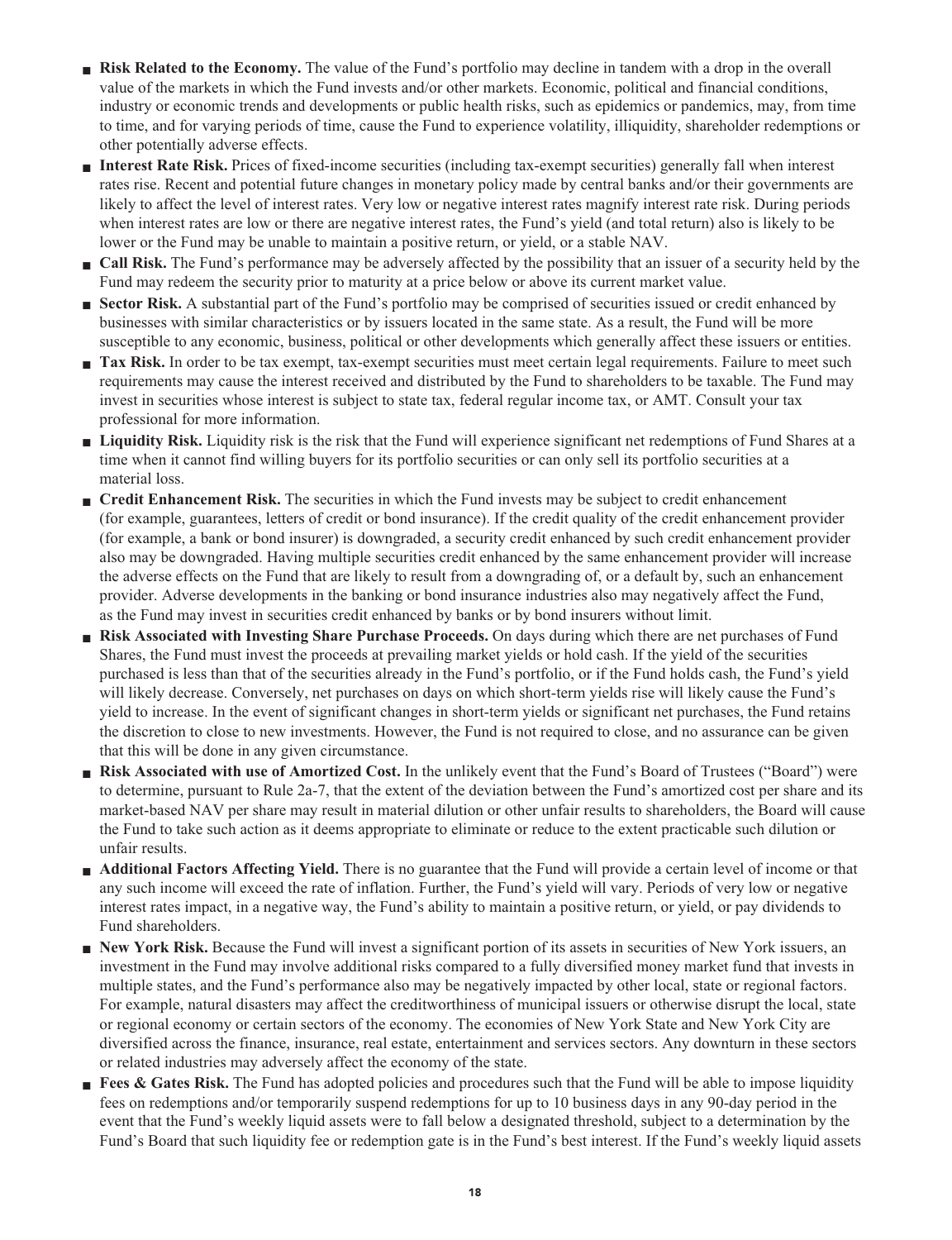- **Risk Related to the Economy.** The value of the Fund's portfolio may decline in tandem with a drop in the overall value of the markets in which the Fund invests and/or other markets. Economic, political and financial conditions, industry or economic trends and developments or public health risks, such as epidemics or pandemics, may, from time to time, and for varying periods of time, cause the Fund to experience volatility, illiquidity, shareholder redemptions or other potentially adverse effects.
- **Interest Rate Risk.** Prices of fixed-income securities (including tax-exempt securities) generally fall when interest rates rise. Recent and potential future changes in monetary policy made by central banks and/or their governments are likely to affect the level of interest rates. Very low or negative interest rates magnify interest rate risk. During periods when interest rates are low or there are negative interest rates, the Fund's yield (and total return) also is likely to be lower or the Fund may be unable to maintain a positive return, or yield, or a stable NAV.
- **Call Risk.** The Fund's performance may be adversely affected by the possibility that an issuer of a security held by the Fund may redeem the security prior to maturity at a price below or above its current market value.
- **Sector Risk.** A substantial part of the Fund's portfolio may be comprised of securities issued or credit enhanced by businesses with similar characteristics or by issuers located in the same state. As a result, the Fund will be more susceptible to any economic, business, political or other developments which generally affect these issuers or entities.
- **Tax Risk.** In order to be tax exempt, tax-exempt securities must meet certain legal requirements. Failure to meet such requirements may cause the interest received and distributed by the Fund to shareholders to be taxable. The Fund may invest in securities whose interest is subject to state tax, federal regular income tax, or AMT. Consult your tax professional for more information.
- **Liquidity Risk.** Liquidity risk is the risk that the Fund will experience significant net redemptions of Fund Shares at a time when it cannot find willing buyers for its portfolio securities or can only sell its portfolio securities at a material loss.
- **Credit Enhancement Risk.** The securities in which the Fund invests may be subject to credit enhancement (for example, guarantees, letters of credit or bond insurance). If the credit quality of the credit enhancement provider (for example, a bank or bond insurer) is downgraded, a security credit enhanced by such credit enhancement provider also may be downgraded. Having multiple securities credit enhanced by the same enhancement provider will increase the adverse effects on the Fund that are likely to result from a downgrading of, or a default by, such an enhancement provider. Adverse developments in the banking or bond insurance industries also may negatively affect the Fund, as the Fund may invest in securities credit enhanced by banks or by bond insurers without limit.
- **Risk Associated with Investing Share Purchase Proceeds.** On days during which there are net purchases of Fund Shares, the Fund must invest the proceeds at prevailing market yields or hold cash. If the yield of the securities purchased is less than that of the securities already in the Fund's portfolio, or if the Fund holds cash, the Fund's yield will likely decrease. Conversely, net purchases on days on which short-term yields rise will likely cause the Fund's yield to increase. In the event of significant changes in short-term yields or significant net purchases, the Fund retains the discretion to close to new investments. However, the Fund is not required to close, and no assurance can be given that this will be done in any given circumstance.
- **Risk Associated with use of Amortized Cost.** In the unlikely event that the Fund's Board of Trustees ("Board") were to determine, pursuant to Rule 2a-7, that the extent of the deviation between the Fund's amortized cost per share and its market-based NAV per share may result in material dilution or other unfair results to shareholders, the Board will cause the Fund to take such action as it deems appropriate to eliminate or reduce to the extent practicable such dilution or unfair results.
- **Additional Factors Affecting Yield.** There is no guarantee that the Fund will provide a certain level of income or that any such income will exceed the rate of inflation. Further, the Fund's yield will vary. Periods of very low or negative interest rates impact, in a negative way, the Fund's ability to maintain a positive return, or yield, or pay dividends to Fund shareholders.
- **New York Risk.** Because the Fund will invest a significant portion of its assets in securities of New York issuers, an investment in the Fund may involve additional risks compared to a fully diversified money market fund that invests in multiple states, and the Fund's performance also may be negatively impacted by other local, state or regional factors. For example, natural disasters may affect the creditworthiness of municipal issuers or otherwise disrupt the local, state or regional economy or certain sectors of the economy. The economies of New York State and New York City are diversified across the finance, insurance, real estate, entertainment and services sectors. Any downturn in these sectors or related industries may adversely affect the economy of the state.
- **Fees & Gates Risk.** The Fund has adopted policies and procedures such that the Fund will be able to impose liquidity fees on redemptions and/or temporarily suspend redemptions for up to 10 business days in any 90-day period in the event that the Fund's weekly liquid assets were to fall below a designated threshold, subject to a determination by the Fund's Board that such liquidity fee or redemption gate is in the Fund's best interest. If the Fund's weekly liquid assets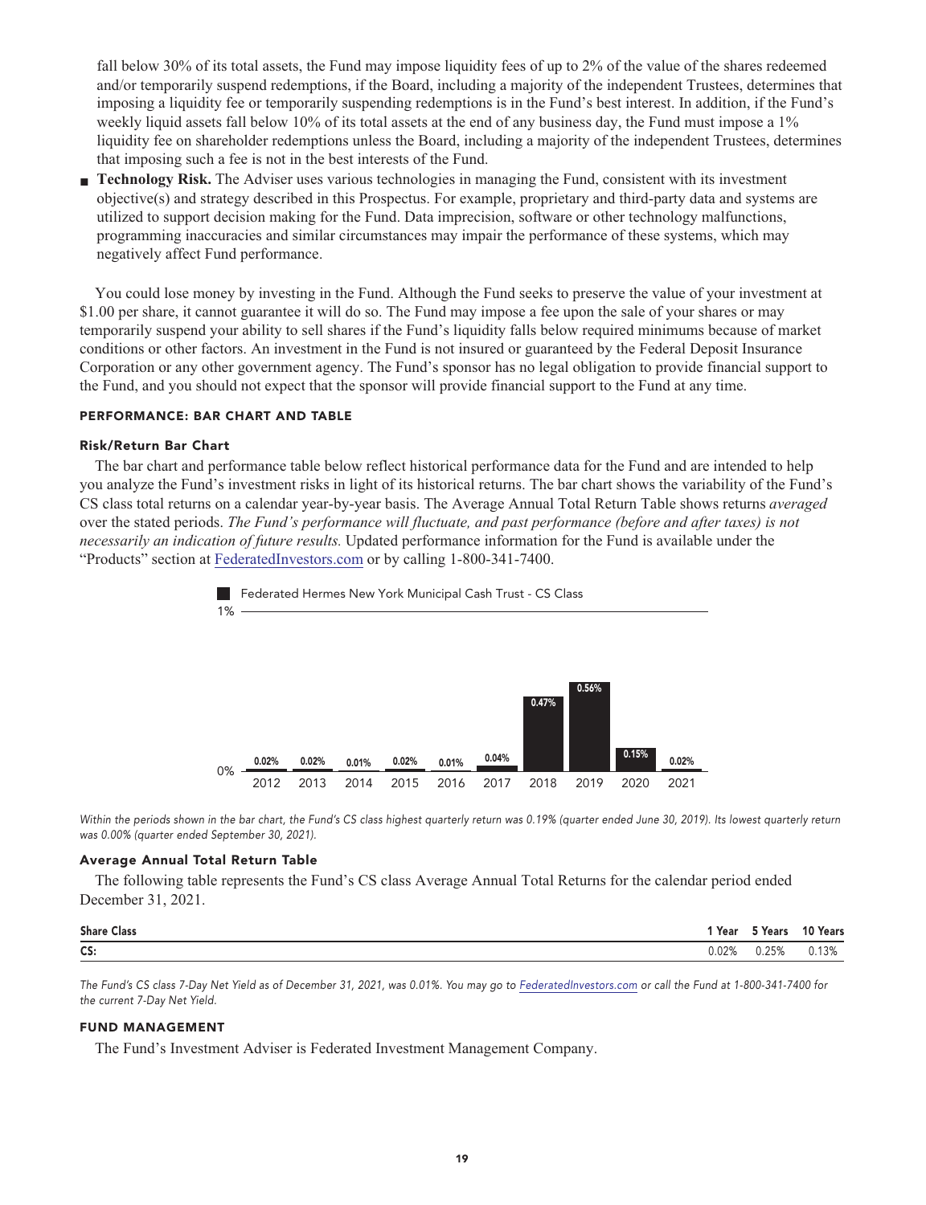fall below 30% of its total assets, the Fund may impose liquidity fees of up to 2% of the value of the shares redeemed and/or temporarily suspend redemptions, if the Board, including a majority of the independent Trustees, determines that imposing a liquidity fee or temporarily suspending redemptions is in the Fund's best interest. In addition, if the Fund's weekly liquid assets fall below 10% of its total assets at the end of any business day, the Fund must impose a 1% liquidity fee on shareholder redemptions unless the Board, including a majority of the independent Trustees, determines that imposing such a fee is not in the best interests of the Fund.

- **Technology Risk.** The Adviser uses various technologies in managing the Fund, consistent with its investment objective(s) and strategy described in this Prospectus. For example, proprietary and third-party data and systems are utilized to support decision making for the Fund. Data imprecision, software or other technology malfunctions, programming inaccuracies and similar circumstances may impair the performance of these systems, which may negatively affect Fund performance.

You could lose money by investing in the Fund. Although the Fund seeks to preserve the value of your investment at $1.00 per share, it cannot guarantee it will do so. The Fund may impose a fee upon the sale of your shares or may temporarily suspend your ability to sell shares if the Fund's liquidity falls below required minimums because of market conditions or other factors. An investment in the Fund is not insured or guaranteed by the Federal Deposit Insurance Corporation or any other government agency. The Fund's sponsor has no legal obligation to provide financial support to the Fund, and you should not expect that the sponsor will provide financial support to the Fund at any time.

## PERFORMANCE: BAR CHART AND TABLE

### Risk/Return Bar Chart

The bar chart and performance table below reflect historical performance data for the Fund and are intended to help you analyze the Fund's investment risks in light of its historical returns. The bar chart shows the variability of the Fund's CS class total returns on a calendar year-by-year basis. The Average Annual Total Return Table shows returns *averaged* over the stated periods. *The Fund's performance will fluctuate, and past performance (before and after taxes) is not necessarily an indication of future results.* Updated performance information for the Fund is available under the "Products" section at FederatedInvestors.com or by calling 1-800-341-7400.

Federated Hermes New York Municipal Cash Trust - CS Class

| 2012 | 2013 | 2014 | 2015 | 2016 | 2017 | 2018 | 2019 | 2020 | 2021 |
|---|---|---|---|---|---|---|---|---|---|
| 0.02% | 0.02% | 0.01% | 0.02% | 0.01% | 0.04% | 0.47% | 0.56% | 0.15% | 0.02% |

*Within the periods shown in the bar chart, the Fund's CS class highest quarterly return was 0.19% (quarter ended June 30, 2019). Its lowest quarterly return was 0.00% (quarter ended September 30, 2021).*

### Average Annual Total Return Table

The following table represents the Fund's CS class Average Annual Total Returns for the calendar period ended December 31, 2021.

| Share Class | 1 Year | 5 Years | 10 Years |
|---|---|---|---|
| CS: | 0.02% | 0.25% | 0.13% |

*The Fund's CS class 7-Day Net Yield as of December 31, 2021, was 0.01%. You may go to FederatedInvestors.com or call the Fund at 1-800-341-7400 for the current 7-Day Net Yield.*

## FUND MANAGEMENT

The Fund's Investment Adviser is Federated Investment Management Company.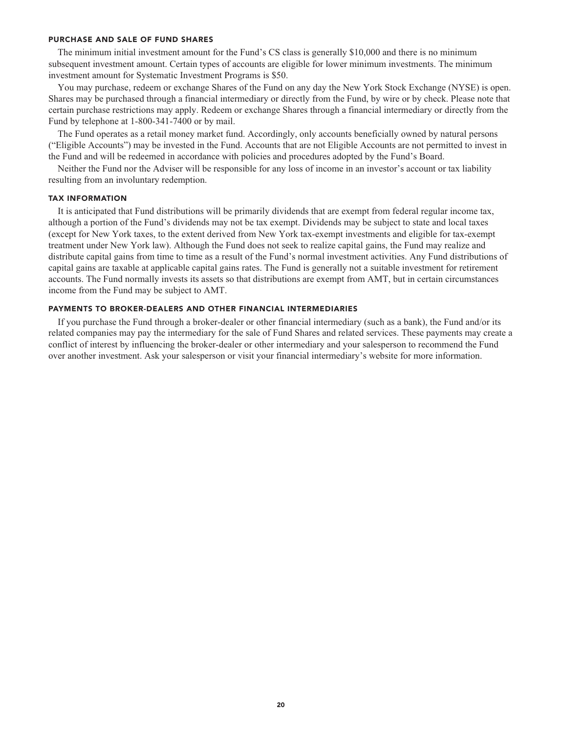### PURCHASE AND SALE OF FUND SHARES

The minimum initial investment amount for the Fund's CS class is generally $10,000 and there is no minimum subsequent investment amount. Certain types of accounts are eligible for lower minimum investments. The minimum investment amount for Systematic Investment Programs is $50.

You may purchase, redeem or exchange Shares of the Fund on any day the New York Stock Exchange (NYSE) is open. Shares may be purchased through a financial intermediary or directly from the Fund, by wire or by check. Please note that certain purchase restrictions may apply. Redeem or exchange Shares through a financial intermediary or directly from the Fund by telephone at 1-800-341-7400 or by mail.

The Fund operates as a retail money market fund. Accordingly, only accounts beneficially owned by natural persons ("Eligible Accounts") may be invested in the Fund. Accounts that are not Eligible Accounts are not permitted to invest in the Fund and will be redeemed in accordance with policies and procedures adopted by the Fund's Board.

Neither the Fund nor the Adviser will be responsible for any loss of income in an investor's account or tax liability resulting from an involuntary redemption.

### TAX INFORMATION

It is anticipated that Fund distributions will be primarily dividends that are exempt from federal regular income tax, although a portion of the Fund's dividends may not be tax exempt. Dividends may be subject to state and local taxes (except for New York taxes, to the extent derived from New York tax-exempt investments and eligible for tax-exempt treatment under New York law). Although the Fund does not seek to realize capital gains, the Fund may realize and distribute capital gains from time to time as a result of the Fund's normal investment activities. Any Fund distributions of capital gains are taxable at applicable capital gains rates. The Fund is generally not a suitable investment for retirement accounts. The Fund normally invests its assets so that distributions are exempt from AMT, but in certain circumstances income from the Fund may be subject to AMT.

### PAYMENTS TO BROKER-DEALERS AND OTHER FINANCIAL INTERMEDIARIES

If you purchase the Fund through a broker-dealer or other financial intermediary (such as a bank), the Fund and/or its related companies may pay the intermediary for the sale of Fund Shares and related services. These payments may create a conflict of interest by influencing the broker-dealer or other intermediary and your salesperson to recommend the Fund over another investment. Ask your salesperson or visit your financial intermediary's website for more information.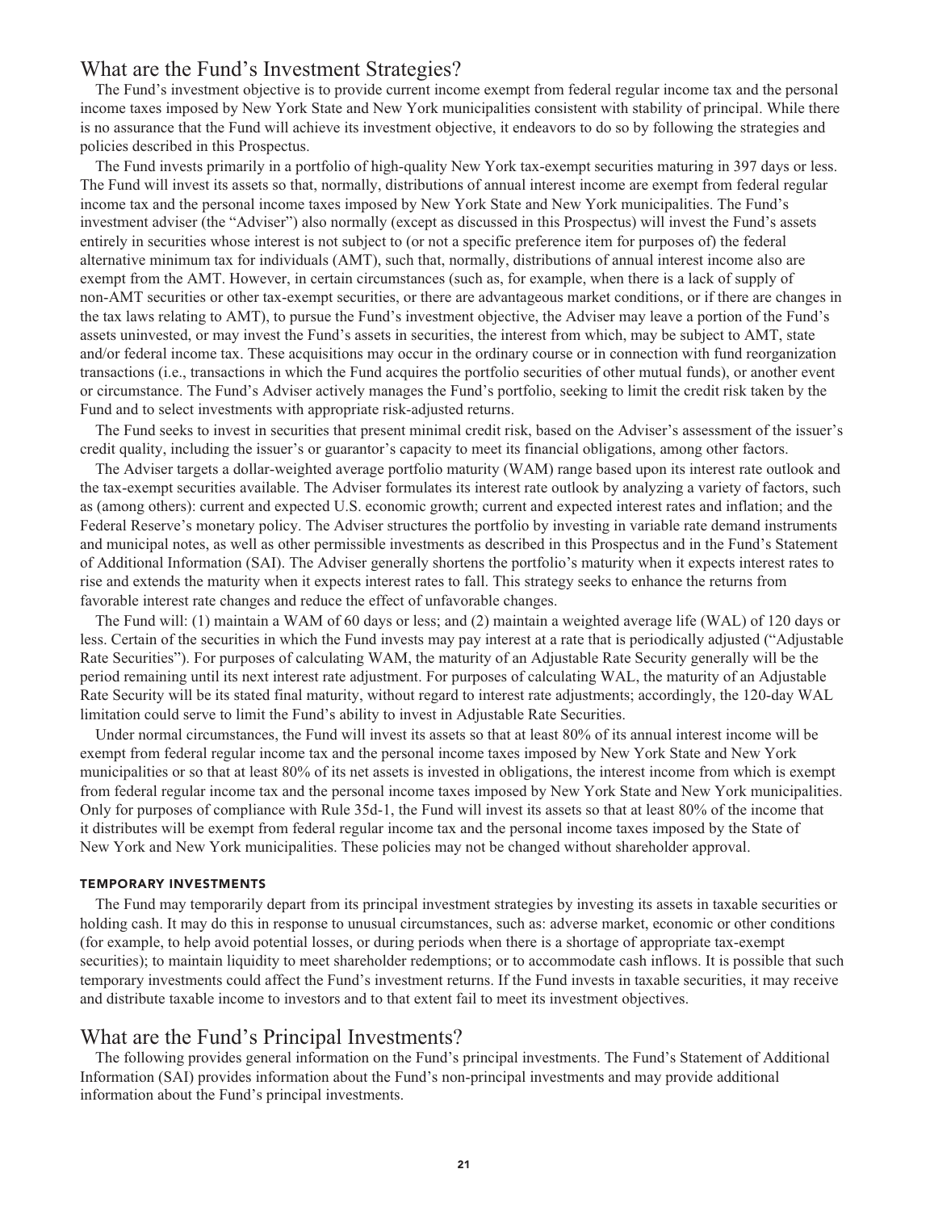## What are the Fund's Investment Strategies?

The Fund's investment objective is to provide current income exempt from federal regular income tax and the personal income taxes imposed by New York State and New York municipalities consistent with stability of principal. While there is no assurance that the Fund will achieve its investment objective, it endeavors to do so by following the strategies and policies described in this Prospectus.

The Fund invests primarily in a portfolio of high-quality New York tax-exempt securities maturing in 397 days or less. The Fund will invest its assets so that, normally, distributions of annual interest income are exempt from federal regular income tax and the personal income taxes imposed by New York State and New York municipalities. The Fund's investment adviser (the "Adviser") also normally (except as discussed in this Prospectus) will invest the Fund's assets entirely in securities whose interest is not subject to (or not a specific preference item for purposes of) the federal alternative minimum tax for individuals (AMT), such that, normally, distributions of annual interest income also are exempt from the AMT. However, in certain circumstances (such as, for example, when there is a lack of supply of non-AMT securities or other tax-exempt securities, or there are advantageous market conditions, or if there are changes in the tax laws relating to AMT), to pursue the Fund's investment objective, the Adviser may leave a portion of the Fund's assets uninvested, or may invest the Fund's assets in securities, the interest from which, may be subject to AMT, state and/or federal income tax. These acquisitions may occur in the ordinary course or in connection with fund reorganization transactions (i.e., transactions in which the Fund acquires the portfolio securities of other mutual funds), or another event or circumstance. The Fund's Adviser actively manages the Fund's portfolio, seeking to limit the credit risk taken by the Fund and to select investments with appropriate risk-adjusted returns.

The Fund seeks to invest in securities that present minimal credit risk, based on the Adviser's assessment of the issuer's credit quality, including the issuer's or guarantor's capacity to meet its financial obligations, among other factors.

The Adviser targets a dollar-weighted average portfolio maturity (WAM) range based upon its interest rate outlook and the tax-exempt securities available. The Adviser formulates its interest rate outlook by analyzing a variety of factors, such as (among others): current and expected U.S. economic growth; current and expected interest rates and inflation; and the Federal Reserve's monetary policy. The Adviser structures the portfolio by investing in variable rate demand instruments and municipal notes, as well as other permissible investments as described in this Prospectus and in the Fund's Statement of Additional Information (SAI). The Adviser generally shortens the portfolio's maturity when it expects interest rates to rise and extends the maturity when it expects interest rates to fall. This strategy seeks to enhance the returns from favorable interest rate changes and reduce the effect of unfavorable changes.

The Fund will: (1) maintain a WAM of 60 days or less; and (2) maintain a weighted average life (WAL) of 120 days or less. Certain of the securities in which the Fund invests may pay interest at a rate that is periodically adjusted ("Adjustable Rate Securities"). For purposes of calculating WAM, the maturity of an Adjustable Rate Security generally will be the period remaining until its next interest rate adjustment. For purposes of calculating WAL, the maturity of an Adjustable Rate Security will be its stated final maturity, without regard to interest rate adjustments; accordingly, the 120-day WAL limitation could serve to limit the Fund's ability to invest in Adjustable Rate Securities.

Under normal circumstances, the Fund will invest its assets so that at least 80% of its annual interest income will be exempt from federal regular income tax and the personal income taxes imposed by New York State and New York municipalities or so that at least 80% of its net assets is invested in obligations, the interest income from which is exempt from federal regular income tax and the personal income taxes imposed by New York State and New York municipalities. Only for purposes of compliance with Rule 35d-1, the Fund will invest its assets so that at least 80% of the income that it distributes will be exempt from federal regular income tax and the personal income taxes imposed by the State of New York and New York municipalities. These policies may not be changed without shareholder approval.

#### TEMPORARY INVESTMENTS

The Fund may temporarily depart from its principal investment strategies by investing its assets in taxable securities or holding cash. It may do this in response to unusual circumstances, such as: adverse market, economic or other conditions (for example, to help avoid potential losses, or during periods when there is a shortage of appropriate tax-exempt securities); to maintain liquidity to meet shareholder redemptions; or to accommodate cash inflows. It is possible that such temporary investments could affect the Fund's investment returns. If the Fund invests in taxable securities, it may receive and distribute taxable income to investors and to that extent fail to meet its investment objectives.

## What are the Fund's Principal Investments?

The following provides general information on the Fund's principal investments. The Fund's Statement of Additional Information (SAI) provides information about the Fund's non-principal investments and may provide additional information about the Fund's principal investments.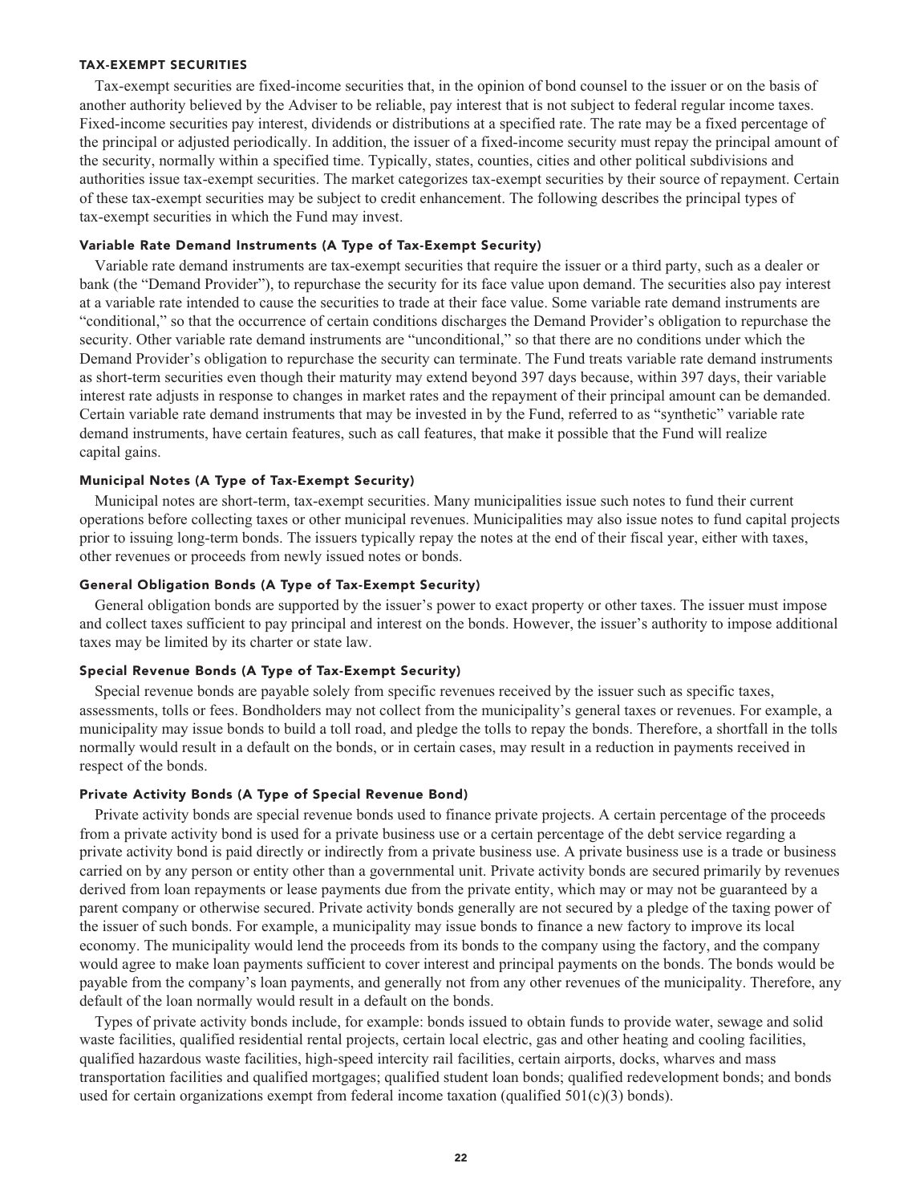## TAX-EXEMPT SECURITIES

Tax-exempt securities are fixed-income securities that, in the opinion of bond counsel to the issuer or on the basis of another authority believed by the Adviser to be reliable, pay interest that is not subject to federal regular income taxes. Fixed-income securities pay interest, dividends or distributions at a specified rate. The rate may be a fixed percentage of the principal or adjusted periodically. In addition, the issuer of a fixed-income security must repay the principal amount of the security, normally within a specified time. Typically, states, counties, cities and other political subdivisions and authorities issue tax-exempt securities. The market categorizes tax-exempt securities by their source of repayment. Certain of these tax-exempt securities may be subject to credit enhancement. The following describes the principal types of tax-exempt securities in which the Fund may invest.

### Variable Rate Demand Instruments (A Type of Tax-Exempt Security)

Variable rate demand instruments are tax-exempt securities that require the issuer or a third party, such as a dealer or bank (the "Demand Provider"), to repurchase the security for its face value upon demand. The securities also pay interest at a variable rate intended to cause the securities to trade at their face value. Some variable rate demand instruments are "conditional," so that the occurrence of certain conditions discharges the Demand Provider's obligation to repurchase the security. Other variable rate demand instruments are "unconditional," so that there are no conditions under which the Demand Provider's obligation to repurchase the security can terminate. The Fund treats variable rate demand instruments as short-term securities even though their maturity may extend beyond 397 days because, within 397 days, their variable interest rate adjusts in response to changes in market rates and the repayment of their principal amount can be demanded. Certain variable rate demand instruments that may be invested in by the Fund, referred to as "synthetic" variable rate demand instruments, have certain features, such as call features, that make it possible that the Fund will realize capital gains.

### Municipal Notes (A Type of Tax-Exempt Security)

Municipal notes are short-term, tax-exempt securities. Many municipalities issue such notes to fund their current operations before collecting taxes or other municipal revenues. Municipalities may also issue notes to fund capital projects prior to issuing long-term bonds. The issuers typically repay the notes at the end of their fiscal year, either with taxes, other revenues or proceeds from newly issued notes or bonds.

### General Obligation Bonds (A Type of Tax-Exempt Security)

General obligation bonds are supported by the issuer's power to exact property or other taxes. The issuer must impose and collect taxes sufficient to pay principal and interest on the bonds. However, the issuer's authority to impose additional taxes may be limited by its charter or state law.

### Special Revenue Bonds (A Type of Tax-Exempt Security)

Special revenue bonds are payable solely from specific revenues received by the issuer such as specific taxes, assessments, tolls or fees. Bondholders may not collect from the municipality's general taxes or revenues. For example, a municipality may issue bonds to build a toll road, and pledge the tolls to repay the bonds. Therefore, a shortfall in the tolls normally would result in a default on the bonds, or in certain cases, may result in a reduction in payments received in respect of the bonds.

### Private Activity Bonds (A Type of Special Revenue Bond)

Private activity bonds are special revenue bonds used to finance private projects. A certain percentage of the proceeds from a private activity bond is used for a private business use or a certain percentage of the debt service regarding a private activity bond is paid directly or indirectly from a private business use. A private business use is a trade or business carried on by any person or entity other than a governmental unit. Private activity bonds are secured primarily by revenues derived from loan repayments or lease payments due from the private entity, which may or may not be guaranteed by a parent company or otherwise secured. Private activity bonds generally are not secured by a pledge of the taxing power of the issuer of such bonds. For example, a municipality may issue bonds to finance a new factory to improve its local economy. The municipality would lend the proceeds from its bonds to the company using the factory, and the company would agree to make loan payments sufficient to cover interest and principal payments on the bonds. The bonds would be payable from the company's loan payments, and generally not from any other revenues of the municipality. Therefore, any default of the loan normally would result in a default on the bonds.

Types of private activity bonds include, for example: bonds issued to obtain funds to provide water, sewage and solid waste facilities, qualified residential rental projects, certain local electric, gas and other heating and cooling facilities, qualified hazardous waste facilities, high-speed intercity rail facilities, certain airports, docks, wharves and mass transportation facilities and qualified mortgages; qualified student loan bonds; qualified redevelopment bonds; and bonds used for certain organizations exempt from federal income taxation (qualified 501(c)(3) bonds).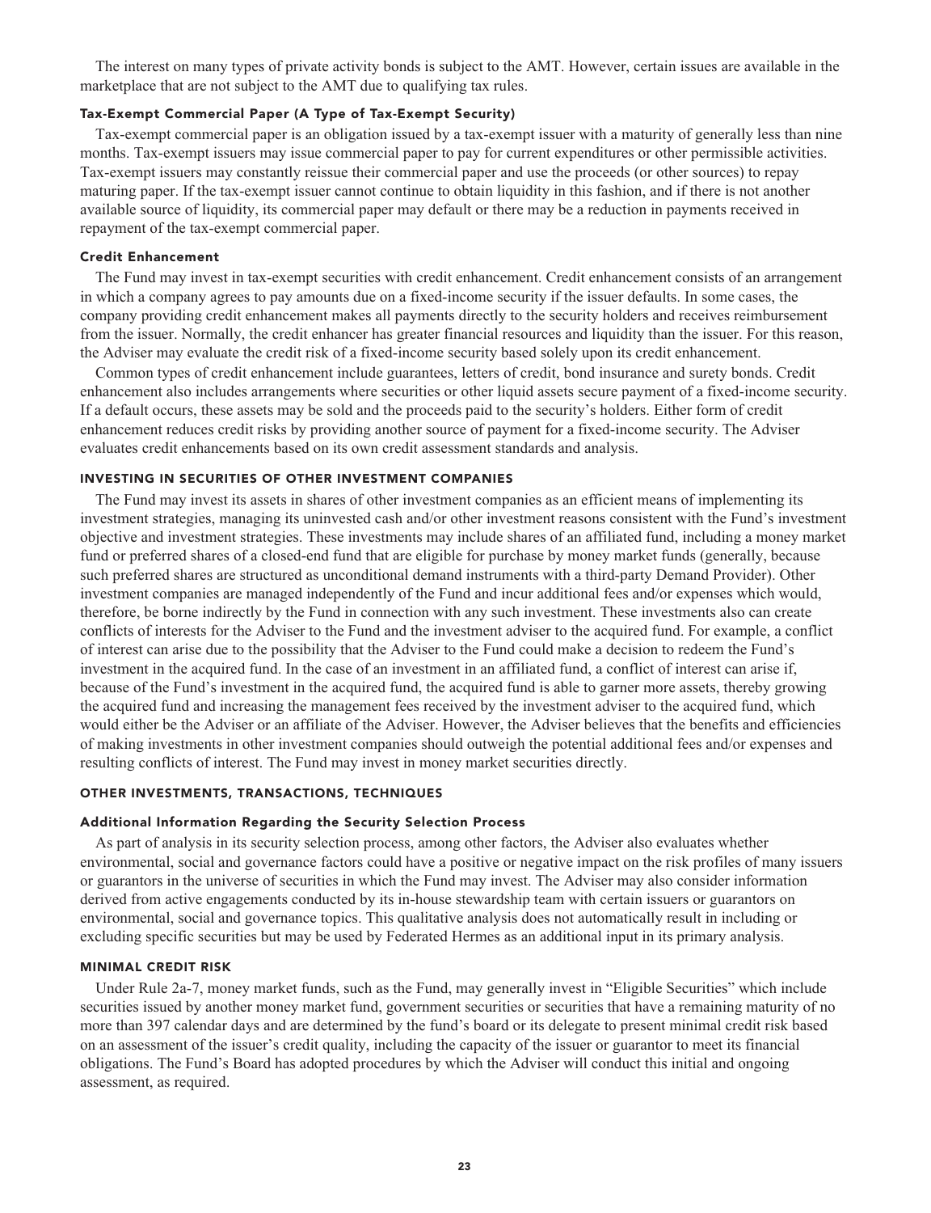The interest on many types of private activity bonds is subject to the AMT. However, certain issues are available in the marketplace that are not subject to the AMT due to qualifying tax rules.

#### Tax-Exempt Commercial Paper (A Type of Tax-Exempt Security)

Tax-exempt commercial paper is an obligation issued by a tax-exempt issuer with a maturity of generally less than nine months. Tax-exempt issuers may issue commercial paper to pay for current expenditures or other permissible activities. Tax-exempt issuers may constantly reissue their commercial paper and use the proceeds (or other sources) to repay maturing paper. If the tax-exempt issuer cannot continue to obtain liquidity in this fashion, and if there is not another available source of liquidity, its commercial paper may default or there may be a reduction in payments received in repayment of the tax-exempt commercial paper.

#### Credit Enhancement

The Fund may invest in tax-exempt securities with credit enhancement. Credit enhancement consists of an arrangement in which a company agrees to pay amounts due on a fixed-income security if the issuer defaults. In some cases, the company providing credit enhancement makes all payments directly to the security holders and receives reimbursement from the issuer. Normally, the credit enhancer has greater financial resources and liquidity than the issuer. For this reason, the Adviser may evaluate the credit risk of a fixed-income security based solely upon its credit enhancement.

Common types of credit enhancement include guarantees, letters of credit, bond insurance and surety bonds. Credit enhancement also includes arrangements where securities or other liquid assets secure payment of a fixed-income security. If a default occurs, these assets may be sold and the proceeds paid to the security's holders. Either form of credit enhancement reduces credit risks by providing another source of payment for a fixed-income security. The Adviser evaluates credit enhancements based on its own credit assessment standards and analysis.

### INVESTING IN SECURITIES OF OTHER INVESTMENT COMPANIES

The Fund may invest its assets in shares of other investment companies as an efficient means of implementing its investment strategies, managing its uninvested cash and/or other investment reasons consistent with the Fund's investment objective and investment strategies. These investments may include shares of an affiliated fund, including a money market fund or preferred shares of a closed-end fund that are eligible for purchase by money market funds (generally, because such preferred shares are structured as unconditional demand instruments with a third-party Demand Provider). Other investment companies are managed independently of the Fund and incur additional fees and/or expenses which would, therefore, be borne indirectly by the Fund in connection with any such investment. These investments also can create conflicts of interests for the Adviser to the Fund and the investment adviser to the acquired fund. For example, a conflict of interest can arise due to the possibility that the Adviser to the Fund could make a decision to redeem the Fund's investment in the acquired fund. In the case of an investment in an affiliated fund, a conflict of interest can arise if, because of the Fund's investment in the acquired fund, the acquired fund is able to garner more assets, thereby growing the acquired fund and increasing the management fees received by the investment adviser to the acquired fund, which would either be the Adviser or an affiliate of the Adviser. However, the Adviser believes that the benefits and efficiencies of making investments in other investment companies should outweigh the potential additional fees and/or expenses and resulting conflicts of interest. The Fund may invest in money market securities directly.

### OTHER INVESTMENTS, TRANSACTIONS, TECHNIQUES

#### Additional Information Regarding the Security Selection Process

As part of analysis in its security selection process, among other factors, the Adviser also evaluates whether environmental, social and governance factors could have a positive or negative impact on the risk profiles of many issuers or guarantors in the universe of securities in which the Fund may invest. The Adviser may also consider information derived from active engagements conducted by its in-house stewardship team with certain issuers or guarantors on environmental, social and governance topics. This qualitative analysis does not automatically result in including or excluding specific securities but may be used by Federated Hermes as an additional input in its primary analysis.

### MINIMAL CREDIT RISK

Under Rule 2a-7, money market funds, such as the Fund, may generally invest in "Eligible Securities" which include securities issued by another money market fund, government securities or securities that have a remaining maturity of no more than 397 calendar days and are determined by the fund's board or its delegate to present minimal credit risk based on an assessment of the issuer's credit quality, including the capacity of the issuer or guarantor to meet its financial obligations. The Fund's Board has adopted procedures by which the Adviser will conduct this initial and ongoing assessment, as required.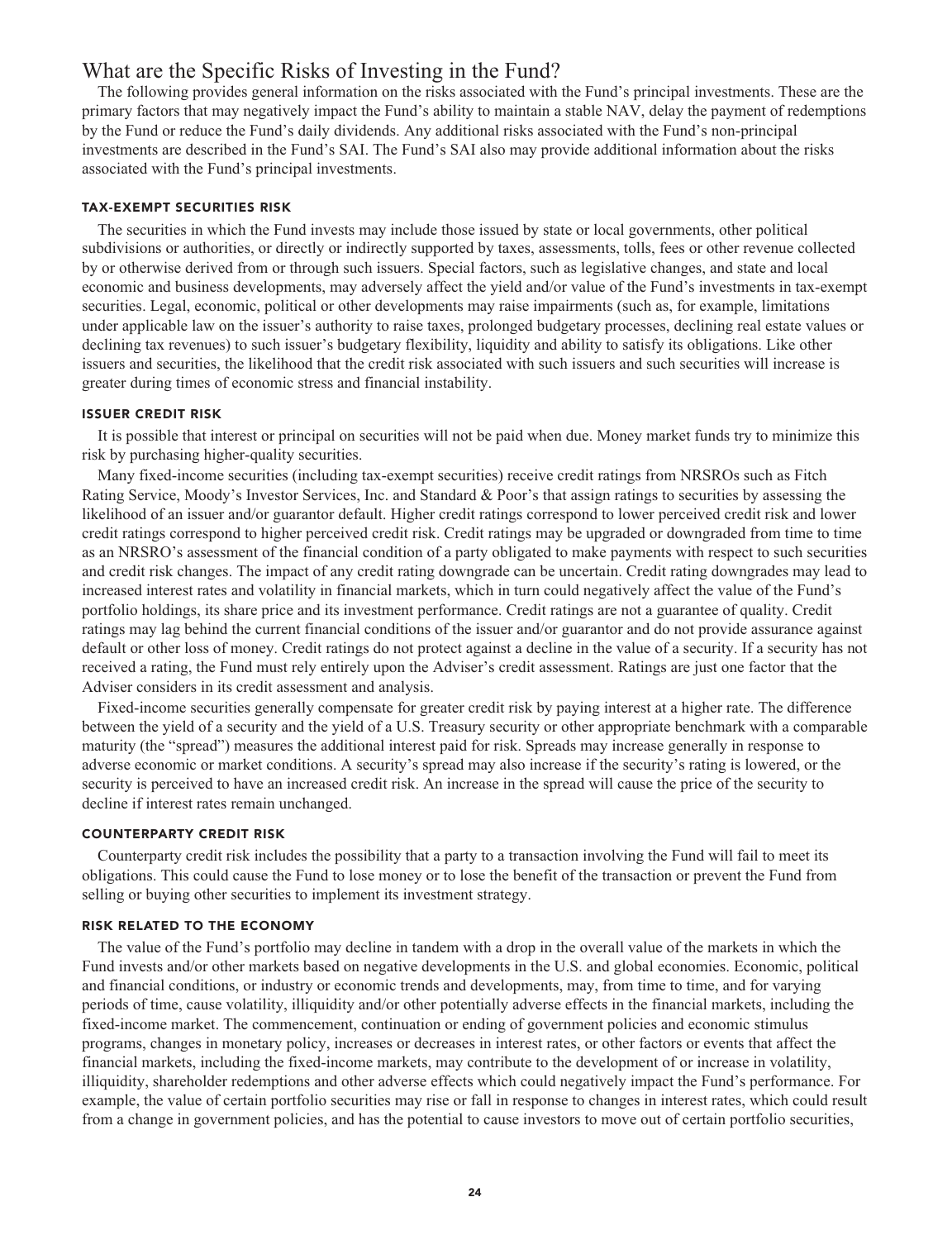## What are the Specific Risks of Investing in the Fund?

The following provides general information on the risks associated with the Fund's principal investments. These are the primary factors that may negatively impact the Fund's ability to maintain a stable NAV, delay the payment of redemptions by the Fund or reduce the Fund's daily dividends. Any additional risks associated with the Fund's non-principal investments are described in the Fund's SAI. The Fund's SAI also may provide additional information about the risks associated with the Fund's principal investments.

#### TAX-EXEMPT SECURITIES RISK

The securities in which the Fund invests may include those issued by state or local governments, other political subdivisions or authorities, or directly or indirectly supported by taxes, assessments, tolls, fees or other revenue collected by or otherwise derived from or through such issuers. Special factors, such as legislative changes, and state and local economic and business developments, may adversely affect the yield and/or value of the Fund's investments in tax-exempt securities. Legal, economic, political or other developments may raise impairments (such as, for example, limitations under applicable law on the issuer's authority to raise taxes, prolonged budgetary processes, declining real estate values or declining tax revenues) to such issuer's budgetary flexibility, liquidity and ability to satisfy its obligations. Like other issuers and securities, the likelihood that the credit risk associated with such issuers and such securities will increase is greater during times of economic stress and financial instability.

#### ISSUER CREDIT RISK

It is possible that interest or principal on securities will not be paid when due. Money market funds try to minimize this risk by purchasing higher-quality securities.

Many fixed-income securities (including tax-exempt securities) receive credit ratings from NRSROs such as Fitch Rating Service, Moody's Investor Services, Inc. and Standard & Poor's that assign ratings to securities by assessing the likelihood of an issuer and/or guarantor default. Higher credit ratings correspond to lower perceived credit risk and lower credit ratings correspond to higher perceived credit risk. Credit ratings may be upgraded or downgraded from time to time as an NRSRO's assessment of the financial condition of a party obligated to make payments with respect to such securities and credit risk changes. The impact of any credit rating downgrade can be uncertain. Credit rating downgrades may lead to increased interest rates and volatility in financial markets, which in turn could negatively affect the value of the Fund's portfolio holdings, its share price and its investment performance. Credit ratings are not a guarantee of quality. Credit ratings may lag behind the current financial conditions of the issuer and/or guarantor and do not provide assurance against default or other loss of money. Credit ratings do not protect against a decline in the value of a security. If a security has not received a rating, the Fund must rely entirely upon the Adviser's credit assessment. Ratings are just one factor that the Adviser considers in its credit assessment and analysis.

Fixed-income securities generally compensate for greater credit risk by paying interest at a higher rate. The difference between the yield of a security and the yield of a U.S. Treasury security or other appropriate benchmark with a comparable maturity (the "spread") measures the additional interest paid for risk. Spreads may increase generally in response to adverse economic or market conditions. A security's spread may also increase if the security's rating is lowered, or the security is perceived to have an increased credit risk. An increase in the spread will cause the price of the security to decline if interest rates remain unchanged.

#### COUNTERPARTY CREDIT RISK

Counterparty credit risk includes the possibility that a party to a transaction involving the Fund will fail to meet its obligations. This could cause the Fund to lose money or to lose the benefit of the transaction or prevent the Fund from selling or buying other securities to implement its investment strategy.

#### RISK RELATED TO THE ECONOMY

The value of the Fund's portfolio may decline in tandem with a drop in the overall value of the markets in which the Fund invests and/or other markets based on negative developments in the U.S. and global economies. Economic, political and financial conditions, or industry or economic trends and developments, may, from time to time, and for varying periods of time, cause volatility, illiquidity and/or other potentially adverse effects in the financial markets, including the fixed-income market. The commencement, continuation or ending of government policies and economic stimulus programs, changes in monetary policy, increases or decreases in interest rates, or other factors or events that affect the financial markets, including the fixed-income markets, may contribute to the development of or increase in volatility, illiquidity, shareholder redemptions and other adverse effects which could negatively impact the Fund's performance. For example, the value of certain portfolio securities may rise or fall in response to changes in interest rates, which could result from a change in government policies, and has the potential to cause investors to move out of certain portfolio securities,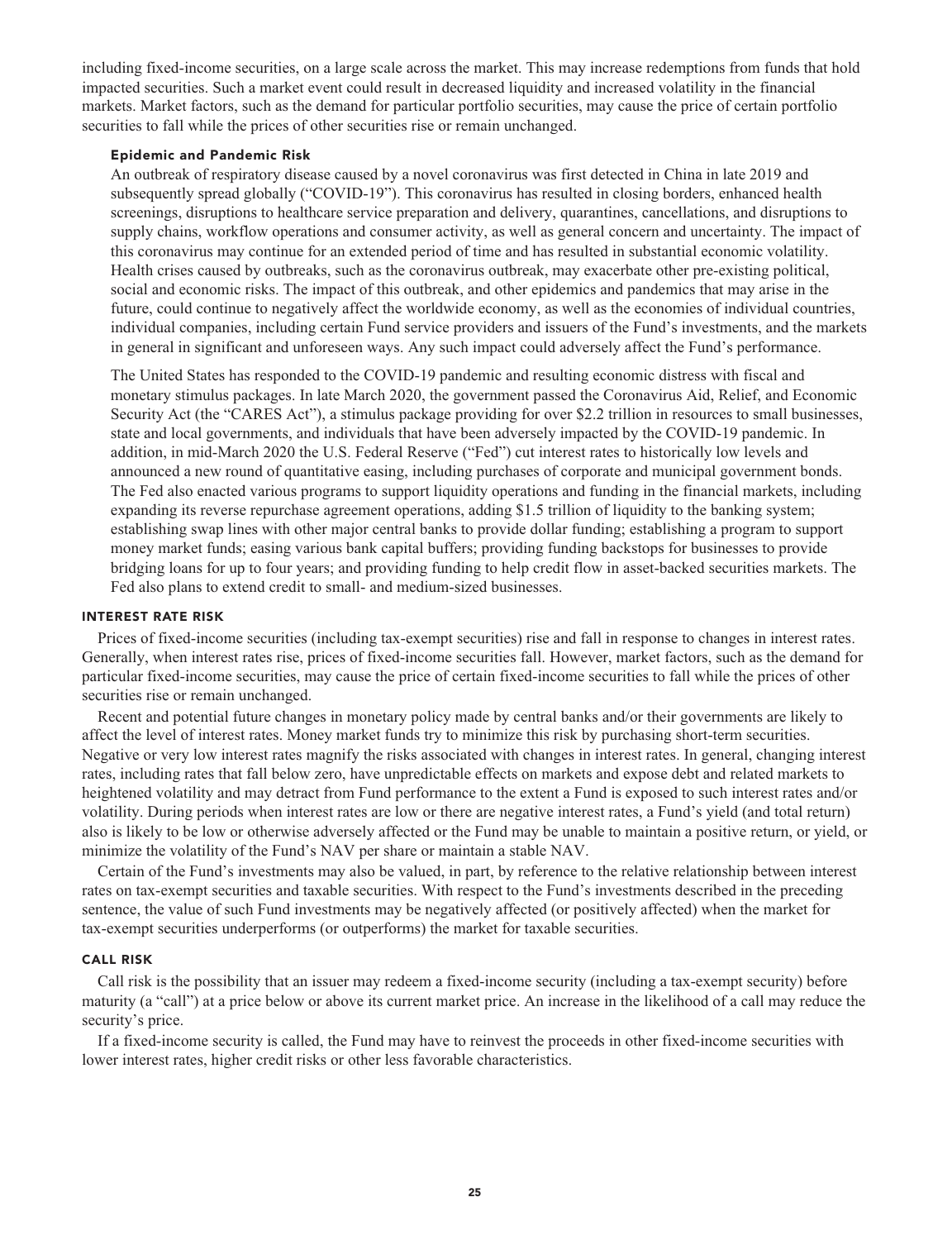including fixed-income securities, on a large scale across the market. This may increase redemptions from funds that hold impacted securities. Such a market event could result in decreased liquidity and increased volatility in the financial markets. Market factors, such as the demand for particular portfolio securities, may cause the price of certain portfolio securities to fall while the prices of other securities rise or remain unchanged.

#### Epidemic and Pandemic Risk

An outbreak of respiratory disease caused by a novel coronavirus was first detected in China in late 2019 and subsequently spread globally ("COVID-19"). This coronavirus has resulted in closing borders, enhanced health screenings, disruptions to healthcare service preparation and delivery, quarantines, cancellations, and disruptions to supply chains, workflow operations and consumer activity, as well as general concern and uncertainty. The impact of this coronavirus may continue for an extended period of time and has resulted in substantial economic volatility. Health crises caused by outbreaks, such as the coronavirus outbreak, may exacerbate other pre-existing political, social and economic risks. The impact of this outbreak, and other epidemics and pandemics that may arise in the future, could continue to negatively affect the worldwide economy, as well as the economies of individual countries, individual companies, including certain Fund service providers and issuers of the Fund's investments, and the markets in general in significant and unforeseen ways. Any such impact could adversely affect the Fund's performance.

The United States has responded to the COVID-19 pandemic and resulting economic distress with fiscal and monetary stimulus packages. In late March 2020, the government passed the Coronavirus Aid, Relief, and Economic Security Act (the "CARES Act"), a stimulus package providing for over $2.2 trillion in resources to small businesses, state and local governments, and individuals that have been adversely impacted by the COVID-19 pandemic. In addition, in mid-March 2020 the U.S. Federal Reserve ("Fed") cut interest rates to historically low levels and announced a new round of quantitative easing, including purchases of corporate and municipal government bonds. The Fed also enacted various programs to support liquidity operations and funding in the financial markets, including expanding its reverse repurchase agreement operations, adding $1.5 trillion of liquidity to the banking system; establishing swap lines with other major central banks to provide dollar funding; establishing a program to support money market funds; easing various bank capital buffers; providing funding backstops for businesses to provide bridging loans for up to four years; and providing funding to help credit flow in asset-backed securities markets. The Fed also plans to extend credit to small- and medium-sized businesses.

### INTEREST RATE RISK

Prices of fixed-income securities (including tax-exempt securities) rise and fall in response to changes in interest rates. Generally, when interest rates rise, prices of fixed-income securities fall. However, market factors, such as the demand for particular fixed-income securities, may cause the price of certain fixed-income securities to fall while the prices of other securities rise or remain unchanged.

Recent and potential future changes in monetary policy made by central banks and/or their governments are likely to affect the level of interest rates. Money market funds try to minimize this risk by purchasing short-term securities. Negative or very low interest rates magnify the risks associated with changes in interest rates. In general, changing interest rates, including rates that fall below zero, have unpredictable effects on markets and expose debt and related markets to heightened volatility and may detract from Fund performance to the extent a Fund is exposed to such interest rates and/or volatility. During periods when interest rates are low or there are negative interest rates, a Fund's yield (and total return) also is likely to be low or otherwise adversely affected or the Fund may be unable to maintain a positive return, or yield, or minimize the volatility of the Fund's NAV per share or maintain a stable NAV.

Certain of the Fund's investments may also be valued, in part, by reference to the relative relationship between interest rates on tax-exempt securities and taxable securities. With respect to the Fund's investments described in the preceding sentence, the value of such Fund investments may be negatively affected (or positively affected) when the market for tax-exempt securities underperforms (or outperforms) the market for taxable securities.

### CALL RISK

Call risk is the possibility that an issuer may redeem a fixed-income security (including a tax-exempt security) before maturity (a "call") at a price below or above its current market price. An increase in the likelihood of a call may reduce the security's price.

If a fixed-income security is called, the Fund may have to reinvest the proceeds in other fixed-income securities with lower interest rates, higher credit risks or other less favorable characteristics.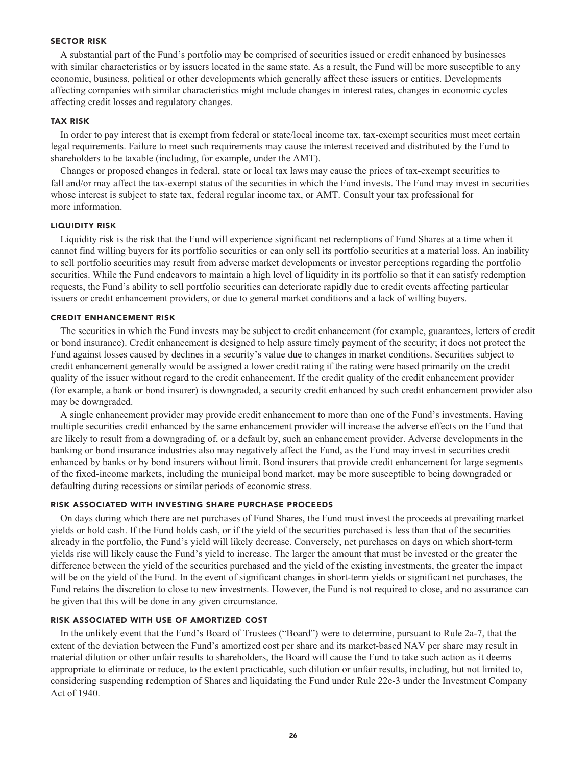#### SECTOR RISK

A substantial part of the Fund's portfolio may be comprised of securities issued or credit enhanced by businesses with similar characteristics or by issuers located in the same state. As a result, the Fund will be more susceptible to any economic, business, political or other developments which generally affect these issuers or entities. Developments affecting companies with similar characteristics might include changes in interest rates, changes in economic cycles affecting credit losses and regulatory changes.

#### TAX RISK

In order to pay interest that is exempt from federal or state/local income tax, tax-exempt securities must meet certain legal requirements. Failure to meet such requirements may cause the interest received and distributed by the Fund to shareholders to be taxable (including, for example, under the AMT).

Changes or proposed changes in federal, state or local tax laws may cause the prices of tax-exempt securities to fall and/or may affect the tax-exempt status of the securities in which the Fund invests. The Fund may invest in securities whose interest is subject to state tax, federal regular income tax, or AMT. Consult your tax professional for more information.

#### LIQUIDITY RISK

Liquidity risk is the risk that the Fund will experience significant net redemptions of Fund Shares at a time when it cannot find willing buyers for its portfolio securities or can only sell its portfolio securities at a material loss. An inability to sell portfolio securities may result from adverse market developments or investor perceptions regarding the portfolio securities. While the Fund endeavors to maintain a high level of liquidity in its portfolio so that it can satisfy redemption requests, the Fund's ability to sell portfolio securities can deteriorate rapidly due to credit events affecting particular issuers or credit enhancement providers, or due to general market conditions and a lack of willing buyers.

#### CREDIT ENHANCEMENT RISK

The securities in which the Fund invests may be subject to credit enhancement (for example, guarantees, letters of credit or bond insurance). Credit enhancement is designed to help assure timely payment of the security; it does not protect the Fund against losses caused by declines in a security's value due to changes in market conditions. Securities subject to credit enhancement generally would be assigned a lower credit rating if the rating were based primarily on the credit quality of the issuer without regard to the credit enhancement. If the credit quality of the credit enhancement provider (for example, a bank or bond insurer) is downgraded, a security credit enhanced by such credit enhancement provider also may be downgraded.

A single enhancement provider may provide credit enhancement to more than one of the Fund's investments. Having multiple securities credit enhanced by the same enhancement provider will increase the adverse effects on the Fund that are likely to result from a downgrading of, or a default by, such an enhancement provider. Adverse developments in the banking or bond insurance industries also may negatively affect the Fund, as the Fund may invest in securities credit enhanced by banks or by bond insurers without limit. Bond insurers that provide credit enhancement for large segments of the fixed-income markets, including the municipal bond market, may be more susceptible to being downgraded or defaulting during recessions or similar periods of economic stress.

#### RISK ASSOCIATED WITH INVESTING SHARE PURCHASE PROCEEDS

On days during which there are net purchases of Fund Shares, the Fund must invest the proceeds at prevailing market yields or hold cash. If the Fund holds cash, or if the yield of the securities purchased is less than that of the securities already in the portfolio, the Fund's yield will likely decrease. Conversely, net purchases on days on which short-term yields rise will likely cause the Fund's yield to increase. The larger the amount that must be invested or the greater the difference between the yield of the securities purchased and the yield of the existing investments, the greater the impact will be on the yield of the Fund. In the event of significant changes in short-term yields or significant net purchases, the Fund retains the discretion to close to new investments. However, the Fund is not required to close, and no assurance can be given that this will be done in any given circumstance.

#### RISK ASSOCIATED WITH USE OF AMORTIZED COST

In the unlikely event that the Fund's Board of Trustees ("Board") were to determine, pursuant to Rule 2a-7, that the extent of the deviation between the Fund's amortized cost per share and its market-based NAV per share may result in material dilution or other unfair results to shareholders, the Board will cause the Fund to take such action as it deems appropriate to eliminate or reduce, to the extent practicable, such dilution or unfair results, including, but not limited to, considering suspending redemption of Shares and liquidating the Fund under Rule 22e-3 under the Investment Company Act of 1940.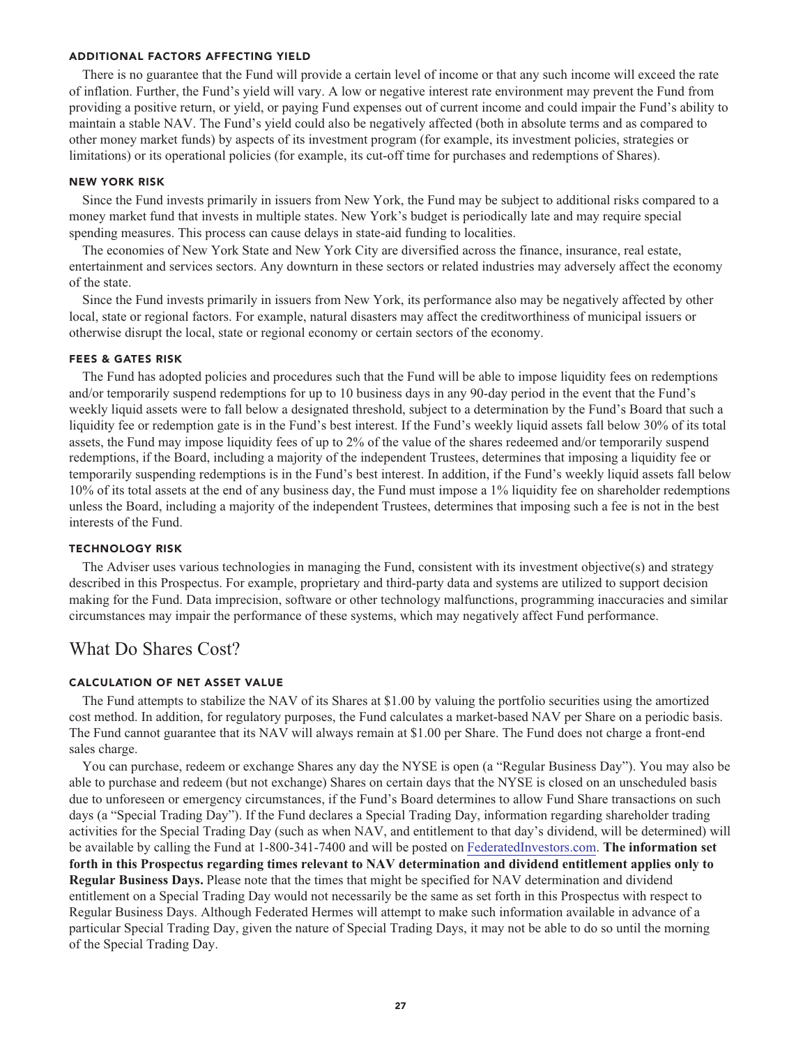#### ADDITIONAL FACTORS AFFECTING YIELD

There is no guarantee that the Fund will provide a certain level of income or that any such income will exceed the rate of inflation. Further, the Fund's yield will vary. A low or negative interest rate environment may prevent the Fund from providing a positive return, or yield, or paying Fund expenses out of current income and could impair the Fund's ability to maintain a stable NAV. The Fund's yield could also be negatively affected (both in absolute terms and as compared to other money market funds) by aspects of its investment program (for example, its investment policies, strategies or limitations) or its operational policies (for example, its cut-off time for purchases and redemptions of Shares).

#### NEW YORK RISK

Since the Fund invests primarily in issuers from New York, the Fund may be subject to additional risks compared to a money market fund that invests in multiple states. New York's budget is periodically late and may require special spending measures. This process can cause delays in state-aid funding to localities.

The economies of New York State and New York City are diversified across the finance, insurance, real estate, entertainment and services sectors. Any downturn in these sectors or related industries may adversely affect the economy of the state.

Since the Fund invests primarily in issuers from New York, its performance also may be negatively affected by other local, state or regional factors. For example, natural disasters may affect the creditworthiness of municipal issuers or otherwise disrupt the local, state or regional economy or certain sectors of the economy.

#### FEES & GATES RISK

The Fund has adopted policies and procedures such that the Fund will be able to impose liquidity fees on redemptions and/or temporarily suspend redemptions for up to 10 business days in any 90-day period in the event that the Fund's weekly liquid assets were to fall below a designated threshold, subject to a determination by the Fund's Board that such a liquidity fee or redemption gate is in the Fund's best interest. If the Fund's weekly liquid assets fall below 30% of its total assets, the Fund may impose liquidity fees of up to 2% of the value of the shares redeemed and/or temporarily suspend redemptions, if the Board, including a majority of the independent Trustees, determines that imposing a liquidity fee or temporarily suspending redemptions is in the Fund's best interest. In addition, if the Fund's weekly liquid assets fall below 10% of its total assets at the end of any business day, the Fund must impose a 1% liquidity fee on shareholder redemptions unless the Board, including a majority of the independent Trustees, determines that imposing such a fee is not in the best interests of the Fund.

#### TECHNOLOGY RISK

The Adviser uses various technologies in managing the Fund, consistent with its investment objective(s) and strategy described in this Prospectus. For example, proprietary and third-party data and systems are utilized to support decision making for the Fund. Data imprecision, software or other technology malfunctions, programming inaccuracies and similar circumstances may impair the performance of these systems, which may negatively affect Fund performance.

## What Do Shares Cost?

#### CALCULATION OF NET ASSET VALUE

The Fund attempts to stabilize the NAV of its Shares at $1.00 by valuing the portfolio securities using the amortized cost method. In addition, for regulatory purposes, the Fund calculates a market-based NAV per Share on a periodic basis. The Fund cannot guarantee that its NAV will always remain at $1.00 per Share. The Fund does not charge a front-end sales charge.

You can purchase, redeem or exchange Shares any day the NYSE is open (a "Regular Business Day"). You may also be able to purchase and redeem (but not exchange) Shares on certain days that the NYSE is closed on an unscheduled basis due to unforeseen or emergency circumstances, if the Fund's Board determines to allow Fund Share transactions on such days (a "Special Trading Day"). If the Fund declares a Special Trading Day, information regarding shareholder trading activities for the Special Trading Day (such as when NAV, and entitlement to that day's dividend, will be determined) will be available by calling the Fund at 1-800-341-7400 and will be posted on FederatedInvestors.com. **The information set forth in this Prospectus regarding times relevant to NAV determination and dividend entitlement applies only to Regular Business Days.** Please note that the times that might be specified for NAV determination and dividend entitlement on a Special Trading Day would not necessarily be the same as set forth in this Prospectus with respect to Regular Business Days. Although Federated Hermes will attempt to make such information available in advance of a particular Special Trading Day, given the nature of Special Trading Days, it may not be able to do so until the morning of the Special Trading Day.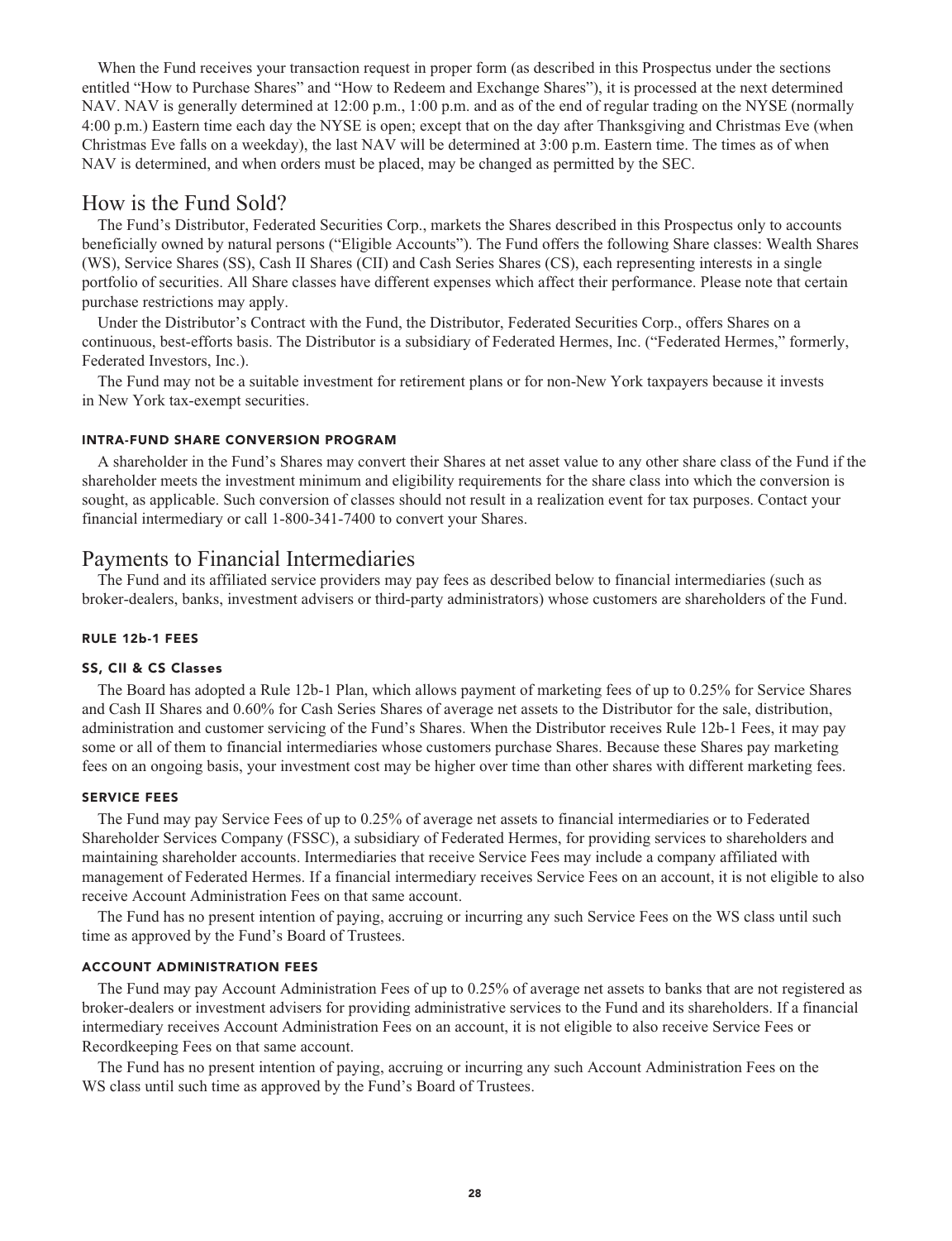When the Fund receives your transaction request in proper form (as described in this Prospectus under the sections entitled "How to Purchase Shares" and "How to Redeem and Exchange Shares"), it is processed at the next determined NAV. NAV is generally determined at 12:00 p.m., 1:00 p.m. and as of the end of regular trading on the NYSE (normally 4:00 p.m.) Eastern time each day the NYSE is open; except that on the day after Thanksgiving and Christmas Eve (when Christmas Eve falls on a weekday), the last NAV will be determined at 3:00 p.m. Eastern time. The times as of when NAV is determined, and when orders must be placed, may be changed as permitted by the SEC.

## How is the Fund Sold?

The Fund's Distributor, Federated Securities Corp., markets the Shares described in this Prospectus only to accounts beneficially owned by natural persons ("Eligible Accounts"). The Fund offers the following Share classes: Wealth Shares (WS), Service Shares (SS), Cash II Shares (CII) and Cash Series Shares (CS), each representing interests in a single portfolio of securities. All Share classes have different expenses which affect their performance. Please note that certain purchase restrictions may apply.

Under the Distributor's Contract with the Fund, the Distributor, Federated Securities Corp., offers Shares on a continuous, best-efforts basis. The Distributor is a subsidiary of Federated Hermes, Inc. ("Federated Hermes," formerly, Federated Investors, Inc.).

The Fund may not be a suitable investment for retirement plans or for non-New York taxpayers because it invests in New York tax-exempt securities.

#### INTRA-FUND SHARE CONVERSION PROGRAM

A shareholder in the Fund's Shares may convert their Shares at net asset value to any other share class of the Fund if the shareholder meets the investment minimum and eligibility requirements for the share class into which the conversion is sought, as applicable. Such conversion of classes should not result in a realization event for tax purposes. Contact your financial intermediary or call 1-800-341-7400 to convert your Shares.

## Payments to Financial Intermediaries

The Fund and its affiliated service providers may pay fees as described below to financial intermediaries (such as broker-dealers, banks, investment advisers or third-party administrators) whose customers are shareholders of the Fund.

#### RULE 12b-1 FEES

#### SS, CII & CS Classes

The Board has adopted a Rule 12b-1 Plan, which allows payment of marketing fees of up to 0.25% for Service Shares and Cash II Shares and 0.60% for Cash Series Shares of average net assets to the Distributor for the sale, distribution, administration and customer servicing of the Fund's Shares. When the Distributor receives Rule 12b-1 Fees, it may pay some or all of them to financial intermediaries whose customers purchase Shares. Because these Shares pay marketing fees on an ongoing basis, your investment cost may be higher over time than other shares with different marketing fees.

#### SERVICE FEES

The Fund may pay Service Fees of up to 0.25% of average net assets to financial intermediaries or to Federated Shareholder Services Company (FSSC), a subsidiary of Federated Hermes, for providing services to shareholders and maintaining shareholder accounts. Intermediaries that receive Service Fees may include a company affiliated with management of Federated Hermes. If a financial intermediary receives Service Fees on an account, it is not eligible to also receive Account Administration Fees on that same account.

The Fund has no present intention of paying, accruing or incurring any such Service Fees on the WS class until such time as approved by the Fund's Board of Trustees.

#### ACCOUNT ADMINISTRATION FEES

The Fund may pay Account Administration Fees of up to 0.25% of average net assets to banks that are not registered as broker-dealers or investment advisers for providing administrative services to the Fund and its shareholders. If a financial intermediary receives Account Administration Fees on an account, it is not eligible to also receive Service Fees or Recordkeeping Fees on that same account.

The Fund has no present intention of paying, accruing or incurring any such Account Administration Fees on the WS class until such time as approved by the Fund's Board of Trustees.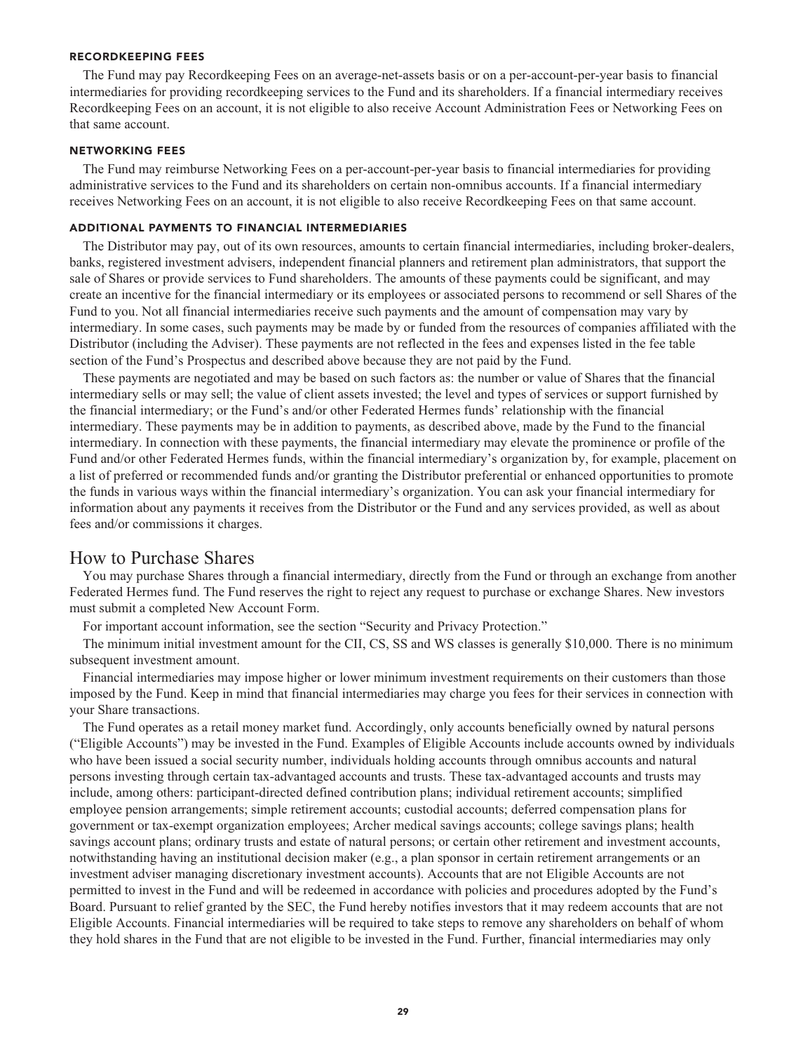### RECORDKEEPING FEES

The Fund may pay Recordkeeping Fees on an average-net-assets basis or on a per-account-per-year basis to financial intermediaries for providing recordkeeping services to the Fund and its shareholders. If a financial intermediary receives Recordkeeping Fees on an account, it is not eligible to also receive Account Administration Fees or Networking Fees on that same account.

### NETWORKING FEES

The Fund may reimburse Networking Fees on a per-account-per-year basis to financial intermediaries for providing administrative services to the Fund and its shareholders on certain non-omnibus accounts. If a financial intermediary receives Networking Fees on an account, it is not eligible to also receive Recordkeeping Fees on that same account.

### ADDITIONAL PAYMENTS TO FINANCIAL INTERMEDIARIES

The Distributor may pay, out of its own resources, amounts to certain financial intermediaries, including broker-dealers, banks, registered investment advisers, independent financial planners and retirement plan administrators, that support the sale of Shares or provide services to Fund shareholders. The amounts of these payments could be significant, and may create an incentive for the financial intermediary or its employees or associated persons to recommend or sell Shares of the Fund to you. Not all financial intermediaries receive such payments and the amount of compensation may vary by intermediary. In some cases, such payments may be made by or funded from the resources of companies affiliated with the Distributor (including the Adviser). These payments are not reflected in the fees and expenses listed in the fee table section of the Fund's Prospectus and described above because they are not paid by the Fund.

These payments are negotiated and may be based on such factors as: the number or value of Shares that the financial intermediary sells or may sell; the value of client assets invested; the level and types of services or support furnished by the financial intermediary; or the Fund's and/or other Federated Hermes funds' relationship with the financial intermediary. These payments may be in addition to payments, as described above, made by the Fund to the financial intermediary. In connection with these payments, the financial intermediary may elevate the prominence or profile of the Fund and/or other Federated Hermes funds, within the financial intermediary's organization by, for example, placement on a list of preferred or recommended funds and/or granting the Distributor preferential or enhanced opportunities to promote the funds in various ways within the financial intermediary's organization. You can ask your financial intermediary for information about any payments it receives from the Distributor or the Fund and any services provided, as well as about fees and/or commissions it charges.

## How to Purchase Shares

You may purchase Shares through a financial intermediary, directly from the Fund or through an exchange from another Federated Hermes fund. The Fund reserves the right to reject any request to purchase or exchange Shares. New investors must submit a completed New Account Form.

For important account information, see the section "Security and Privacy Protection."

The minimum initial investment amount for the CII, CS, SS and WS classes is generally $10,000. There is no minimum subsequent investment amount.

Financial intermediaries may impose higher or lower minimum investment requirements on their customers than those imposed by the Fund. Keep in mind that financial intermediaries may charge you fees for their services in connection with your Share transactions.

The Fund operates as a retail money market fund. Accordingly, only accounts beneficially owned by natural persons ("Eligible Accounts") may be invested in the Fund. Examples of Eligible Accounts include accounts owned by individuals who have been issued a social security number, individuals holding accounts through omnibus accounts and natural persons investing through certain tax-advantaged accounts and trusts. These tax-advantaged accounts and trusts may include, among others: participant-directed defined contribution plans; individual retirement accounts; simplified employee pension arrangements; simple retirement accounts; custodial accounts; deferred compensation plans for government or tax-exempt organization employees; Archer medical savings accounts; college savings plans; health savings account plans; ordinary trusts and estate of natural persons; or certain other retirement and investment accounts, notwithstanding having an institutional decision maker (e.g., a plan sponsor in certain retirement arrangements or an investment adviser managing discretionary investment accounts). Accounts that are not Eligible Accounts are not permitted to invest in the Fund and will be redeemed in accordance with policies and procedures adopted by the Fund's Board. Pursuant to relief granted by the SEC, the Fund hereby notifies investors that it may redeem accounts that are not Eligible Accounts. Financial intermediaries will be required to take steps to remove any shareholders on behalf of whom they hold shares in the Fund that are not eligible to be invested in the Fund. Further, financial intermediaries may only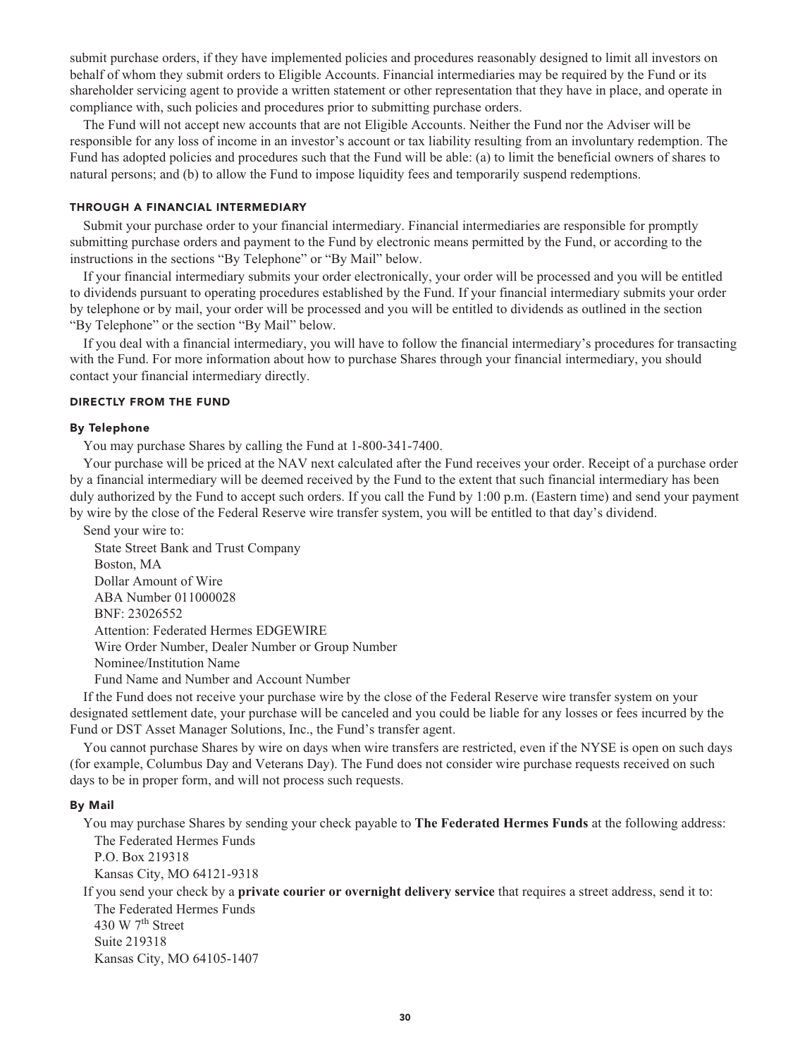submit purchase orders, if they have implemented policies and procedures reasonably designed to limit all investors on behalf of whom they submit orders to Eligible Accounts. Financial intermediaries may be required by the Fund or its shareholder servicing agent to provide a written statement or other representation that they have in place, and operate in compliance with, such policies and procedures prior to submitting purchase orders.

The Fund will not accept new accounts that are not Eligible Accounts. Neither the Fund nor the Adviser will be responsible for any loss of income in an investor's account or tax liability resulting from an involuntary redemption. The Fund has adopted policies and procedures such that the Fund will be able: (a) to limit the beneficial owners of shares to natural persons; and (b) to allow the Fund to impose liquidity fees and temporarily suspend redemptions.

### THROUGH A FINANCIAL INTERMEDIARY

Submit your purchase order to your financial intermediary. Financial intermediaries are responsible for promptly submitting purchase orders and payment to the Fund by electronic means permitted by the Fund, or according to the instructions in the sections "By Telephone" or "By Mail" below.

If your financial intermediary submits your order electronically, your order will be processed and you will be entitled to dividends pursuant to operating procedures established by the Fund. If your financial intermediary submits your order by telephone or by mail, your order will be processed and you will be entitled to dividends as outlined in the section "By Telephone" or the section "By Mail" below.

If you deal with a financial intermediary, you will have to follow the financial intermediary's procedures for transacting with the Fund. For more information about how to purchase Shares through your financial intermediary, you should contact your financial intermediary directly.

### DIRECTLY FROM THE FUND

#### By Telephone

You may purchase Shares by calling the Fund at 1-800-341-7400.

Your purchase will be priced at the NAV next calculated after the Fund receives your order. Receipt of a purchase order by a financial intermediary will be deemed received by the Fund to the extent that such financial intermediary has been duly authorized by the Fund to accept such orders. If you call the Fund by 1:00 p.m. (Eastern time) and send your payment by wire by the close of the Federal Reserve wire transfer system, you will be entitled to that day's dividend.

Send your wire to:

State Street Bank and Trust Company
Boston, MA
Dollar Amount of Wire
ABA Number 011000028
BNF: 23026552
Attention: Federated Hermes EDGEWIRE
Wire Order Number, Dealer Number or Group Number
Nominee/Institution Name
Fund Name and Number and Account Number

If the Fund does not receive your purchase wire by the close of the Federal Reserve wire transfer system on your designated settlement date, your purchase will be canceled and you could be liable for any losses or fees incurred by the Fund or DST Asset Manager Solutions, Inc., the Fund's transfer agent.

You cannot purchase Shares by wire on days when wire transfers are restricted, even if the NYSE is open on such days (for example, Columbus Day and Veterans Day). The Fund does not consider wire purchase requests received on such days to be in proper form, and will not process such requests.

#### By Mail

You may purchase Shares by sending your check payable to **The Federated Hermes Funds** at the following address:

The Federated Hermes Funds
P.O. Box 219318
Kansas City, MO 64121-9318

If you send your check by a **private courier or overnight delivery service** that requires a street address, send it to:

The Federated Hermes Funds
430 W 7th Street
Suite 219318
Kansas City, MO 64105-1407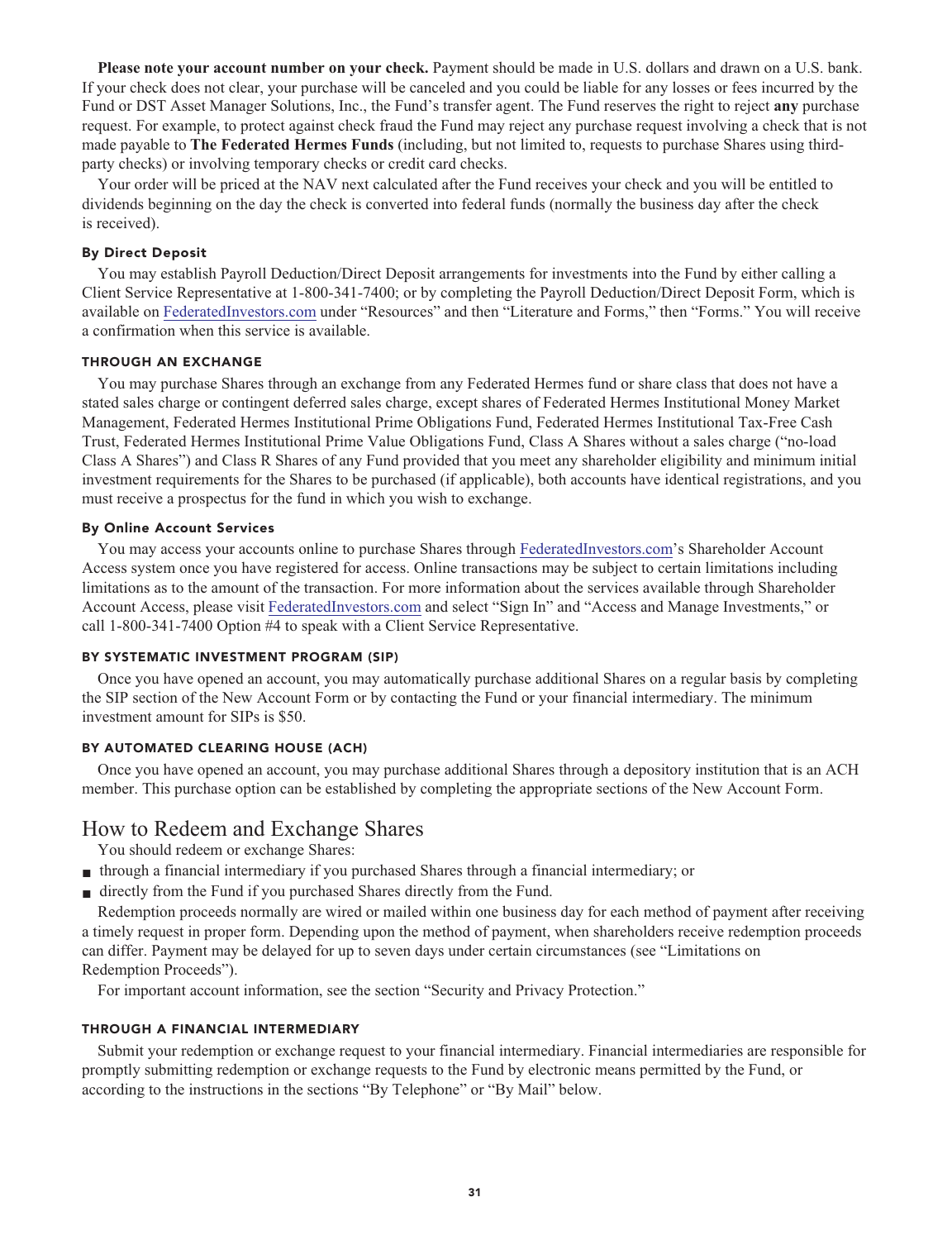**Please note your account number on your check.** Payment should be made in U.S. dollars and drawn on a U.S. bank. If your check does not clear, your purchase will be canceled and you could be liable for any losses or fees incurred by the Fund or DST Asset Manager Solutions, Inc., the Fund's transfer agent. The Fund reserves the right to reject **any** purchase request. For example, to protect against check fraud the Fund may reject any purchase request involving a check that is not made payable to **The Federated Hermes Funds** (including, but not limited to, requests to purchase Shares using third-party checks) or involving temporary checks or credit card checks.

Your order will be priced at the NAV next calculated after the Fund receives your check and you will be entitled to dividends beginning on the day the check is converted into federal funds (normally the business day after the check is received).

#### By Direct Deposit

You may establish Payroll Deduction/Direct Deposit arrangements for investments into the Fund by either calling a Client Service Representative at 1-800-341-7400; or by completing the Payroll Deduction/Direct Deposit Form, which is available on FederatedInvestors.com under "Resources" and then "Literature and Forms," then "Forms." You will receive a confirmation when this service is available.

### THROUGH AN EXCHANGE

You may purchase Shares through an exchange from any Federated Hermes fund or share class that does not have a stated sales charge or contingent deferred sales charge, except shares of Federated Hermes Institutional Money Market Management, Federated Hermes Institutional Prime Obligations Fund, Federated Hermes Institutional Tax-Free Cash Trust, Federated Hermes Institutional Prime Value Obligations Fund, Class A Shares without a sales charge ("no-load Class A Shares") and Class R Shares of any Fund provided that you meet any shareholder eligibility and minimum initial investment requirements for the Shares to be purchased (if applicable), both accounts have identical registrations, and you must receive a prospectus for the fund in which you wish to exchange.

#### By Online Account Services

You may access your accounts online to purchase Shares through FederatedInvestors.com's Shareholder Account Access system once you have registered for access. Online transactions may be subject to certain limitations including limitations as to the amount of the transaction. For more information about the services available through Shareholder Account Access, please visit FederatedInvestors.com and select "Sign In" and "Access and Manage Investments," or call 1-800-341-7400 Option #4 to speak with a Client Service Representative.

### BY SYSTEMATIC INVESTMENT PROGRAM (SIP)

Once you have opened an account, you may automatically purchase additional Shares on a regular basis by completing the SIP section of the New Account Form or by contacting the Fund or your financial intermediary. The minimum investment amount for SIPs is $50.

### BY AUTOMATED CLEARING HOUSE (ACH)

Once you have opened an account, you may purchase additional Shares through a depository institution that is an ACH member. This purchase option can be established by completing the appropriate sections of the New Account Form.

## How to Redeem and Exchange Shares

You should redeem or exchange Shares:

- through a financial intermediary if you purchased Shares through a financial intermediary; or
- directly from the Fund if you purchased Shares directly from the Fund.

Redemption proceeds normally are wired or mailed within one business day for each method of payment after receiving a timely request in proper form. Depending upon the method of payment, when shareholders receive redemption proceeds can differ. Payment may be delayed for up to seven days under certain circumstances (see "Limitations on Redemption Proceeds").

For important account information, see the section "Security and Privacy Protection."

### THROUGH A FINANCIAL INTERMEDIARY

Submit your redemption or exchange request to your financial intermediary. Financial intermediaries are responsible for promptly submitting redemption or exchange requests to the Fund by electronic means permitted by the Fund, or according to the instructions in the sections "By Telephone" or "By Mail" below.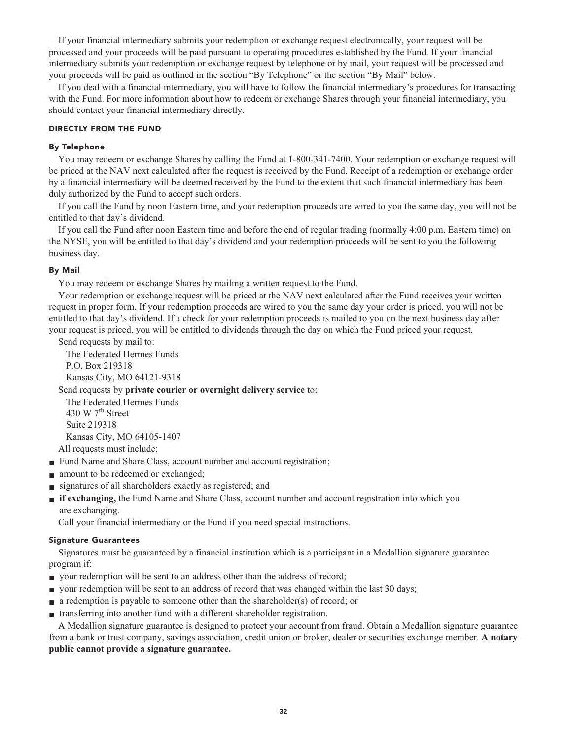If your financial intermediary submits your redemption or exchange request electronically, your request will be processed and your proceeds will be paid pursuant to operating procedures established by the Fund. If your financial intermediary submits your redemption or exchange request by telephone or by mail, your request will be processed and your proceeds will be paid as outlined in the section "By Telephone" or the section "By Mail" below.

If you deal with a financial intermediary, you will have to follow the financial intermediary's procedures for transacting with the Fund. For more information about how to redeem or exchange Shares through your financial intermediary, you should contact your financial intermediary directly.

## DIRECTLY FROM THE FUND

### By Telephone

You may redeem or exchange Shares by calling the Fund at 1-800-341-7400. Your redemption or exchange request will be priced at the NAV next calculated after the request is received by the Fund. Receipt of a redemption or exchange order by a financial intermediary will be deemed received by the Fund to the extent that such financial intermediary has been duly authorized by the Fund to accept such orders.

If you call the Fund by noon Eastern time, and your redemption proceeds are wired to you the same day, you will not be entitled to that day's dividend.

If you call the Fund after noon Eastern time and before the end of regular trading (normally 4:00 p.m. Eastern time) on the NYSE, you will be entitled to that day's dividend and your redemption proceeds will be sent to you the following business day.

### By Mail

You may redeem or exchange Shares by mailing a written request to the Fund.

Your redemption or exchange request will be priced at the NAV next calculated after the Fund receives your written request in proper form. If your redemption proceeds are wired to you the same day your order is priced, you will not be entitled to that day's dividend. If a check for your redemption proceeds is mailed to you on the next business day after your request is priced, you will be entitled to dividends through the day on which the Fund priced your request.

Send requests by mail to:

The Federated Hermes Funds
P.O. Box 219318
Kansas City, MO 64121-9318

Send requests by **private courier or overnight delivery service** to:

The Federated Hermes Funds
430 W 7th Street
Suite 219318
Kansas City, MO 64105-1407

All requests must include:

- Fund Name and Share Class, account number and account registration;
- amount to be redeemed or exchanged;
- signatures of all shareholders exactly as registered; and
- **if exchanging,** the Fund Name and Share Class, account number and account registration into which you are exchanging.

Call your financial intermediary or the Fund if you need special instructions.

### Signature Guarantees

Signatures must be guaranteed by a financial institution which is a participant in a Medallion signature guarantee program if:

- your redemption will be sent to an address other than the address of record;
- your redemption will be sent to an address of record that was changed within the last 30 days;
- a redemption is payable to someone other than the shareholder(s) of record; or
- transferring into another fund with a different shareholder registration.

A Medallion signature guarantee is designed to protect your account from fraud. Obtain a Medallion signature guarantee from a bank or trust company, savings association, credit union or broker, dealer or securities exchange member. **A notary public cannot provide a signature guarantee.**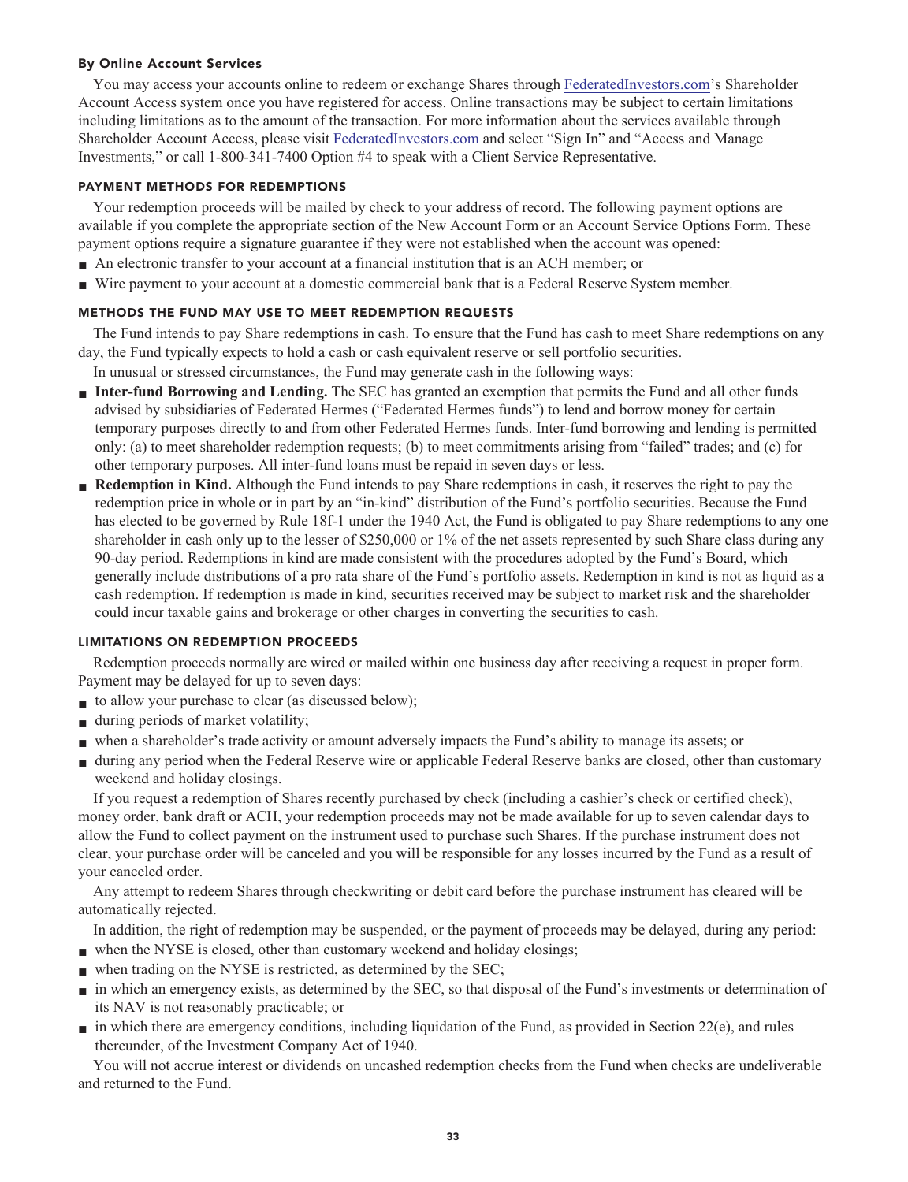#### By Online Account Services

You may access your accounts online to redeem or exchange Shares through FederatedInvestors.com's Shareholder Account Access system once you have registered for access. Online transactions may be subject to certain limitations including limitations as to the amount of the transaction. For more information about the services available through Shareholder Account Access, please visit FederatedInvestors.com and select "Sign In" and "Access and Manage Investments," or call 1-800-341-7400 Option #4 to speak with a Client Service Representative.

### PAYMENT METHODS FOR REDEMPTIONS

Your redemption proceeds will be mailed by check to your address of record. The following payment options are available if you complete the appropriate section of the New Account Form or an Account Service Options Form. These payment options require a signature guarantee if they were not established when the account was opened:

- An electronic transfer to your account at a financial institution that is an ACH member; or
- Wire payment to your account at a domestic commercial bank that is a Federal Reserve System member.

### METHODS THE FUND MAY USE TO MEET REDEMPTION REQUESTS

The Fund intends to pay Share redemptions in cash. To ensure that the Fund has cash to meet Share redemptions on any day, the Fund typically expects to hold a cash or cash equivalent reserve or sell portfolio securities.

In unusual or stressed circumstances, the Fund may generate cash in the following ways:

- **Inter-fund Borrowing and Lending.** The SEC has granted an exemption that permits the Fund and all other funds advised by subsidiaries of Federated Hermes ("Federated Hermes funds") to lend and borrow money for certain temporary purposes directly to and from other Federated Hermes funds. Inter-fund borrowing and lending is permitted only: (a) to meet shareholder redemption requests; (b) to meet commitments arising from "failed" trades; and (c) for other temporary purposes. All inter-fund loans must be repaid in seven days or less.
- **Redemption in Kind.** Although the Fund intends to pay Share redemptions in cash, it reserves the right to pay the redemption price in whole or in part by an "in-kind" distribution of the Fund's portfolio securities. Because the Fund has elected to be governed by Rule 18f-1 under the 1940 Act, the Fund is obligated to pay Share redemptions to any one shareholder in cash only up to the lesser of $250,000 or 1% of the net assets represented by such Share class during any 90-day period. Redemptions in kind are made consistent with the procedures adopted by the Fund's Board, which generally include distributions of a pro rata share of the Fund's portfolio assets. Redemption in kind is not as liquid as a cash redemption. If redemption is made in kind, securities received may be subject to market risk and the shareholder could incur taxable gains and brokerage or other charges in converting the securities to cash.

### LIMITATIONS ON REDEMPTION PROCEEDS

Redemption proceeds normally are wired or mailed within one business day after receiving a request in proper form. Payment may be delayed for up to seven days:

- to allow your purchase to clear (as discussed below);
- during periods of market volatility;
- when a shareholder's trade activity or amount adversely impacts the Fund's ability to manage its assets; or
- during any period when the Federal Reserve wire or applicable Federal Reserve banks are closed, other than customary weekend and holiday closings.

If you request a redemption of Shares recently purchased by check (including a cashier's check or certified check), money order, bank draft or ACH, your redemption proceeds may not be made available for up to seven calendar days to allow the Fund to collect payment on the instrument used to purchase such Shares. If the purchase instrument does not clear, your purchase order will be canceled and you will be responsible for any losses incurred by the Fund as a result of your canceled order.

Any attempt to redeem Shares through checkwriting or debit card before the purchase instrument has cleared will be automatically rejected.

In addition, the right of redemption may be suspended, or the payment of proceeds may be delayed, during any period:

- when the NYSE is closed, other than customary weekend and holiday closings;
- when trading on the NYSE is restricted, as determined by the SEC;
- in which an emergency exists, as determined by the SEC, so that disposal of the Fund's investments or determination of its NAV is not reasonably practicable; or
- in which there are emergency conditions, including liquidation of the Fund, as provided in Section 22(e), and rules thereunder, of the Investment Company Act of 1940.

You will not accrue interest or dividends on uncashed redemption checks from the Fund when checks are undeliverable and returned to the Fund.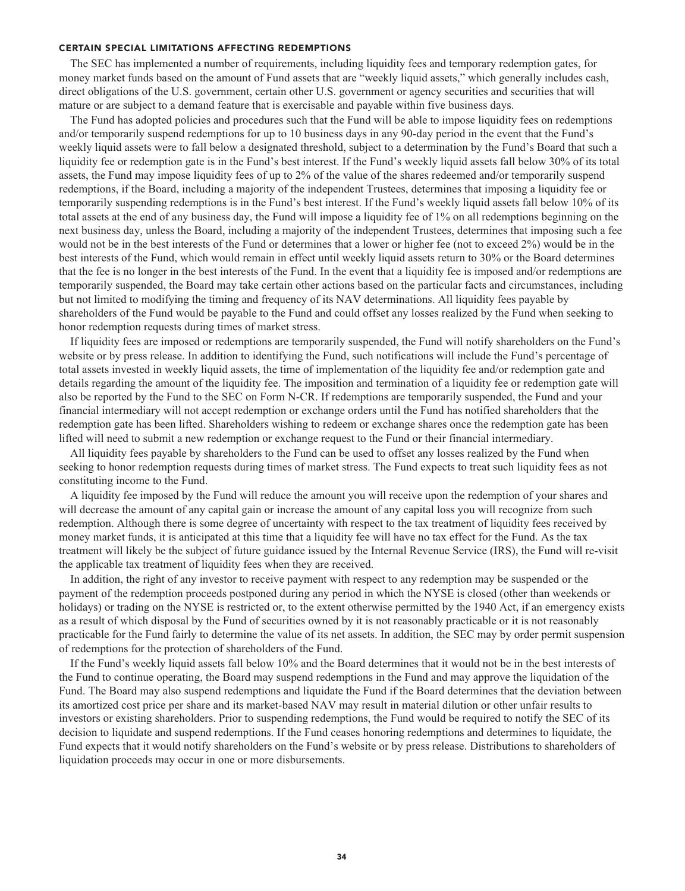### CERTAIN SPECIAL LIMITATIONS AFFECTING REDEMPTIONS

The SEC has implemented a number of requirements, including liquidity fees and temporary redemption gates, for money market funds based on the amount of Fund assets that are "weekly liquid assets," which generally includes cash, direct obligations of the U.S. government, certain other U.S. government or agency securities and securities that will mature or are subject to a demand feature that is exercisable and payable within five business days.

The Fund has adopted policies and procedures such that the Fund will be able to impose liquidity fees on redemptions and/or temporarily suspend redemptions for up to 10 business days in any 90-day period in the event that the Fund's weekly liquid assets were to fall below a designated threshold, subject to a determination by the Fund's Board that such a liquidity fee or redemption gate is in the Fund's best interest. If the Fund's weekly liquid assets fall below 30% of its total assets, the Fund may impose liquidity fees of up to 2% of the value of the shares redeemed and/or temporarily suspend redemptions, if the Board, including a majority of the independent Trustees, determines that imposing a liquidity fee or temporarily suspending redemptions is in the Fund's best interest. If the Fund's weekly liquid assets fall below 10% of its total assets at the end of any business day, the Fund will impose a liquidity fee of 1% on all redemptions beginning on the next business day, unless the Board, including a majority of the independent Trustees, determines that imposing such a fee would not be in the best interests of the Fund or determines that a lower or higher fee (not to exceed 2%) would be in the best interests of the Fund, which would remain in effect until weekly liquid assets return to 30% or the Board determines that the fee is no longer in the best interests of the Fund. In the event that a liquidity fee is imposed and/or redemptions are temporarily suspended, the Board may take certain other actions based on the particular facts and circumstances, including but not limited to modifying the timing and frequency of its NAV determinations. All liquidity fees payable by shareholders of the Fund would be payable to the Fund and could offset any losses realized by the Fund when seeking to honor redemption requests during times of market stress.

If liquidity fees are imposed or redemptions are temporarily suspended, the Fund will notify shareholders on the Fund's website or by press release. In addition to identifying the Fund, such notifications will include the Fund's percentage of total assets invested in weekly liquid assets, the time of implementation of the liquidity fee and/or redemption gate and details regarding the amount of the liquidity fee. The imposition and termination of a liquidity fee or redemption gate will also be reported by the Fund to the SEC on Form N-CR. If redemptions are temporarily suspended, the Fund and your financial intermediary will not accept redemption or exchange orders until the Fund has notified shareholders that the redemption gate has been lifted. Shareholders wishing to redeem or exchange shares once the redemption gate has been lifted will need to submit a new redemption or exchange request to the Fund or their financial intermediary.

All liquidity fees payable by shareholders to the Fund can be used to offset any losses realized by the Fund when seeking to honor redemption requests during times of market stress. The Fund expects to treat such liquidity fees as not constituting income to the Fund.

A liquidity fee imposed by the Fund will reduce the amount you will receive upon the redemption of your shares and will decrease the amount of any capital gain or increase the amount of any capital loss you will recognize from such redemption. Although there is some degree of uncertainty with respect to the tax treatment of liquidity fees received by money market funds, it is anticipated at this time that a liquidity fee will have no tax effect for the Fund. As the tax treatment will likely be the subject of future guidance issued by the Internal Revenue Service (IRS), the Fund will re-visit the applicable tax treatment of liquidity fees when they are received.

In addition, the right of any investor to receive payment with respect to any redemption may be suspended or the payment of the redemption proceeds postponed during any period in which the NYSE is closed (other than weekends or holidays) or trading on the NYSE is restricted or, to the extent otherwise permitted by the 1940 Act, if an emergency exists as a result of which disposal by the Fund of securities owned by it is not reasonably practicable or it is not reasonably practicable for the Fund fairly to determine the value of its net assets. In addition, the SEC may by order permit suspension of redemptions for the protection of shareholders of the Fund.

If the Fund's weekly liquid assets fall below 10% and the Board determines that it would not be in the best interests of the Fund to continue operating, the Board may suspend redemptions in the Fund and may approve the liquidation of the Fund. The Board may also suspend redemptions and liquidate the Fund if the Board determines that the deviation between its amortized cost price per share and its market-based NAV may result in material dilution or other unfair results to investors or existing shareholders. Prior to suspending redemptions, the Fund would be required to notify the SEC of its decision to liquidate and suspend redemptions. If the Fund ceases honoring redemptions and determines to liquidate, the Fund expects that it would notify shareholders on the Fund's website or by press release. Distributions to shareholders of liquidation proceeds may occur in one or more disbursements.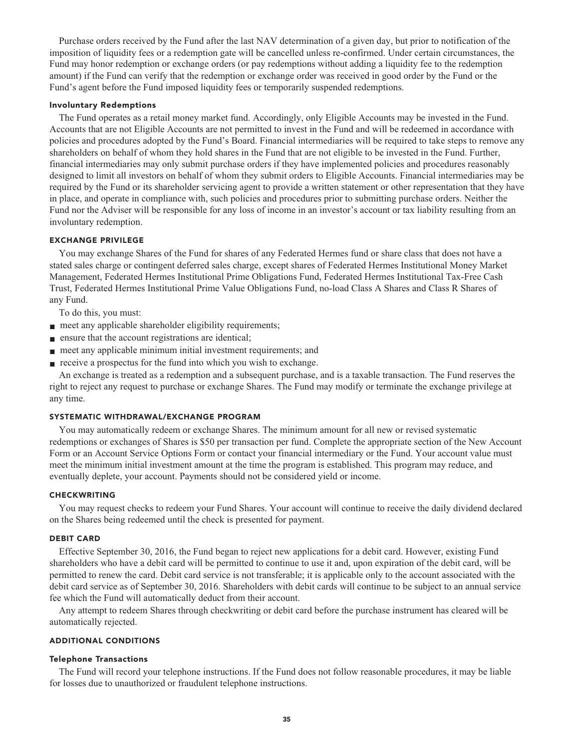Purchase orders received by the Fund after the last NAV determination of a given day, but prior to notification of the imposition of liquidity fees or a redemption gate will be cancelled unless re-confirmed. Under certain circumstances, the Fund may honor redemption or exchange orders (or pay redemptions without adding a liquidity fee to the redemption amount) if the Fund can verify that the redemption or exchange order was received in good order by the Fund or the Fund's agent before the Fund imposed liquidity fees or temporarily suspended redemptions.

#### Involuntary Redemptions

The Fund operates as a retail money market fund. Accordingly, only Eligible Accounts may be invested in the Fund. Accounts that are not Eligible Accounts are not permitted to invest in the Fund and will be redeemed in accordance with policies and procedures adopted by the Fund's Board. Financial intermediaries will be required to take steps to remove any shareholders on behalf of whom they hold shares in the Fund that are not eligible to be invested in the Fund. Further, financial intermediaries may only submit purchase orders if they have implemented policies and procedures reasonably designed to limit all investors on behalf of whom they submit orders to Eligible Accounts. Financial intermediaries may be required by the Fund or its shareholder servicing agent to provide a written statement or other representation that they have in place, and operate in compliance with, such policies and procedures prior to submitting purchase orders. Neither the Fund nor the Adviser will be responsible for any loss of income in an investor's account or tax liability resulting from an involuntary redemption.

### EXCHANGE PRIVILEGE

You may exchange Shares of the Fund for shares of any Federated Hermes fund or share class that does not have a stated sales charge or contingent deferred sales charge, except shares of Federated Hermes Institutional Money Market Management, Federated Hermes Institutional Prime Obligations Fund, Federated Hermes Institutional Tax-Free Cash Trust, Federated Hermes Institutional Prime Value Obligations Fund, no-load Class A Shares and Class R Shares of any Fund.

To do this, you must:

- meet any applicable shareholder eligibility requirements;
- ensure that the account registrations are identical;
- meet any applicable minimum initial investment requirements; and
- receive a prospectus for the fund into which you wish to exchange.

An exchange is treated as a redemption and a subsequent purchase, and is a taxable transaction. The Fund reserves the right to reject any request to purchase or exchange Shares. The Fund may modify or terminate the exchange privilege at any time.

### SYSTEMATIC WITHDRAWAL/EXCHANGE PROGRAM

You may automatically redeem or exchange Shares. The minimum amount for all new or revised systematic redemptions or exchanges of Shares is $50 per transaction per fund. Complete the appropriate section of the New Account Form or an Account Service Options Form or contact your financial intermediary or the Fund. Your account value must meet the minimum initial investment amount at the time the program is established. This program may reduce, and eventually deplete, your account. Payments should not be considered yield or income.

### CHECKWRITING

You may request checks to redeem your Fund Shares. Your account will continue to receive the daily dividend declared on the Shares being redeemed until the check is presented for payment.

### DEBIT CARD

Effective September 30, 2016, the Fund began to reject new applications for a debit card. However, existing Fund shareholders who have a debit card will be permitted to continue to use it and, upon expiration of the debit card, will be permitted to renew the card. Debit card service is not transferable; it is applicable only to the account associated with the debit card service as of September 30, 2016. Shareholders with debit cards will continue to be subject to an annual service fee which the Fund will automatically deduct from their account.

Any attempt to redeem Shares through checkwriting or debit card before the purchase instrument has cleared will be automatically rejected.

### ADDITIONAL CONDITIONS

#### Telephone Transactions

The Fund will record your telephone instructions. If the Fund does not follow reasonable procedures, it may be liable for losses due to unauthorized or fraudulent telephone instructions.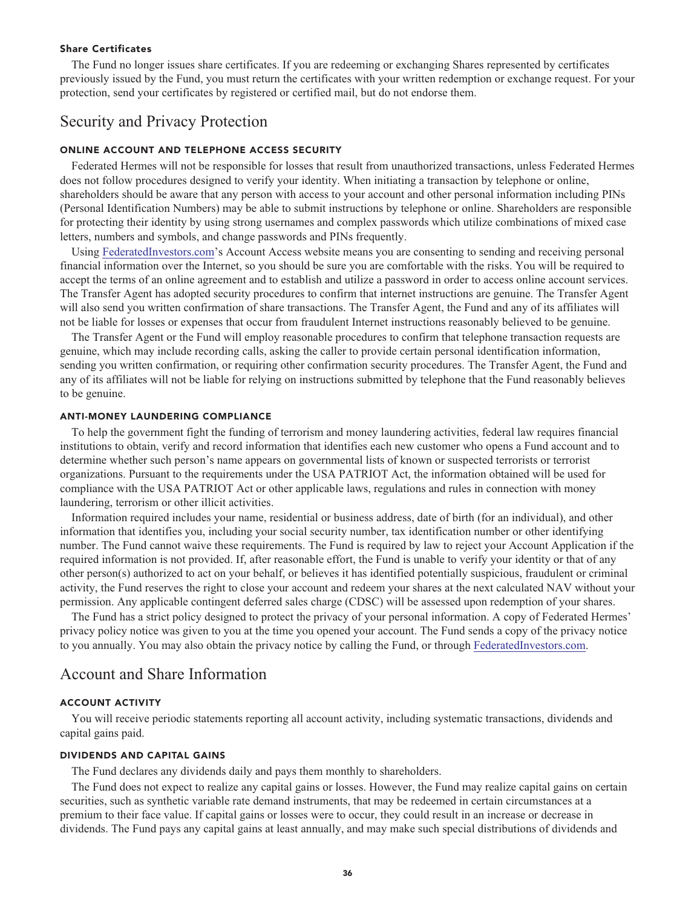#### Share Certificates

The Fund no longer issues share certificates. If you are redeeming or exchanging Shares represented by certificates previously issued by the Fund, you must return the certificates with your written redemption or exchange request. For your protection, send your certificates by registered or certified mail, but do not endorse them.

## Security and Privacy Protection

#### ONLINE ACCOUNT AND TELEPHONE ACCESS SECURITY

Federated Hermes will not be responsible for losses that result from unauthorized transactions, unless Federated Hermes does not follow procedures designed to verify your identity. When initiating a transaction by telephone or online, shareholders should be aware that any person with access to your account and other personal information including PINs (Personal Identification Numbers) may be able to submit instructions by telephone or online. Shareholders are responsible for protecting their identity by using strong usernames and complex passwords which utilize combinations of mixed case letters, numbers and symbols, and change passwords and PINs frequently.

Using FederatedInvestors.com's Account Access website means you are consenting to sending and receiving personal financial information over the Internet, so you should be sure you are comfortable with the risks. You will be required to accept the terms of an online agreement and to establish and utilize a password in order to access online account services. The Transfer Agent has adopted security procedures to confirm that internet instructions are genuine. The Transfer Agent will also send you written confirmation of share transactions. The Transfer Agent, the Fund and any of its affiliates will not be liable for losses or expenses that occur from fraudulent Internet instructions reasonably believed to be genuine.

The Transfer Agent or the Fund will employ reasonable procedures to confirm that telephone transaction requests are genuine, which may include recording calls, asking the caller to provide certain personal identification information, sending you written confirmation, or requiring other confirmation security procedures. The Transfer Agent, the Fund and any of its affiliates will not be liable for relying on instructions submitted by telephone that the Fund reasonably believes to be genuine.

#### ANTI-MONEY LAUNDERING COMPLIANCE

To help the government fight the funding of terrorism and money laundering activities, federal law requires financial institutions to obtain, verify and record information that identifies each new customer who opens a Fund account and to determine whether such person's name appears on governmental lists of known or suspected terrorists or terrorist organizations. Pursuant to the requirements under the USA PATRIOT Act, the information obtained will be used for compliance with the USA PATRIOT Act or other applicable laws, regulations and rules in connection with money laundering, terrorism or other illicit activities.

Information required includes your name, residential or business address, date of birth (for an individual), and other information that identifies you, including your social security number, tax identification number or other identifying number. The Fund cannot waive these requirements. The Fund is required by law to reject your Account Application if the required information is not provided. If, after reasonable effort, the Fund is unable to verify your identity or that of any other person(s) authorized to act on your behalf, or believes it has identified potentially suspicious, fraudulent or criminal activity, the Fund reserves the right to close your account and redeem your shares at the next calculated NAV without your permission. Any applicable contingent deferred sales charge (CDSC) will be assessed upon redemption of your shares.

The Fund has a strict policy designed to protect the privacy of your personal information. A copy of Federated Hermes' privacy policy notice was given to you at the time you opened your account. The Fund sends a copy of the privacy notice to you annually. You may also obtain the privacy notice by calling the Fund, or through FederatedInvestors.com.

## Account and Share Information

#### ACCOUNT ACTIVITY

You will receive periodic statements reporting all account activity, including systematic transactions, dividends and capital gains paid.

#### DIVIDENDS AND CAPITAL GAINS

The Fund declares any dividends daily and pays them monthly to shareholders.

The Fund does not expect to realize any capital gains or losses. However, the Fund may realize capital gains on certain securities, such as synthetic variable rate demand instruments, that may be redeemed in certain circumstances at a premium to their face value. If capital gains or losses were to occur, they could result in an increase or decrease in dividends. The Fund pays any capital gains at least annually, and may make such special distributions of dividends and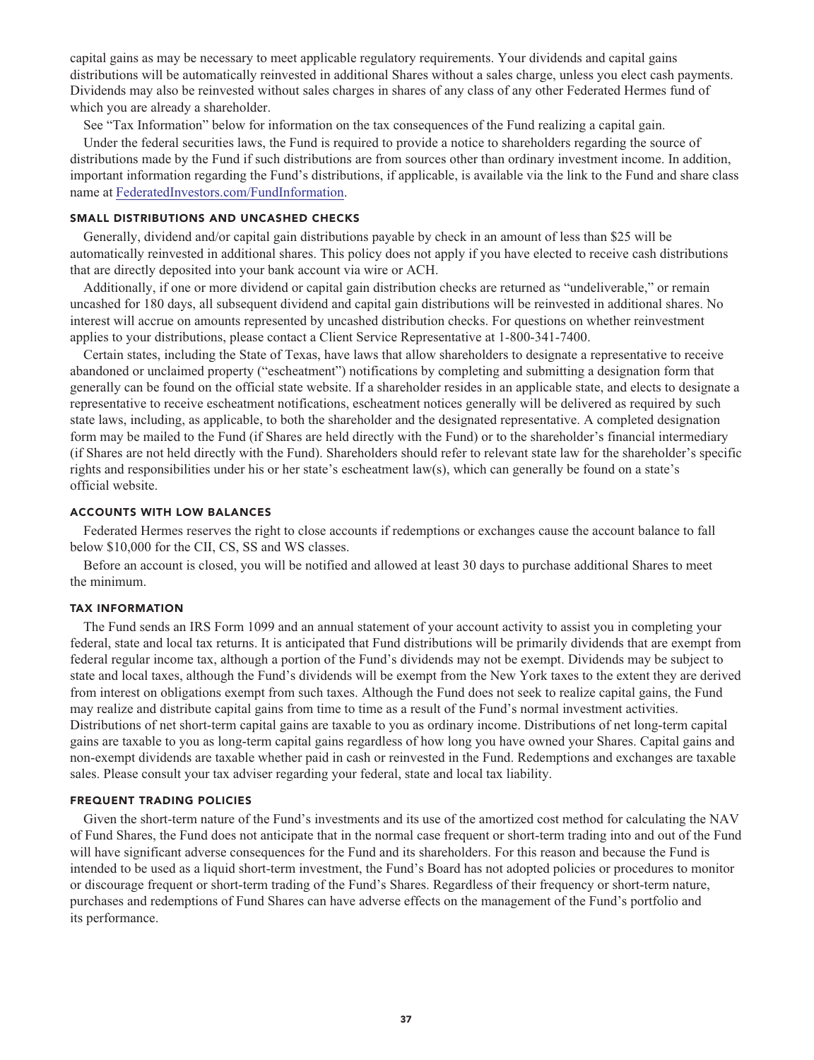capital gains as may be necessary to meet applicable regulatory requirements. Your dividends and capital gains distributions will be automatically reinvested in additional Shares without a sales charge, unless you elect cash payments. Dividends may also be reinvested without sales charges in shares of any class of any other Federated Hermes fund of which you are already a shareholder.

See "Tax Information" below for information on the tax consequences of the Fund realizing a capital gain.

Under the federal securities laws, the Fund is required to provide a notice to shareholders regarding the source of distributions made by the Fund if such distributions are from sources other than ordinary investment income. In addition, important information regarding the Fund's distributions, if applicable, is available via the link to the Fund and share class name at FederatedInvestors.com/FundInformation.

### SMALL DISTRIBUTIONS AND UNCASHED CHECKS

Generally, dividend and/or capital gain distributions payable by check in an amount of less than $25 will be automatically reinvested in additional shares. This policy does not apply if you have elected to receive cash distributions that are directly deposited into your bank account via wire or ACH.

Additionally, if one or more dividend or capital gain distribution checks are returned as "undeliverable," or remain uncashed for 180 days, all subsequent dividend and capital gain distributions will be reinvested in additional shares. No interest will accrue on amounts represented by uncashed distribution checks. For questions on whether reinvestment applies to your distributions, please contact a Client Service Representative at 1-800-341-7400.

Certain states, including the State of Texas, have laws that allow shareholders to designate a representative to receive abandoned or unclaimed property ("escheatment") notifications by completing and submitting a designation form that generally can be found on the official state website. If a shareholder resides in an applicable state, and elects to designate a representative to receive escheatment notifications, escheatment notices generally will be delivered as required by such state laws, including, as applicable, to both the shareholder and the designated representative. A completed designation form may be mailed to the Fund (if Shares are held directly with the Fund) or to the shareholder's financial intermediary (if Shares are not held directly with the Fund). Shareholders should refer to relevant state law for the shareholder's specific rights and responsibilities under his or her state's escheatment law(s), which can generally be found on a state's official website.

### ACCOUNTS WITH LOW BALANCES

Federated Hermes reserves the right to close accounts if redemptions or exchanges cause the account balance to fall below $10,000 for the CII, CS, SS and WS classes.

Before an account is closed, you will be notified and allowed at least 30 days to purchase additional Shares to meet the minimum.

### TAX INFORMATION

The Fund sends an IRS Form 1099 and an annual statement of your account activity to assist you in completing your federal, state and local tax returns. It is anticipated that Fund distributions will be primarily dividends that are exempt from federal regular income tax, although a portion of the Fund's dividends may not be exempt. Dividends may be subject to state and local taxes, although the Fund's dividends will be exempt from the New York taxes to the extent they are derived from interest on obligations exempt from such taxes. Although the Fund does not seek to realize capital gains, the Fund may realize and distribute capital gains from time to time as a result of the Fund's normal investment activities. Distributions of net short-term capital gains are taxable to you as ordinary income. Distributions of net long-term capital gains are taxable to you as long-term capital gains regardless of how long you have owned your Shares. Capital gains and non-exempt dividends are taxable whether paid in cash or reinvested in the Fund. Redemptions and exchanges are taxable sales. Please consult your tax adviser regarding your federal, state and local tax liability.

### FREQUENT TRADING POLICIES

Given the short-term nature of the Fund's investments and its use of the amortized cost method for calculating the NAV of Fund Shares, the Fund does not anticipate that in the normal case frequent or short-term trading into and out of the Fund will have significant adverse consequences for the Fund and its shareholders. For this reason and because the Fund is intended to be used as a liquid short-term investment, the Fund's Board has not adopted policies or procedures to monitor or discourage frequent or short-term trading of the Fund's Shares. Regardless of their frequency or short-term nature, purchases and redemptions of Fund Shares can have adverse effects on the management of the Fund's portfolio and its performance.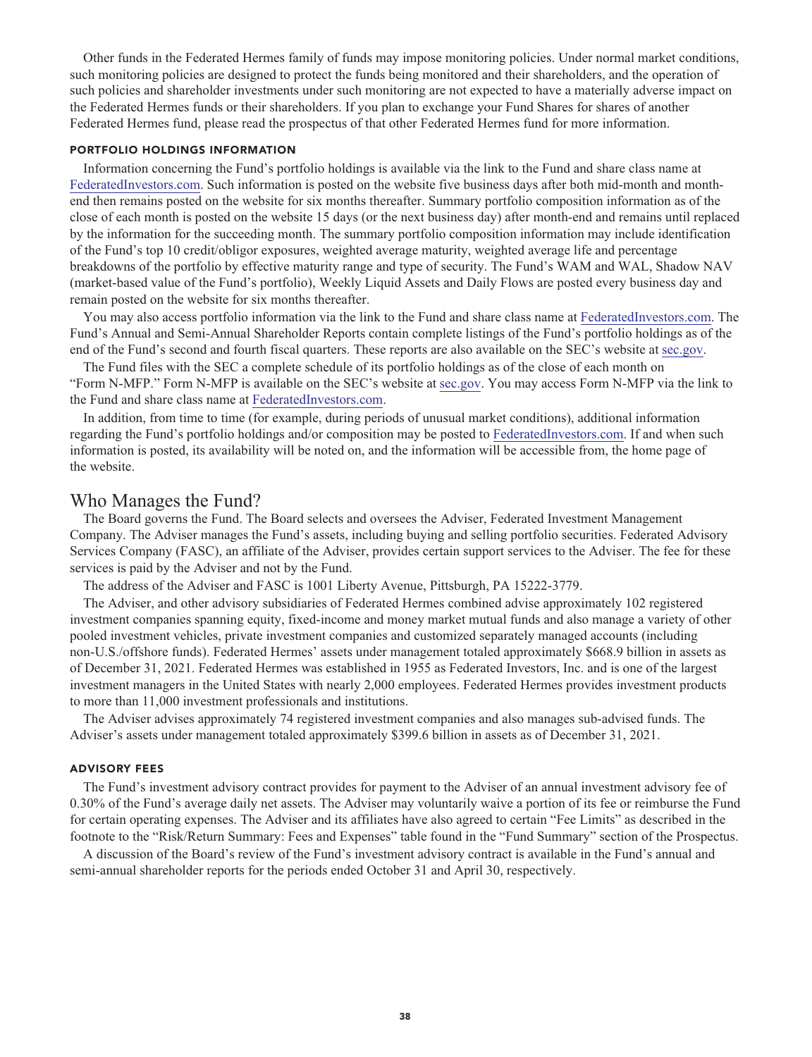Other funds in the Federated Hermes family of funds may impose monitoring policies. Under normal market conditions, such monitoring policies are designed to protect the funds being monitored and their shareholders, and the operation of such policies and shareholder investments under such monitoring are not expected to have a materially adverse impact on the Federated Hermes funds or their shareholders. If you plan to exchange your Fund Shares for shares of another Federated Hermes fund, please read the prospectus of that other Federated Hermes fund for more information.

### PORTFOLIO HOLDINGS INFORMATION

Information concerning the Fund's portfolio holdings is available via the link to the Fund and share class name at FederatedInvestors.com. Such information is posted on the website five business days after both mid-month and month-end then remains posted on the website for six months thereafter. Summary portfolio composition information as of the close of each month is posted on the website 15 days (or the next business day) after month-end and remains until replaced by the information for the succeeding month. The summary portfolio composition information may include identification of the Fund's top 10 credit/obligor exposures, weighted average maturity, weighted average life and percentage breakdowns of the portfolio by effective maturity range and type of security. The Fund's WAM and WAL, Shadow NAV (market-based value of the Fund's portfolio), Weekly Liquid Assets and Daily Flows are posted every business day and remain posted on the website for six months thereafter.

You may also access portfolio information via the link to the Fund and share class name at FederatedInvestors.com. The Fund's Annual and Semi-Annual Shareholder Reports contain complete listings of the Fund's portfolio holdings as of the end of the Fund's second and fourth fiscal quarters. These reports are also available on the SEC's website at sec.gov.

The Fund files with the SEC a complete schedule of its portfolio holdings as of the close of each month on "Form N-MFP." Form N-MFP is available on the SEC's website at sec.gov. You may access Form N-MFP via the link to the Fund and share class name at FederatedInvestors.com.

In addition, from time to time (for example, during periods of unusual market conditions), additional information regarding the Fund's portfolio holdings and/or composition may be posted to FederatedInvestors.com. If and when such information is posted, its availability will be noted on, and the information will be accessible from, the home page of the website.

## Who Manages the Fund?

The Board governs the Fund. The Board selects and oversees the Adviser, Federated Investment Management Company. The Adviser manages the Fund's assets, including buying and selling portfolio securities. Federated Advisory Services Company (FASC), an affiliate of the Adviser, provides certain support services to the Adviser. The fee for these services is paid by the Adviser and not by the Fund.

The address of the Adviser and FASC is 1001 Liberty Avenue, Pittsburgh, PA 15222-3779.

The Adviser, and other advisory subsidiaries of Federated Hermes combined advise approximately 102 registered investment companies spanning equity, fixed-income and money market mutual funds and also manage a variety of other pooled investment vehicles, private investment companies and customized separately managed accounts (including non-U.S./offshore funds). Federated Hermes' assets under management totaled approximately $668.9 billion in assets as of December 31, 2021. Federated Hermes was established in 1955 as Federated Investors, Inc. and is one of the largest investment managers in the United States with nearly 2,000 employees. Federated Hermes provides investment products to more than 11,000 investment professionals and institutions.

The Adviser advises approximately 74 registered investment companies and also manages sub-advised funds. The Adviser's assets under management totaled approximately $399.6 billion in assets as of December 31, 2021.

### ADVISORY FEES

The Fund's investment advisory contract provides for payment to the Adviser of an annual investment advisory fee of 0.30% of the Fund's average daily net assets. The Adviser may voluntarily waive a portion of its fee or reimburse the Fund for certain operating expenses. The Adviser and its affiliates have also agreed to certain "Fee Limits" as described in the footnote to the "Risk/Return Summary: Fees and Expenses" table found in the "Fund Summary" section of the Prospectus.

A discussion of the Board's review of the Fund's investment advisory contract is available in the Fund's annual and semi-annual shareholder reports for the periods ended October 31 and April 30, respectively.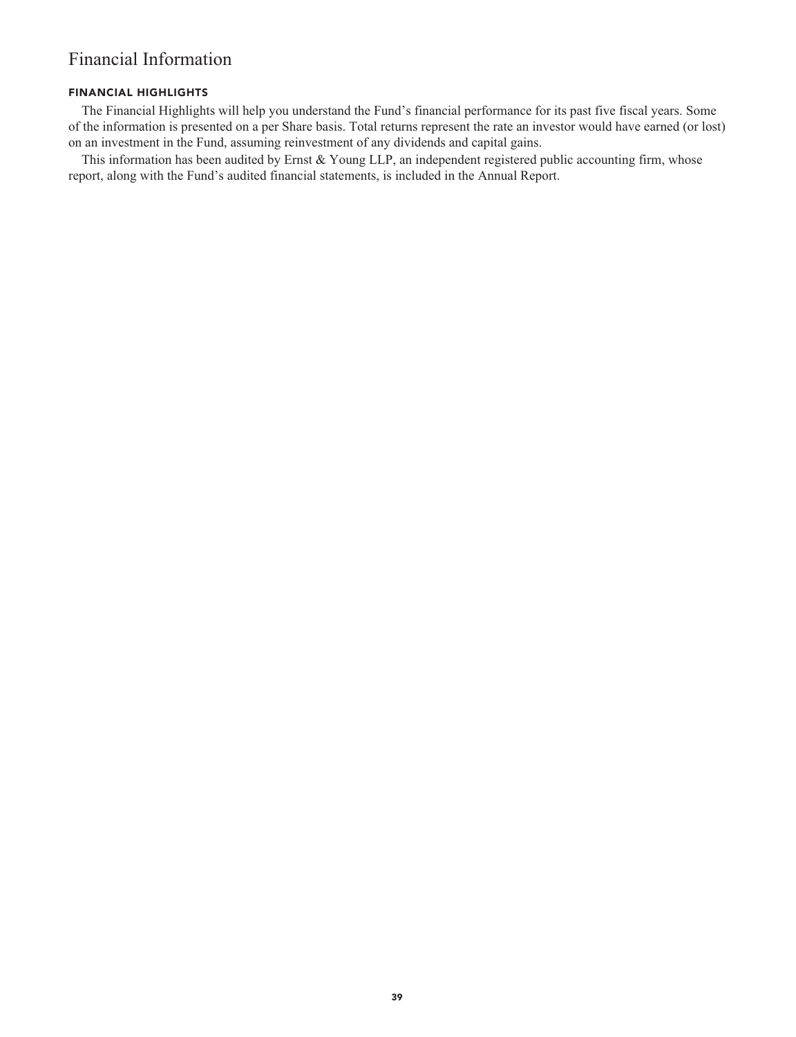# Financial Information

### FINANCIAL HIGHLIGHTS

The Financial Highlights will help you understand the Fund's financial performance for its past five fiscal years. Some of the information is presented on a per Share basis. Total returns represent the rate an investor would have earned (or lost) on an investment in the Fund, assuming reinvestment of any dividends and capital gains.

This information has been audited by Ernst & Young LLP, an independent registered public accounting firm, whose report, along with the Fund's audited financial statements, is included in the Annual Report.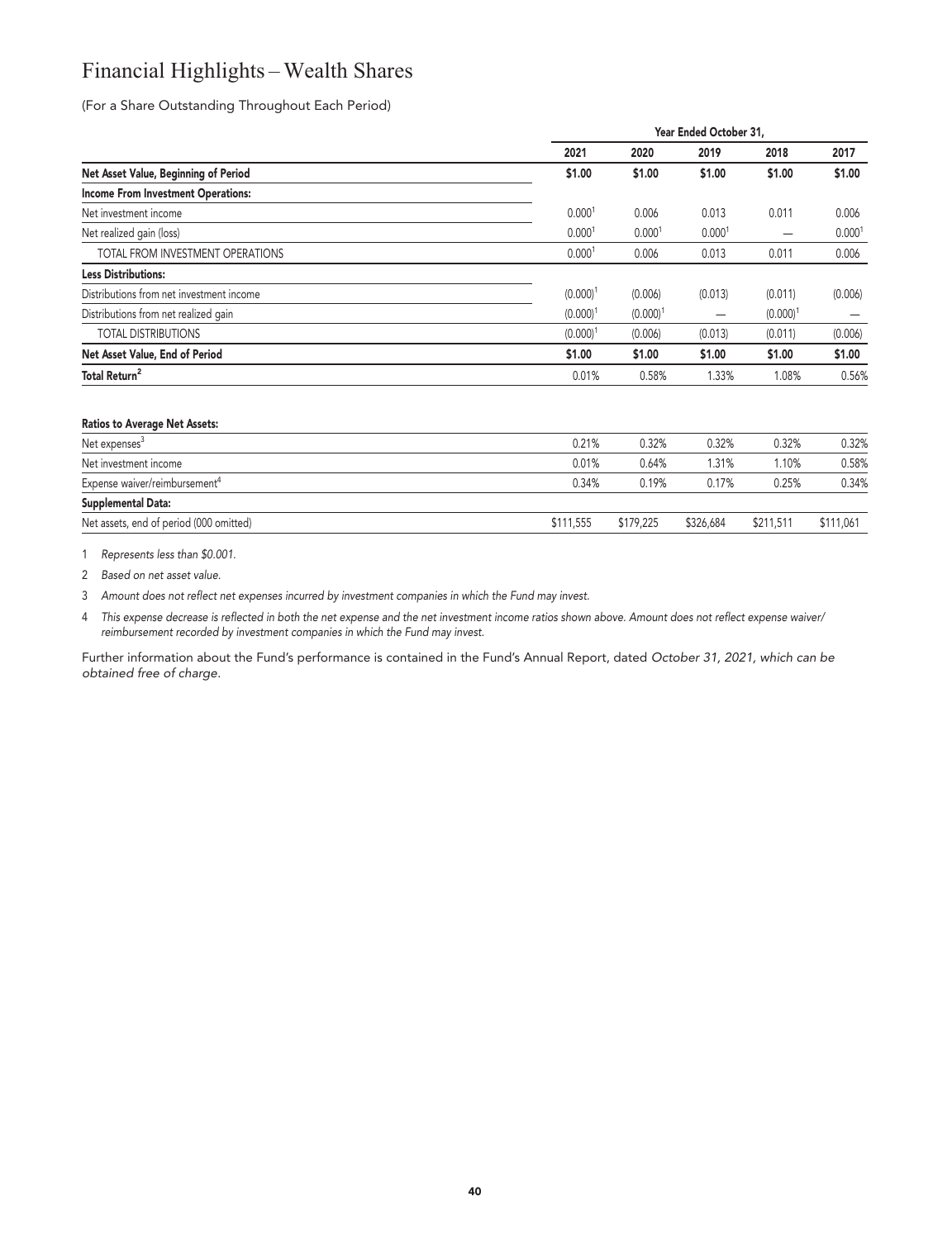# Financial Highlights – Wealth Shares

(For a Share Outstanding Throughout Each Period)

| | Year Ended October 31, | | | | |
|---|---|---|---|---|---|
| | 2021 | 2020 | 2019 | 2018 | 2017 |
| **Net Asset Value, Beginning of Period** | **$1.00** | **$1.00** | **$1.00** | **$1.00** | **$1.00** |
| **Income From Investment Operations:** | | | | | |
| Net investment income | 0.000[1] | 0.006 | 0.013 | 0.011 | 0.006 |
| Net realized gain (loss) | 0.000[1] | 0.000[1] | 0.000[1] | — | 0.000[1] |
| TOTAL FROM INVESTMENT OPERATIONS | 0.000[1] | 0.006 | 0.013 | 0.011 | 0.006 |
| **Less Distributions:** | | | | | |
| Distributions from net investment income | (0.000)[1] | (0.006) | (0.013) | (0.011) | (0.006) |
| Distributions from net realized gain | (0.000)[1] | (0.000)[1] | — | (0.000)[1] | — |
| TOTAL DISTRIBUTIONS | (0.000)[1] | (0.006) | (0.013) | (0.011) | (0.006) |
| **Net Asset Value, End of Period** | **$1.00** | **$1.00** | **$1.00** | **$1.00** | **$1.00** |
| **Total Return[2]** | 0.01% | 0.58% | 1.33% | 1.08% | 0.56% |
| | | | | | |
| **Ratios to Average Net Assets:** | | | | | |
| Net expenses[3] | 0.21% | 0.32% | 0.32% | 0.32% | 0.32% |
| Net investment income | 0.01% | 0.64% | 1.31% | 1.10% | 0.58% |
| Expense waiver/reimbursement[4] | 0.34% | 0.19% | 0.17% | 0.25% | 0.34% |
| **Supplemental Data:** | | | | | |
| Net assets, end of period (000 omitted) | $111,555 | $179,225 | $326,684 | $211,511 | $111,061 |

1 *Represents less than $0.001.*

2 *Based on net asset value.*

3 *Amount does not reflect net expenses incurred by investment companies in which the Fund may invest.*

4 *This expense decrease is reflected in both the net expense and the net investment income ratios shown above. Amount does not reflect expense waiver/reimbursement recorded by investment companies in which the Fund may invest.*

Further information about the Fund's performance is contained in the Fund's Annual Report, dated *October 31, 2021, which can be obtained free of charge.*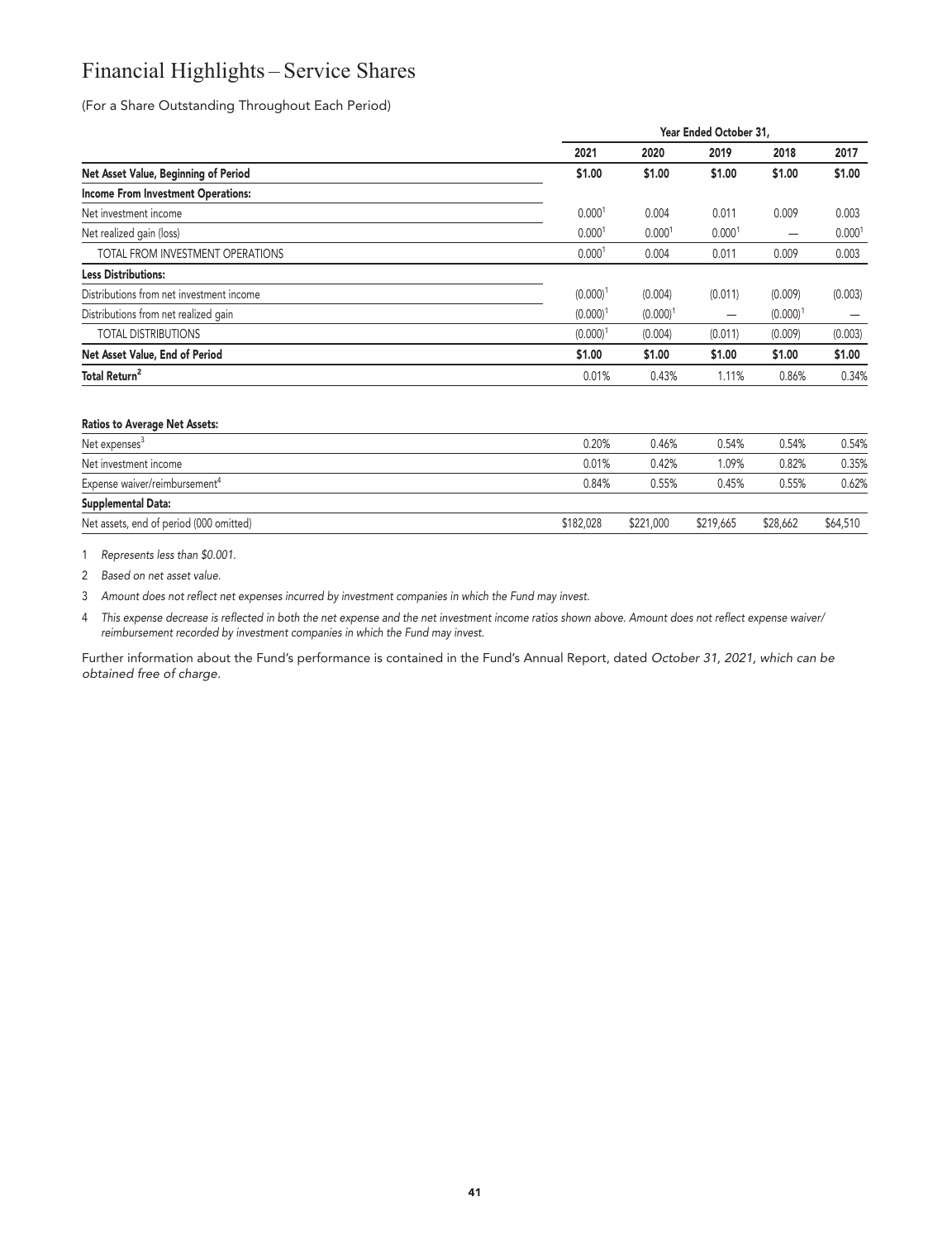# Financial Highlights – Service Shares

(For a Share Outstanding Throughout Each Period)

| | Year Ended October 31, | | | | |
|---|---|---|---|---|---|
| | 2021 | 2020 | 2019 | 2018 | 2017 |
| **Net Asset Value, Beginning of Period** | **\$1.00** | **\$1.00** | **\$1.00** | **\$1.00** | **\$1.00** |
| **Income From Investment Operations:** | | | | | |
| Net investment income | 0.000[1] | 0.004 | 0.011 | 0.009 | 0.003 |
| Net realized gain (loss) | 0.000[1] | 0.000[1] | 0.000[1] | — | 0.000[1] |
| TOTAL FROM INVESTMENT OPERATIONS | 0.000[1] | 0.004 | 0.011 | 0.009 | 0.003 |
| **Less Distributions:** | | | | | |
| Distributions from net investment income | (0.000)[1] | (0.004) | (0.011) | (0.009) | (0.003) |
| Distributions from net realized gain | (0.000)[1] | (0.000)[1] | — | (0.000)[1] | — |
| TOTAL DISTRIBUTIONS | (0.000)[1] | (0.004) | (0.011) | (0.009) | (0.003) |
| **Net Asset Value, End of Period** | **\$1.00** | **\$1.00** | **\$1.00** | **\$1.00** | **\$1.00** |
| **Total Return[2]** | 0.01% | 0.43% | 1.11% | 0.86% | 0.34% |
| | | | | | |
| **Ratios to Average Net Assets:** | | | | | |
| Net expenses[3] | 0.20% | 0.46% | 0.54% | 0.54% | 0.54% |
| Net investment income | 0.01% | 0.42% | 1.09% | 0.82% | 0.35% |
| Expense waiver/reimbursement[4] | 0.84% | 0.55% | 0.45% | 0.55% | 0.62% |
| **Supplemental Data:** | | | | | |
| Net assets, end of period (000 omitted) | \$182,028 | \$221,000 | \$219,665 | \$28,662 | \$64,510 |

1 *Represents less than \$0.001.*

2 *Based on net asset value.*

3 *Amount does not reflect net expenses incurred by investment companies in which the Fund may invest.*

4 *This expense decrease is reflected in both the net expense and the net investment income ratios shown above. Amount does not reflect expense waiver/reimbursement recorded by investment companies in which the Fund may invest.*

Further information about the Fund's performance is contained in the Fund's Annual Report, dated *October 31, 2021, which can be obtained free of charge.*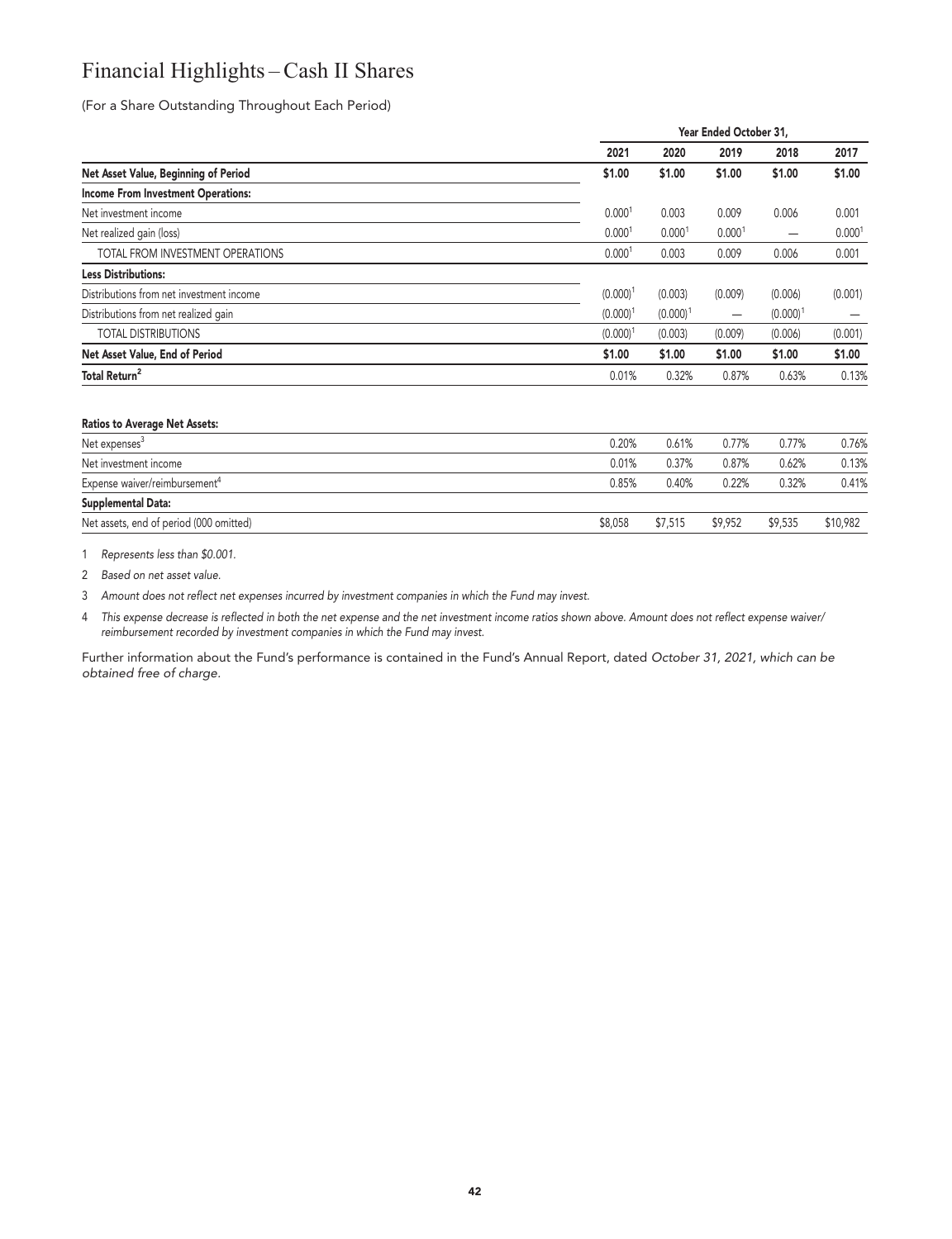# Financial Highlights – Cash II Shares

(For a Share Outstanding Throughout Each Period)

| | Year Ended October 31, | | | | |
|---|---|---|---|---|---|
| | 2021 | 2020 | 2019 | 2018 | 2017 |
| **Net Asset Value, Beginning of Period** | **$1.00** | **$1.00** | **$1.00** | **$1.00** | **$1.00** |
| **Income From Investment Operations:** | | | | | |
| Net investment income | 0.000[1] | 0.003 | 0.009 | 0.006 | 0.001 |
| Net realized gain (loss) | 0.000[1] | 0.000[1] | 0.000[1] | — | 0.000[1] |
| TOTAL FROM INVESTMENT OPERATIONS | 0.000[1] | 0.003 | 0.009 | 0.006 | 0.001 |
| **Less Distributions:** | | | | | |
| Distributions from net investment income | (0.000)[1] | (0.003) | (0.009) | (0.006) | (0.001) |
| Distributions from net realized gain | (0.000)[1] | (0.000)[1] | — | (0.000)[1] | — |
| TOTAL DISTRIBUTIONS | (0.000)[1] | (0.003) | (0.009) | (0.006) | (0.001) |
| **Net Asset Value, End of Period** | **$1.00** | **$1.00** | **$1.00** | **$1.00** | **$1.00** |
| **Total Return[2]** | 0.01% | 0.32% | 0.87% | 0.63% | 0.13% |
| | | | | | |
| **Ratios to Average Net Assets:** | | | | | |
| Net expenses[3] | 0.20% | 0.61% | 0.77% | 0.77% | 0.76% |
| Net investment income | 0.01% | 0.37% | 0.87% | 0.62% | 0.13% |
| Expense waiver/reimbursement[4] | 0.85% | 0.40% | 0.22% | 0.32% | 0.41% |
| **Supplemental Data:** | | | | | |
| Net assets, end of period (000 omitted) | $8,058 | $7,515 | $9,952 | $9,535 | $10,982 |

1 *Represents less than $0.001.*

2 *Based on net asset value.*

3 *Amount does not reflect net expenses incurred by investment companies in which the Fund may invest.*

4 *This expense decrease is reflected in both the net expense and the net investment income ratios shown above. Amount does not reflect expense waiver/reimbursement recorded by investment companies in which the Fund may invest.*

Further information about the Fund's performance is contained in the Fund's Annual Report, dated *October 31, 2021, which can be obtained free of charge.*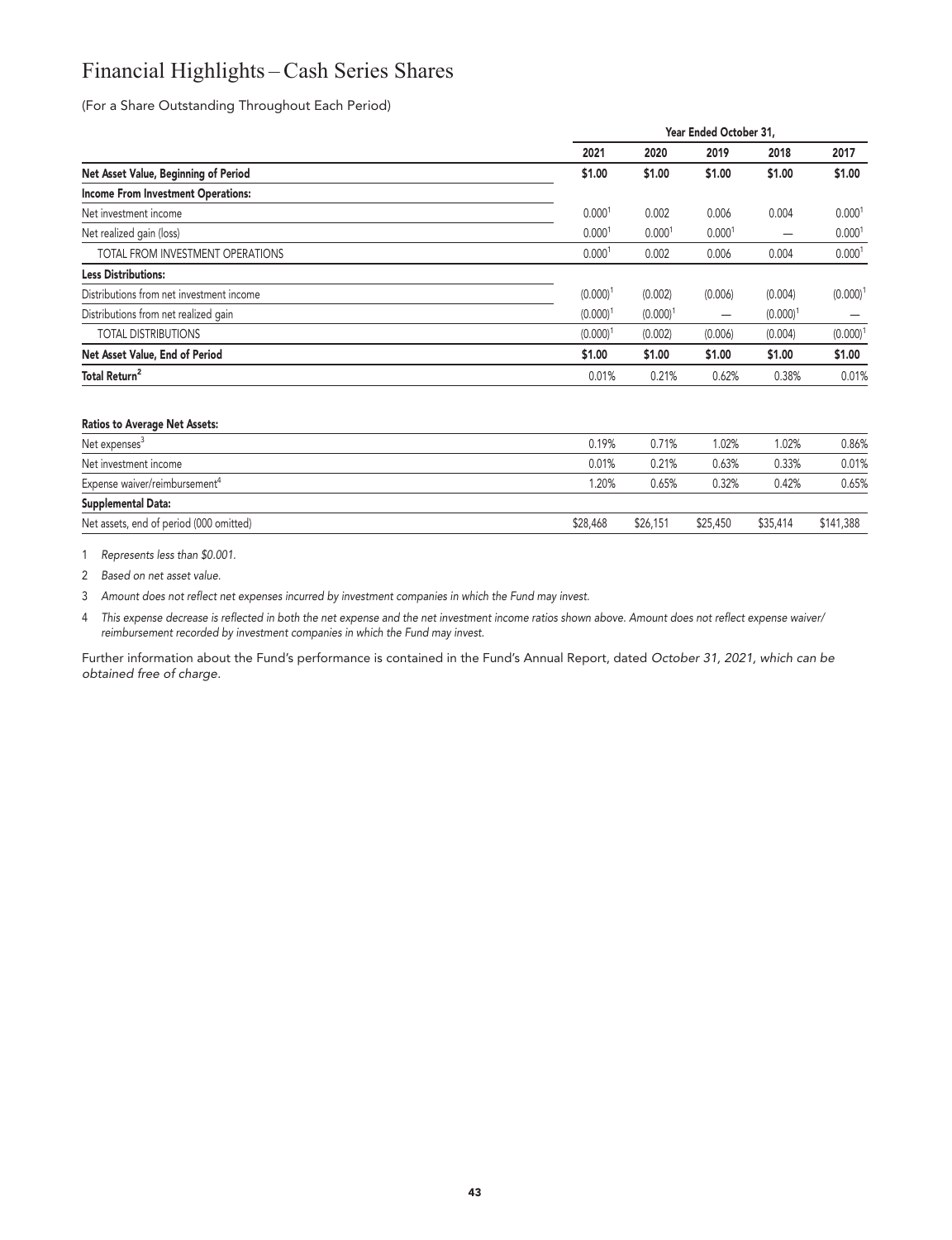# Financial Highlights – Cash Series Shares

(For a Share Outstanding Throughout Each Period)

| | Year Ended October 31, | | | | |
|---|---|---|---|---|---|
| | 2021 | 2020 | 2019 | 2018 | 2017 |
| **Net Asset Value, Beginning of Period** | **$1.00** | **$1.00** | **$1.00** | **$1.00** | **$1.00** |
| **Income From Investment Operations:** | | | | | |
| Net investment income | 0.000[1] | 0.002 | 0.006 | 0.004 | 0.000[1] |
| Net realized gain (loss) | 0.000[1] | 0.000[1] | 0.000[1] | — | 0.000[1] |
| TOTAL FROM INVESTMENT OPERATIONS | 0.000[1] | 0.002 | 0.006 | 0.004 | 0.000[1] |
| **Less Distributions:** | | | | | |
| Distributions from net investment income | (0.000)[1] | (0.002) | (0.006) | (0.004) | (0.000)[1] |
| Distributions from net realized gain | (0.000)[1] | (0.000)[1] | — | (0.000)[1] | — |
| TOTAL DISTRIBUTIONS | (0.000)[1] | (0.002) | (0.006) | (0.004) | (0.000)[1] |
| **Net Asset Value, End of Period** | **$1.00** | **$1.00** | **$1.00** | **$1.00** | **$1.00** |
| **Total Return[2]** | 0.01% | 0.21% | 0.62% | 0.38% | 0.01% |

| | 2021 | 2020 | 2019 | 2018 | 2017 |
|---|---|---|---|---|---|
| **Ratios to Average Net Assets:** | | | | | |
| Net expenses[3] | 0.19% | 0.71% | 1.02% | 1.02% | 0.86% |
| Net investment income | 0.01% | 0.21% | 0.63% | 0.33% | 0.01% |
| Expense waiver/reimbursement[4] | 1.20% | 0.65% | 0.32% | 0.42% | 0.65% |
| **Supplemental Data:** | | | | | |
| Net assets, end of period (000 omitted) | $28,468 | $26,151 | $25,450 | $35,414 | $141,388 |

1 *Represents less than $0.001.*

2 *Based on net asset value.*

3 *Amount does not reflect net expenses incurred by investment companies in which the Fund may invest.*

4 *This expense decrease is reflected in both the net expense and the net investment income ratios shown above. Amount does not reflect expense waiver/reimbursement recorded by investment companies in which the Fund may invest.*

Further information about the Fund's performance is contained in the Fund's Annual Report, dated *October 31, 2021, which can be obtained free of charge.*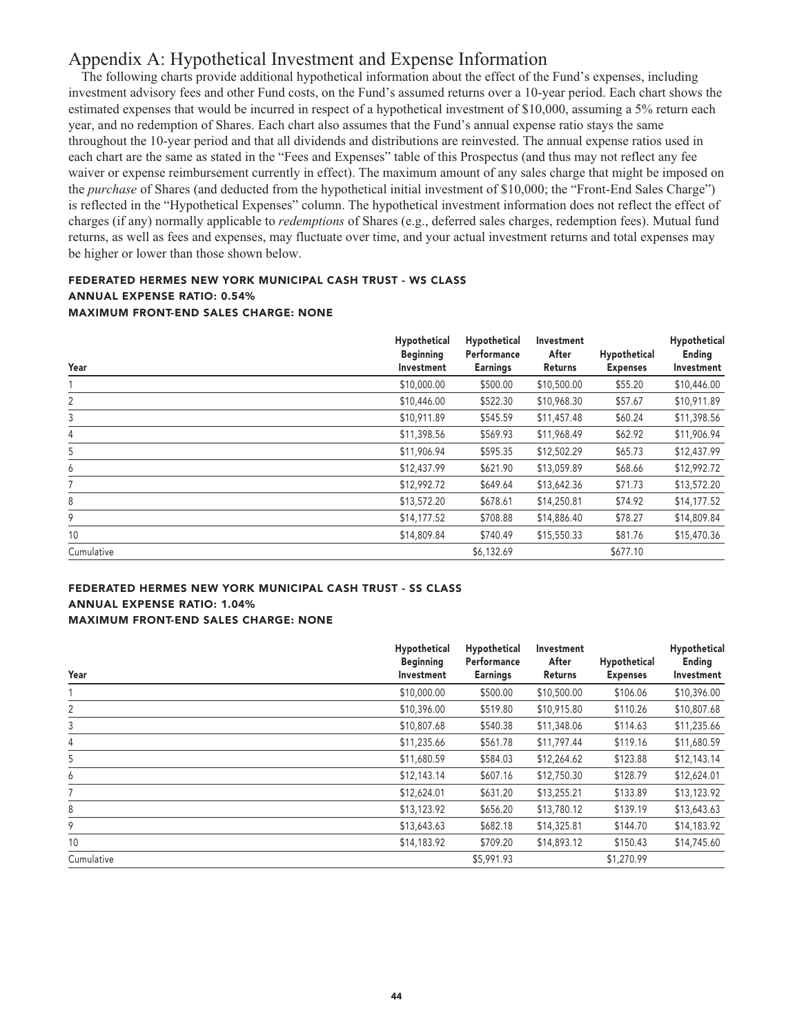# Appendix A: Hypothetical Investment and Expense Information

The following charts provide additional hypothetical information about the effect of the Fund's expenses, including investment advisory fees and other Fund costs, on the Fund's assumed returns over a 10-year period. Each chart shows the estimated expenses that would be incurred in respect of a hypothetical investment of $10,000, assuming a 5% return each year, and no redemption of Shares. Each chart also assumes that the Fund's annual expense ratio stays the same throughout the 10-year period and that all dividends and distributions are reinvested. The annual expense ratios used in each chart are the same as stated in the "Fees and Expenses" table of this Prospectus (and thus may not reflect any fee waiver or expense reimbursement currently in effect). The maximum amount of any sales charge that might be imposed on the *purchase* of Shares (and deducted from the hypothetical initial investment of $10,000; the "Front-End Sales Charge") is reflected in the "Hypothetical Expenses" column. The hypothetical investment information does not reflect the effect of charges (if any) normally applicable to *redemptions* of Shares (e.g., deferred sales charges, redemption fees). Mutual fund returns, as well as fees and expenses, may fluctuate over time, and your actual investment returns and total expenses may be higher or lower than those shown below.

**FEDERATED HERMES NEW YORK MUNICIPAL CASH TRUST - WS CLASS**
**ANNUAL EXPENSE RATIO: 0.54%**
**MAXIMUM FRONT-END SALES CHARGE: NONE**

| Year | Hypothetical Beginning Investment | Hypothetical Performance Earnings | Investment After Returns | Hypothetical Expenses | Hypothetical Ending Investment |
|---|---|---|---|---|---|
| 1 | $10,000.00 | $500.00 | $10,500.00 | $55.20 | $10,446.00 |
| 2 | $10,446.00 | $522.30 | $10,968.30 | $57.67 | $10,911.89 |
| 3 | $10,911.89 | $545.59 | $11,457.48 | $60.24 | $11,398.56 |
| 4 | $11,398.56 | $569.93 | $11,968.49 | $62.92 | $11,906.94 |
| 5 | $11,906.94 | $595.35 | $12,502.29 | $65.73 | $12,437.99 |
| 6 | $12,437.99 | $621.90 | $13,059.89 | $68.66 | $12,992.72 |
| 7 | $12,992.72 | $649.64 | $13,642.36 | $71.73 | $13,572.20 |
| 8 | $13,572.20 | $678.61 | $14,250.81 | $74.92 | $14,177.52 |
| 9 | $14,177.52 | $708.88 | $14,886.40 | $78.27 | $14,809.84 |
| 10 | $14,809.84 | $740.49 | $15,550.33 | $81.76 | $15,470.36 |
| Cumulative | | $6,132.69 | | $677.10 | |

**FEDERATED HERMES NEW YORK MUNICIPAL CASH TRUST - SS CLASS**
**ANNUAL EXPENSE RATIO: 1.04%**
**MAXIMUM FRONT-END SALES CHARGE: NONE**

| Year | Hypothetical Beginning Investment | Hypothetical Performance Earnings | Investment After Returns | Hypothetical Expenses | Hypothetical Ending Investment |
|---|---|---|---|---|---|
| 1 | $10,000.00 | $500.00 | $10,500.00 | $106.06 | $10,396.00 |
| 2 | $10,396.00 | $519.80 | $10,915.80 | $110.26 | $10,807.68 |
| 3 | $10,807.68 | $540.38 | $11,348.06 | $114.63 | $11,235.66 |
| 4 | $11,235.66 | $561.78 | $11,797.44 | $119.16 | $11,680.59 |
| 5 | $11,680.59 | $584.03 | $12,264.62 | $123.88 | $12,143.14 |
| 6 | $12,143.14 | $607.16 | $12,750.30 | $128.79 | $12,624.01 |
| 7 | $12,624.01 | $631.20 | $13,255.21 | $133.89 | $13,123.92 |
| 8 | $13,123.92 | $656.20 | $13,780.12 | $139.19 | $13,643.63 |
| 9 | $13,643.63 | $682.18 | $14,325.81 | $144.70 | $14,183.92 |
| 10 | $14,183.92 | $709.20 | $14,893.12 | $150.43 | $14,745.60 |
| Cumulative | | $5,991.93 | | $1,270.99 | |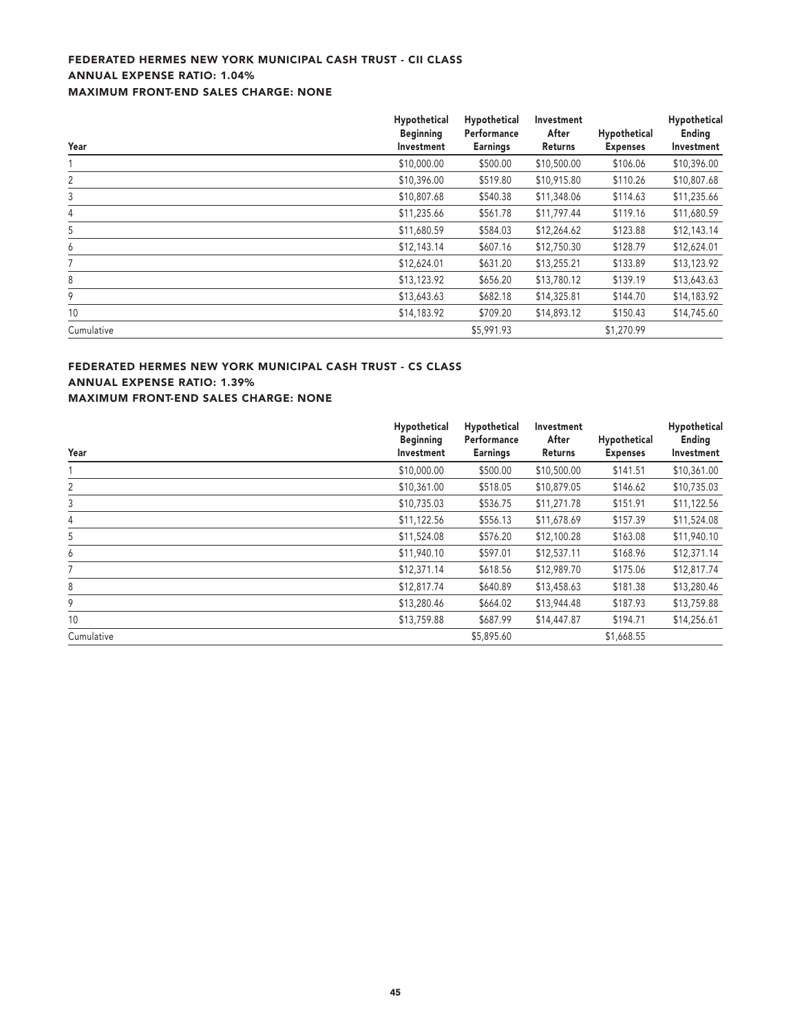**FEDERATED HERMES NEW YORK MUNICIPAL CASH TRUST - CII CLASS**
**ANNUAL EXPENSE RATIO: 1.04%**
**MAXIMUM FRONT-END SALES CHARGE: NONE**

| Year | Hypothetical Beginning Investment | Hypothetical Performance Earnings | Investment After Returns | Hypothetical Expenses | Hypothetical Ending Investment |
|---|---|---|---|---|---|
| 1 | $10,000.00 | $500.00 | $10,500.00 | $106.06 | $10,396.00 |
| 2 | $10,396.00 | $519.80 | $10,915.80 | $110.26 | $10,807.68 |
| 3 | $10,807.68 | $540.38 | $11,348.06 | $114.63 | $11,235.66 |
| 4 | $11,235.66 | $561.78 | $11,797.44 | $119.16 | $11,680.59 |
| 5 | $11,680.59 | $584.03 | $12,264.62 | $123.88 | $12,143.14 |
| 6 | $12,143.14 | $607.16 | $12,750.30 | $128.79 | $12,624.01 |
| 7 | $12,624.01 | $631.20 | $13,255.21 | $133.89 | $13,123.92 |
| 8 | $13,123.92 | $656.20 | $13,780.12 | $139.19 | $13,643.63 |
| 9 | $13,643.63 | $682.18 | $14,325.81 | $144.70 | $14,183.92 |
| 10 | $14,183.92 | $709.20 | $14,893.12 | $150.43 | $14,745.60 |
| Cumulative | | $5,991.93 | | $1,270.99 | |

**FEDERATED HERMES NEW YORK MUNICIPAL CASH TRUST - CS CLASS**
**ANNUAL EXPENSE RATIO: 1.39%**
**MAXIMUM FRONT-END SALES CHARGE: NONE**

| Year | Hypothetical Beginning Investment | Hypothetical Performance Earnings | Investment After Returns | Hypothetical Expenses | Hypothetical Ending Investment |
|---|---|---|---|---|---|
| 1 | $10,000.00 | $500.00 | $10,500.00 | $141.51 | $10,361.00 |
| 2 | $10,361.00 | $518.05 | $10,879.05 | $146.62 | $10,735.03 |
| 3 | $10,735.03 | $536.75 | $11,271.78 | $151.91 | $11,122.56 |
| 4 | $11,122.56 | $556.13 | $11,678.69 | $157.39 | $11,524.08 |
| 5 | $11,524.08 | $576.20 | $12,100.28 | $163.08 | $11,940.10 |
| 6 | $11,940.10 | $597.01 | $12,537.11 | $168.96 | $12,371.14 |
| 7 | $12,371.14 | $618.56 | $12,989.70 | $175.06 | $12,817.74 |
| 8 | $12,817.74 | $640.89 | $13,458.63 | $181.38 | $13,280.46 |
| 9 | $13,280.46 | $664.02 | $13,944.48 | $187.93 | $13,759.88 |
| 10 | $13,759.88 | $687.99 | $14,447.87 | $194.71 | $14,256.61 |
| Cumulative | | $5,895.60 | | $1,668.55 | |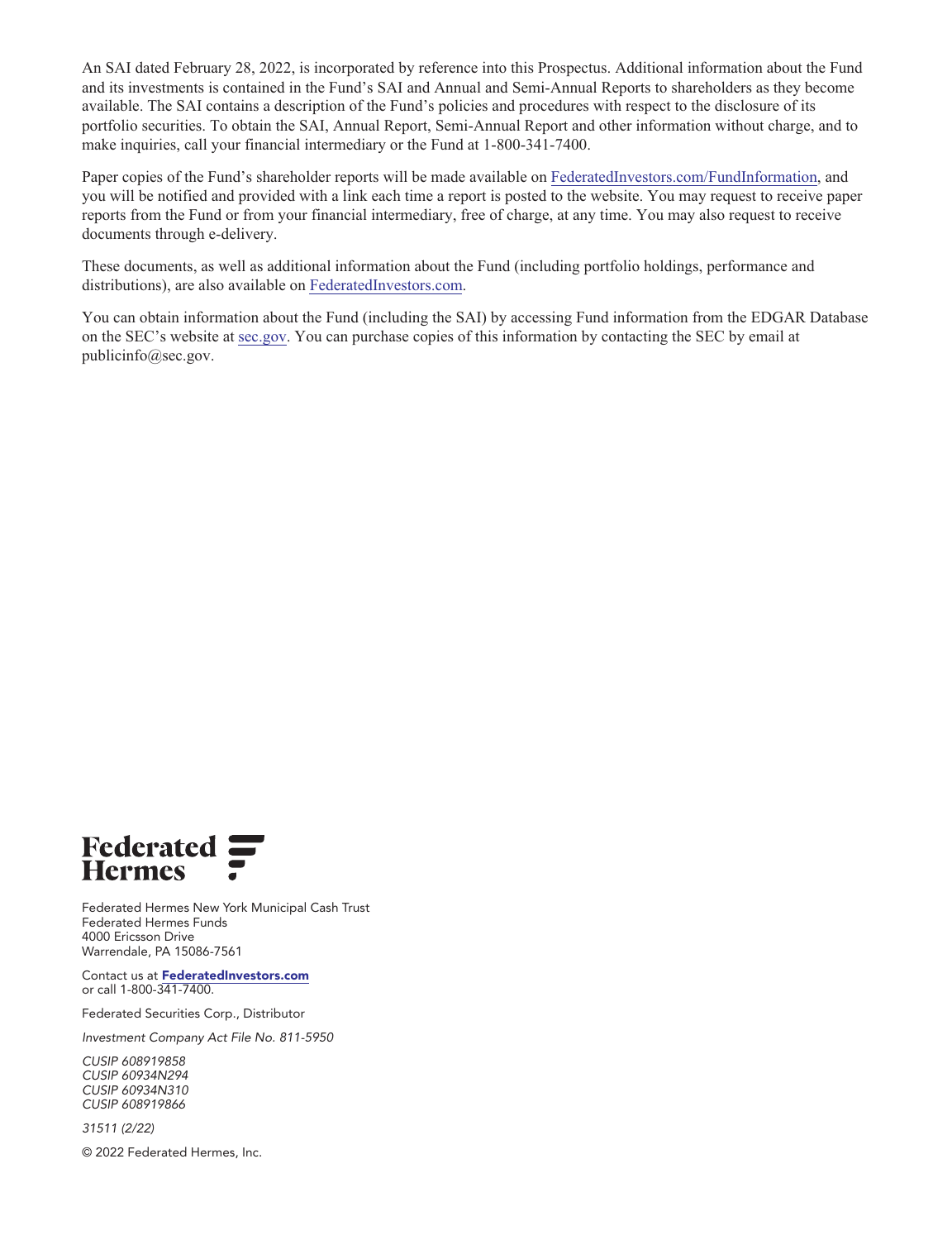An SAI dated February 28, 2022, is incorporated by reference into this Prospectus. Additional information about the Fund and its investments is contained in the Fund's SAI and Annual and Semi-Annual Reports to shareholders as they become available. The SAI contains a description of the Fund's policies and procedures with respect to the disclosure of its portfolio securities. To obtain the SAI, Annual Report, Semi-Annual Report and other information without charge, and to make inquiries, call your financial intermediary or the Fund at 1-800-341-7400.

Paper copies of the Fund's shareholder reports will be made available on FederatedInvestors.com/FundInformation, and you will be notified and provided with a link each time a report is posted to the website. You may request to receive paper reports from the Fund or from your financial intermediary, free of charge, at any time. You may also request to receive documents through e-delivery.

These documents, as well as additional information about the Fund (including portfolio holdings, performance and distributions), are also available on FederatedInvestors.com.

You can obtain information about the Fund (including the SAI) by accessing Fund information from the EDGAR Database on the SEC's website at sec.gov. You can purchase copies of this information by contacting the SEC by email at publicinfo@sec.gov.

**Federated Hermes**

Federated Hermes New York Municipal Cash Trust
Federated Hermes Funds
4000 Ericsson Drive
Warrendale, PA 15086-7561

Contact us at **FederatedInvestors.com**
or call 1-800-341-7400.

Federated Securities Corp., Distributor

*Investment Company Act File No. 811-5950*

*CUSIP 608919858*
*CUSIP 60934N294*
*CUSIP 60934N310*
*CUSIP 608919866*

*31511 (2/22)*

© 2022 Federated Hermes, Inc.